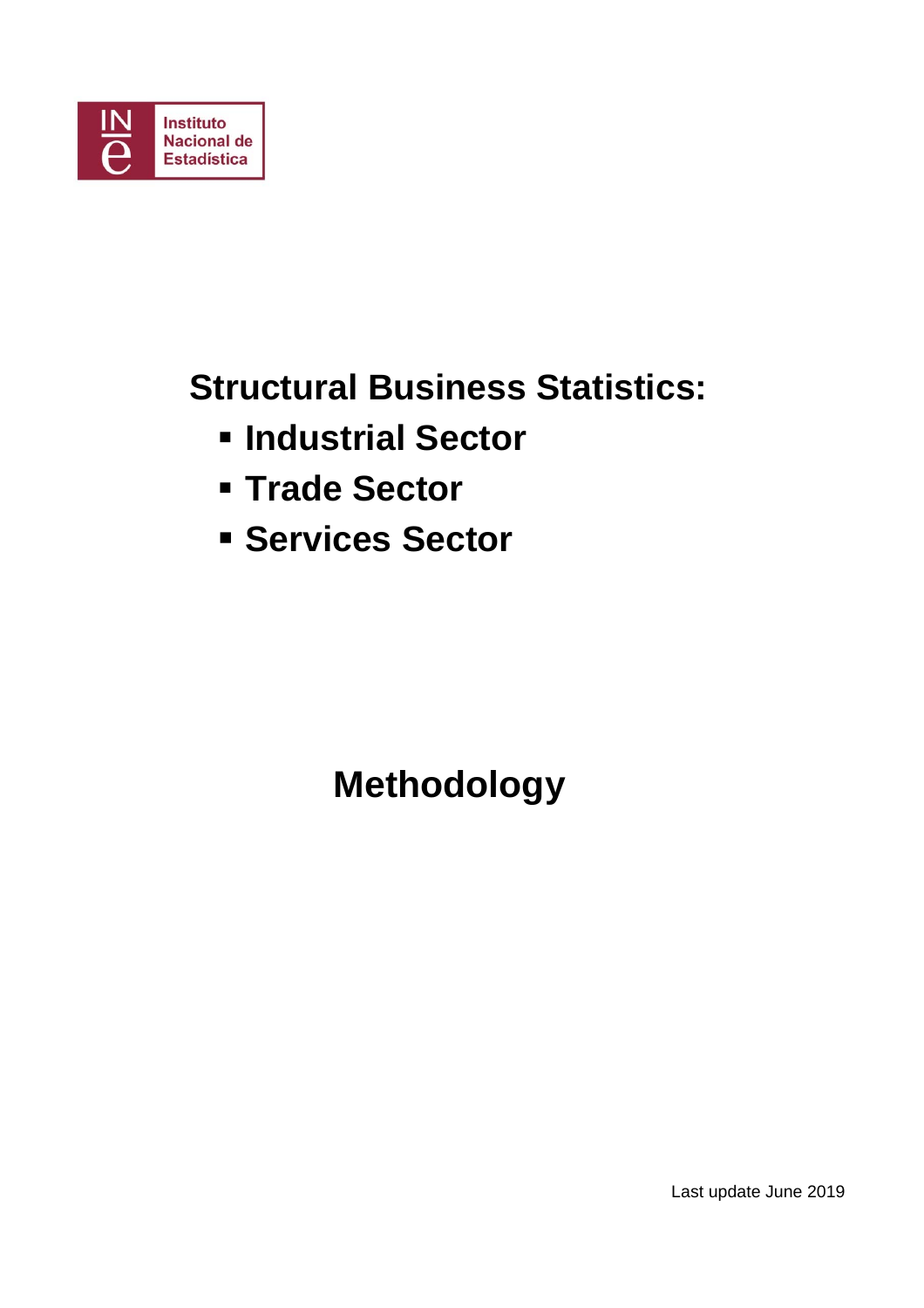Instituto Nacional de Estadística

# Structural Business Statistics:

- **Industrial Sector**
- **Trade Sector**
- **Services Sector**

# Methodology

Last update June 2019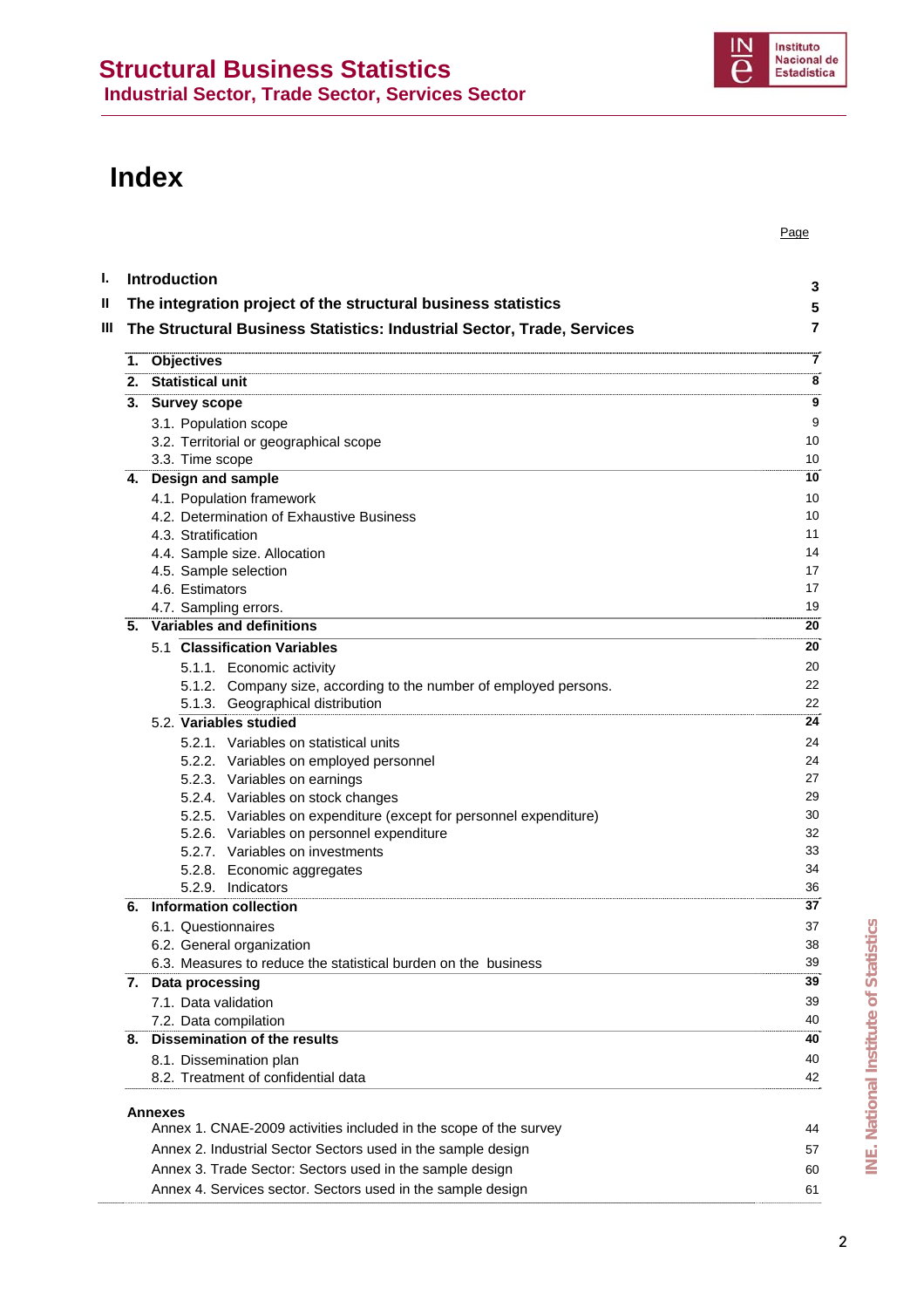# Index

| | | Page |
|---|---|---|
| **I.** | **Introduction** | **3** |
| **II** | **The integration project of the structural business statistics** | **5** |
| **III** | **The Structural Business Statistics: Industrial Sector, Trade, Services** | **7** |
| | **1. Objectives** | **7** |
| | **2. Statistical unit** | **8** |
| | **3. Survey scope** | **9** |
| | 3.1. Population scope | 9 |
| | 3.2. Territorial or geographical scope | 10 |
| | 3.3. Time scope | 10 |
| | **4. Design and sample** | **10** |
| | 4.1. Population framework | 10 |
| | 4.2. Determination of Exhaustive Business | 10 |
| | 4.3. Stratification | 11 |
| | 4.4. Sample size. Allocation | 14 |
| | 4.5. Sample selection | 17 |
| | 4.6. Estimators | 17 |
| | 4.7. Sampling errors. | 19 |
| | **5. Variables and definitions** | **20** |
| | 5.1 **Classification Variables** | **20** |
| | 5.1.1. Economic activity | 20 |
| | 5.1.2. Company size, according to the number of employed persons. | 22 |
| | 5.1.3. Geographical distribution | 22 |
| | 5.2. **Variables studied** | **24** |
| | 5.2.1. Variables on statistical units | 24 |
| | 5.2.2. Variables on employed personnel | 24 |
| | 5.2.3. Variables on earnings | 27 |
| | 5.2.4. Variables on stock changes | 29 |
| | 5.2.5. Variables on expenditure (except for personnel expenditure) | 30 |
| | 5.2.6. Variables on personnel expenditure | 32 |
| | 5.2.7. Variables on investments | 33 |
| | 5.2.8. Economic aggregates | 34 |
| | 5.2.9. Indicators | 36 |
| | **6. Information collection** | **37** |
| | 6.1. Questionnaires | 37 |
| | 6.2. General organization | 38 |
| | 6.3. Measures to reduce the statistical burden on the business | 39 |
| | **7. Data processing** | **39** |
| | 7.1. Data validation | 39 |
| | 7.2. Data compilation | 40 |
| | **8. Dissemination of the results** | **40** |
| | 8.1. Dissemination plan | 40 |
| | 8.2. Treatment of confidential data | 42 |
| | **Annexes** | |
| | Annex 1. CNAE-2009 activities included in the scope of the survey | 44 |
| | Annex 2. Industrial Sector Sectors used in the sample design | 57 |
| | Annex 3. Trade Sector: Sectors used in the sample design | 60 |
| | Annex 4. Services sector. Sectors used in the sample design | 61 |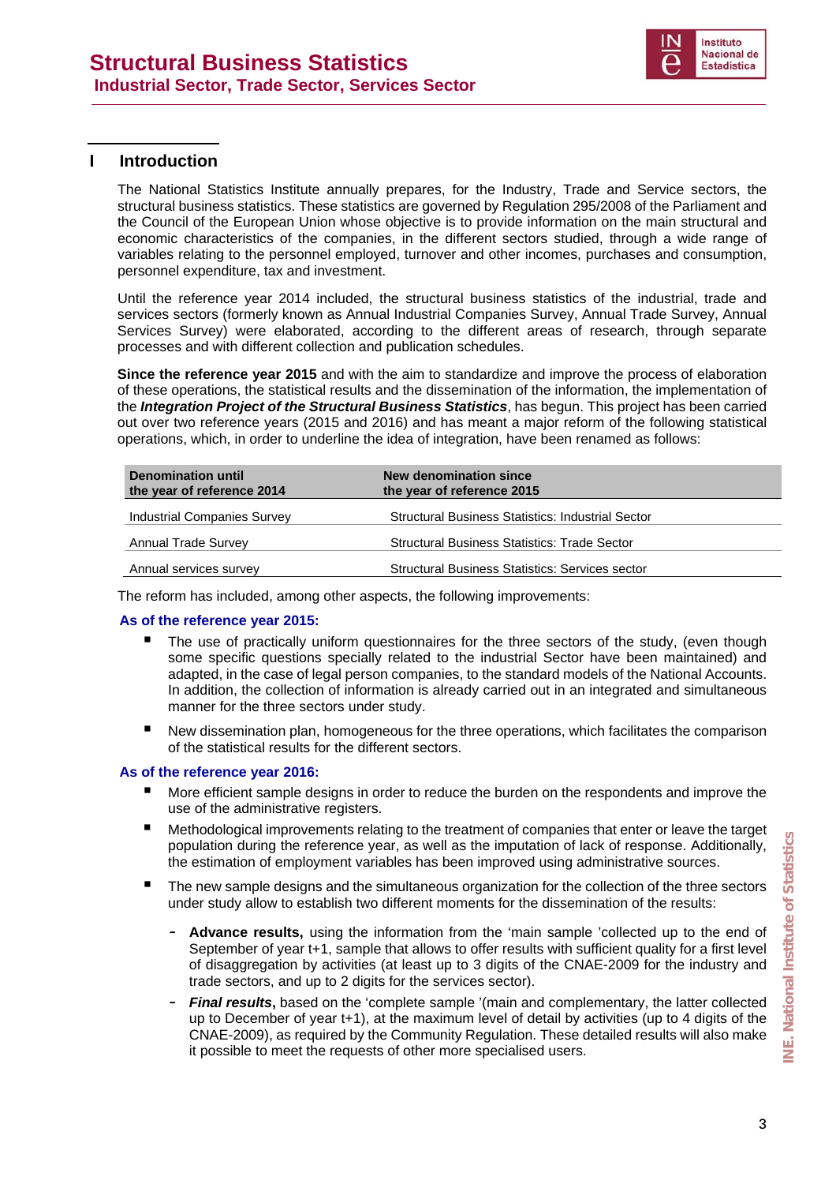# I Introduction

The National Statistics Institute annually prepares, for the Industry, Trade and Service sectors, the structural business statistics. These statistics are governed by Regulation 295/2008 of the Parliament and the Council of the European Union whose objective is to provide information on the main structural and economic characteristics of the companies, in the different sectors studied, through a wide range of variables relating to the personnel employed, turnover and other incomes, purchases and consumption, personnel expenditure, tax and investment.

Until the reference year 2014 included, the structural business statistics of the industrial, trade and services sectors (formerly known as Annual Industrial Companies Survey, Annual Trade Survey, Annual Services Survey) were elaborated, according to the different areas of research, through separate processes and with different collection and publication schedules.

**Since the reference year 2015** and with the aim to standardize and improve the process of elaboration of these operations, the statistical results and the dissemination of the information, the implementation of the ***Integration Project of the Structural Business Statistics***, has begun. This project has been carried out over two reference years (2015 and 2016) and has meant a major reform of the following statistical operations, which, in order to underline the idea of integration, have been renamed as follows:

| Denomination until the year of reference 2014 | New denomination since the year of reference 2015 |
|---|---|
| Industrial Companies Survey | Structural Business Statistics: Industrial Sector |
| Annual Trade Survey | Structural Business Statistics: Trade Sector |
| Annual services survey | Structural Business Statistics: Services sector |

The reform has included, among other aspects, the following improvements:

**As of the reference year 2015:**

- The use of practically uniform questionnaires for the three sectors of the study, (even though some specific questions specially related to the industrial Sector have been maintained) and adapted, in the case of legal person companies, to the standard models of the National Accounts. In addition, the collection of information is already carried out in an integrated and simultaneous manner for the three sectors under study.
- New dissemination plan, homogeneous for the three operations, which facilitates the comparison of the statistical results for the different sectors.

**As of the reference year 2016:**

- More efficient sample designs in order to reduce the burden on the respondents and improve the use of the administrative registers.
- Methodological improvements relating to the treatment of companies that enter or leave the target population during the reference year, as well as the imputation of lack of response. Additionally, the estimation of employment variables has been improved using administrative sources.
- The new sample designs and the simultaneous organization for the collection of the three sectors under study allow to establish two different moments for the dissemination of the results:
  - **Advance results,** using the information from the 'main sample 'collected up to the end of September of year t+1, sample that allows to offer results with sufficient quality for a first level of disaggregation by activities (at least up to 3 digits of the CNAE-2009 for the industry and trade sectors, and up to 2 digits for the services sector).
  - ***Final results*,** based on the 'complete sample '(main and complementary, the latter collected up to December of year t+1), at the maximum level of detail by activities (up to 4 digits of the CNAE-2009), as required by the Community Regulation. These detailed results will also make it possible to meet the requests of other more specialised users.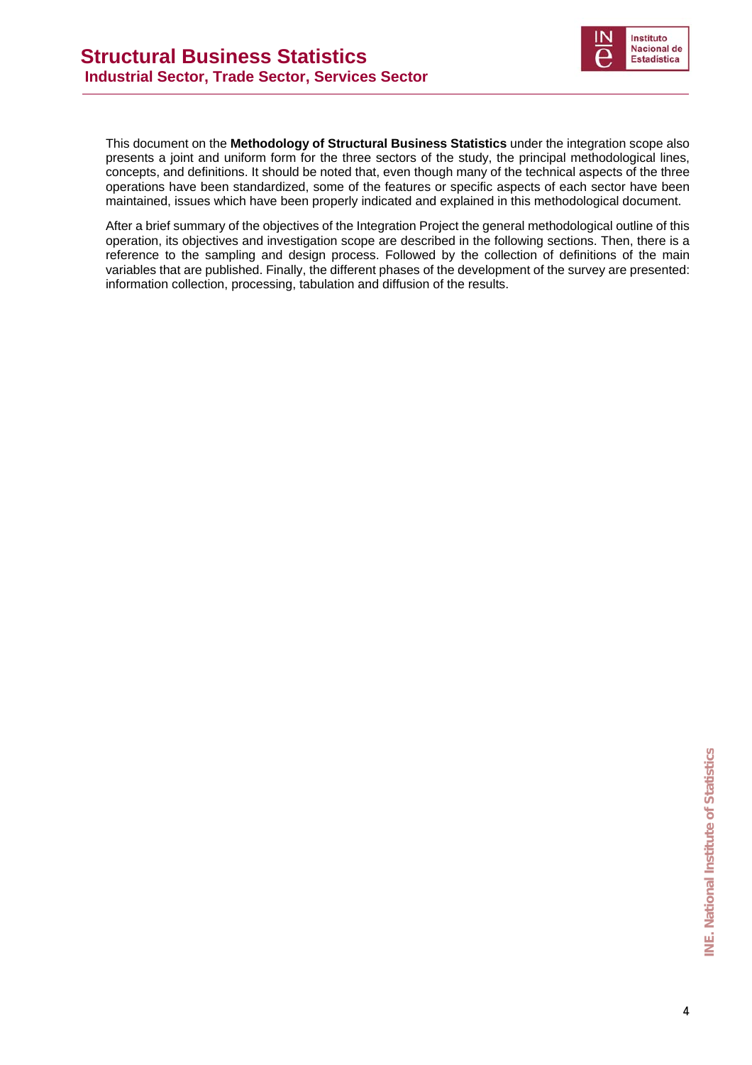This document on the **Methodology of Structural Business Statistics** under the integration scope also presents a joint and uniform form for the three sectors of the study, the principal methodological lines, concepts, and definitions. It should be noted that, even though many of the technical aspects of the three operations have been standardized, some of the features or specific aspects of each sector have been maintained, issues which have been properly indicated and explained in this methodological document.

After a brief summary of the objectives of the Integration Project the general methodological outline of this operation, its objectives and investigation scope are described in the following sections. Then, there is a reference to the sampling and design process. Followed by the collection of definitions of the main variables that are published. Finally, the different phases of the development of the survey are presented: information collection, processing, tabulation and diffusion of the results.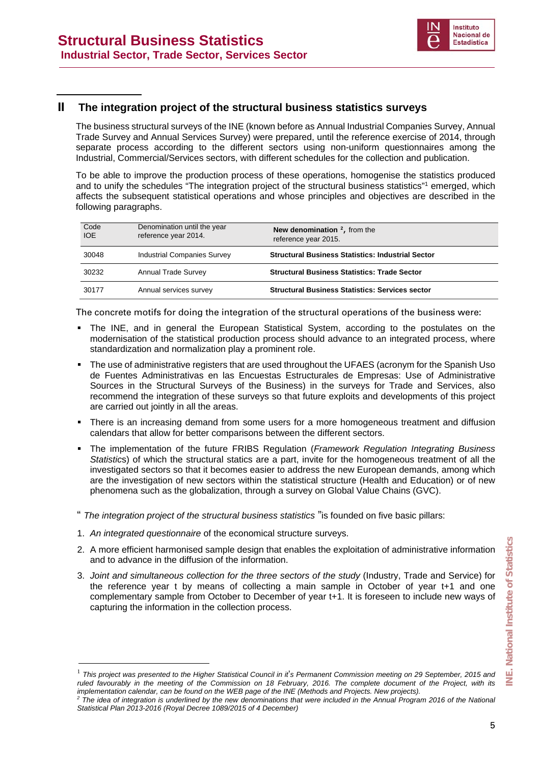## II The integration project of the structural business statistics surveys

The business structural surveys of the INE (known before as Annual Industrial Companies Survey, Annual Trade Survey and Annual Services Survey) were prepared, until the reference exercise of 2014, through separate process according to the different sectors using non-uniform questionnaires among the Industrial, Commercial/Services sectors, with different schedules for the collection and publication.

To be able to improve the production process of these operations, homogenise the statistics produced and to unify the schedules "The integration project of the structural business statistics"[1] emerged, which affects the subsequent statistical operations and whose principles and objectives are described in the following paragraphs.

| Code IOE | Denomination until the year reference year 2014. | **New denomination** [2]**,** from the reference year 2015. |
|---|---|---|
| 30048 | Industrial Companies Survey | **Structural Business Statistics: Industrial Sector** |
| 30232 | Annual Trade Survey | **Structural Business Statistics: Trade Sector** |
| 30177 | Annual services survey | **Structural Business Statistics: Services sector** |

The concrete motifs for doing the integration of the structural operations of the business were:

- The INE, and in general the European Statistical System, according to the postulates on the modernisation of the statistical production process should advance to an integrated process, where standardization and normalization play a prominent role.
- The use of administrative registers that are used throughout the UFAES (acronym for the Spanish Uso de Fuentes Administrativas en las Encuestas Estructurales de Empresas: Use of Administrative Sources in the Structural Surveys of the Business) in the surveys for Trade and Services, also recommend the integration of these surveys so that future exploits and developments of this project are carried out jointly in all the areas.
- There is an increasing demand from some users for a more homogeneous treatment and diffusion calendars that allow for better comparisons between the different sectors.
- The implementation of the future FRIBS Regulation (*Framework Regulation Integrating Business Statistics*) of which the structural statics are a part, invite for the homogeneous treatment of all the investigated sectors so that it becomes easier to address the new European demands, among which are the investigation of new sectors within the statistical structure (Health and Education) or of new phenomena such as the globalization, through a survey on Global Value Chains (GVC).

" *The integration project of the structural business statistics* "is founded on five basic pillars:

1. *An integrated questionnaire* of the economical structure surveys.
2. A more efficient harmonised sample design that enables the exploitation of administrative information and to advance in the diffusion of the information.
3. *Joint and simultaneous collection for the three sectors of the study* (Industry, Trade and Service) for the reference year t by means of collecting a main sample in October of year t+1 and one complementary sample from October to December of year t+1. It is foreseen to include new ways of capturing the information in the collection process.

---

[1] *This project was presented to the Higher Statistical Council in it's Permanent Commission meeting on 29 September, 2015 and ruled favourably in the meeting of the Commission on 18 February, 2016. The complete document of the Project, with its implementation calendar, can be found on the WEB page of the INE (Methods and Projects. New projects).*

[2] *The idea of integration is underlined by the new denominations that were included in the Annual Program 2016 of the National Statistical Plan 2013-2016 (Royal Decree 1089/2015 of 4 December)*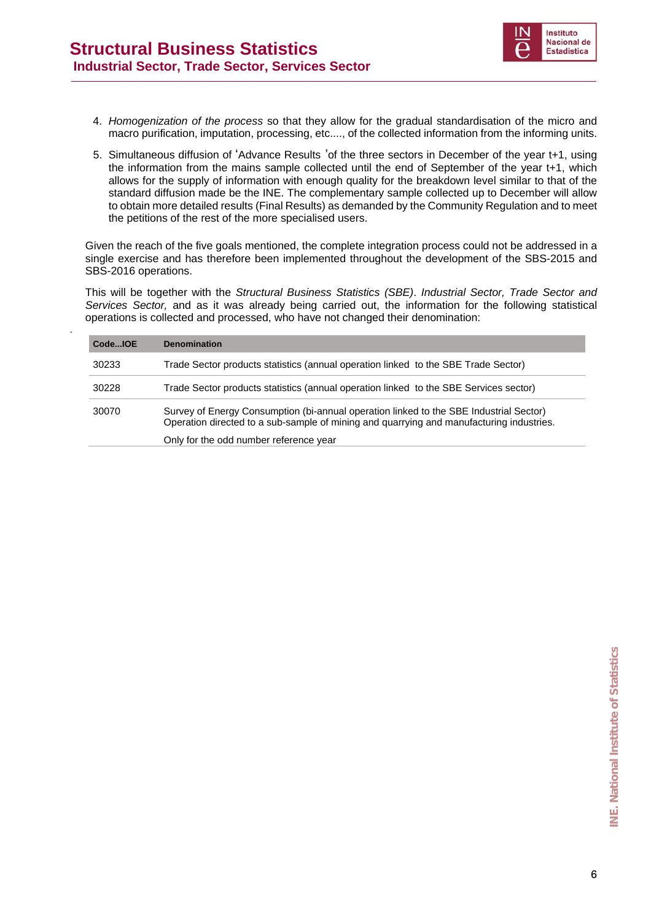4. *Homogenization of the process* so that they allow for the gradual standardisation of the micro and macro purification, imputation, processing, etc...., of the collected information from the informing units.

5. Simultaneous diffusion of 'Advance Results 'of the three sectors in December of the year t+1, using the information from the mains sample collected until the end of September of the year t+1, which allows for the supply of information with enough quality for the breakdown level similar to that of the standard diffusion made be the INE. The complementary sample collected up to December will allow to obtain more detailed results (Final Results) as demanded by the Community Regulation and to meet the petitions of the rest of the more specialised users.

Given the reach of the five goals mentioned, the complete integration process could not be addressed in a single exercise and has therefore been implemented throughout the development of the SBS-2015 and SBS-2016 operations.

This will be together with the *Structural Business Statistics (SBE)*. *Industrial Sector, Trade Sector and Services Sector,* and as it was already being carried out, the information for the following statistical operations is collected and processed, who have not changed their denomination:

| Code...IOE | Denomination |
|---|---|
| 30233 | Trade Sector products statistics (annual operation linked to the SBE Trade Sector) |
| 30228 | Trade Sector products statistics (annual operation linked to the SBE Services sector) |
| 30070 | Survey of Energy Consumption (bi-annual operation linked to the SBE Industrial Sector) Operation directed to a sub-sample of mining and quarrying and manufacturing industries. Only for the odd number reference year |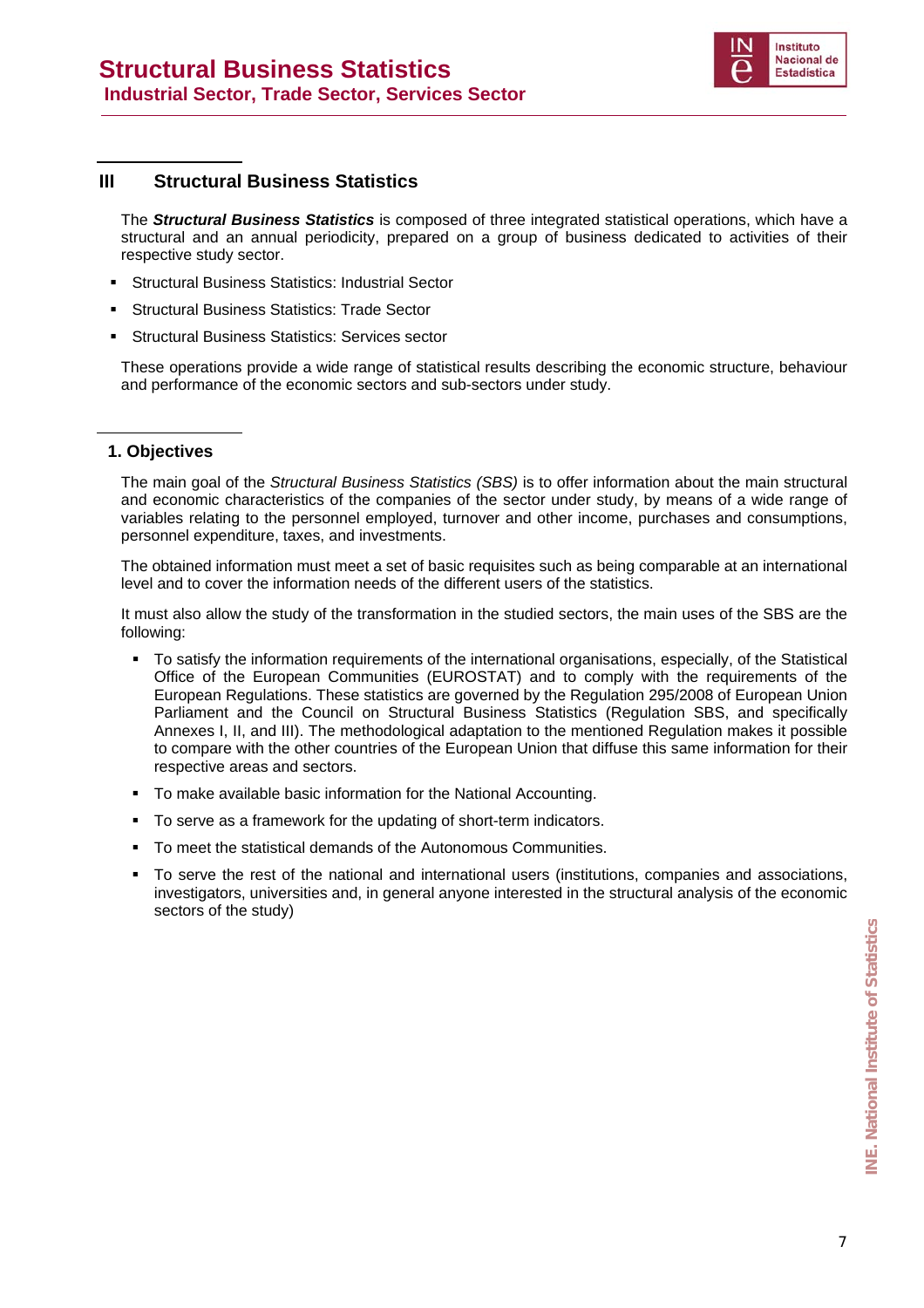## III Structural Business Statistics

The ***Structural Business Statistics*** is composed of three integrated statistical operations, which have a structural and an annual periodicity, prepared on a group of business dedicated to activities of their respective study sector.

- Structural Business Statistics: Industrial Sector
- Structural Business Statistics: Trade Sector
- Structural Business Statistics: Services sector

These operations provide a wide range of statistical results describing the economic structure, behaviour and performance of the economic sectors and sub-sectors under study.

### 1. Objectives

The main goal of the *Structural Business Statistics (SBS)* is to offer information about the main structural and economic characteristics of the companies of the sector under study, by means of a wide range of variables relating to the personnel employed, turnover and other income, purchases and consumptions, personnel expenditure, taxes, and investments.

The obtained information must meet a set of basic requisites such as being comparable at an international level and to cover the information needs of the different users of the statistics.

It must also allow the study of the transformation in the studied sectors, the main uses of the SBS are the following:

- To satisfy the information requirements of the international organisations, especially, of the Statistical Office of the European Communities (EUROSTAT) and to comply with the requirements of the European Regulations. These statistics are governed by the Regulation 295/2008 of European Union Parliament and the Council on Structural Business Statistics (Regulation SBS, and specifically Annexes I, II, and III). The methodological adaptation to the mentioned Regulation makes it possible to compare with the other countries of the European Union that diffuse this same information for their respective areas and sectors.
- To make available basic information for the National Accounting.
- To serve as a framework for the updating of short-term indicators.
- To meet the statistical demands of the Autonomous Communities.
- To serve the rest of the national and international users (institutions, companies and associations, investigators, universities and, in general anyone interested in the structural analysis of the economic sectors of the study)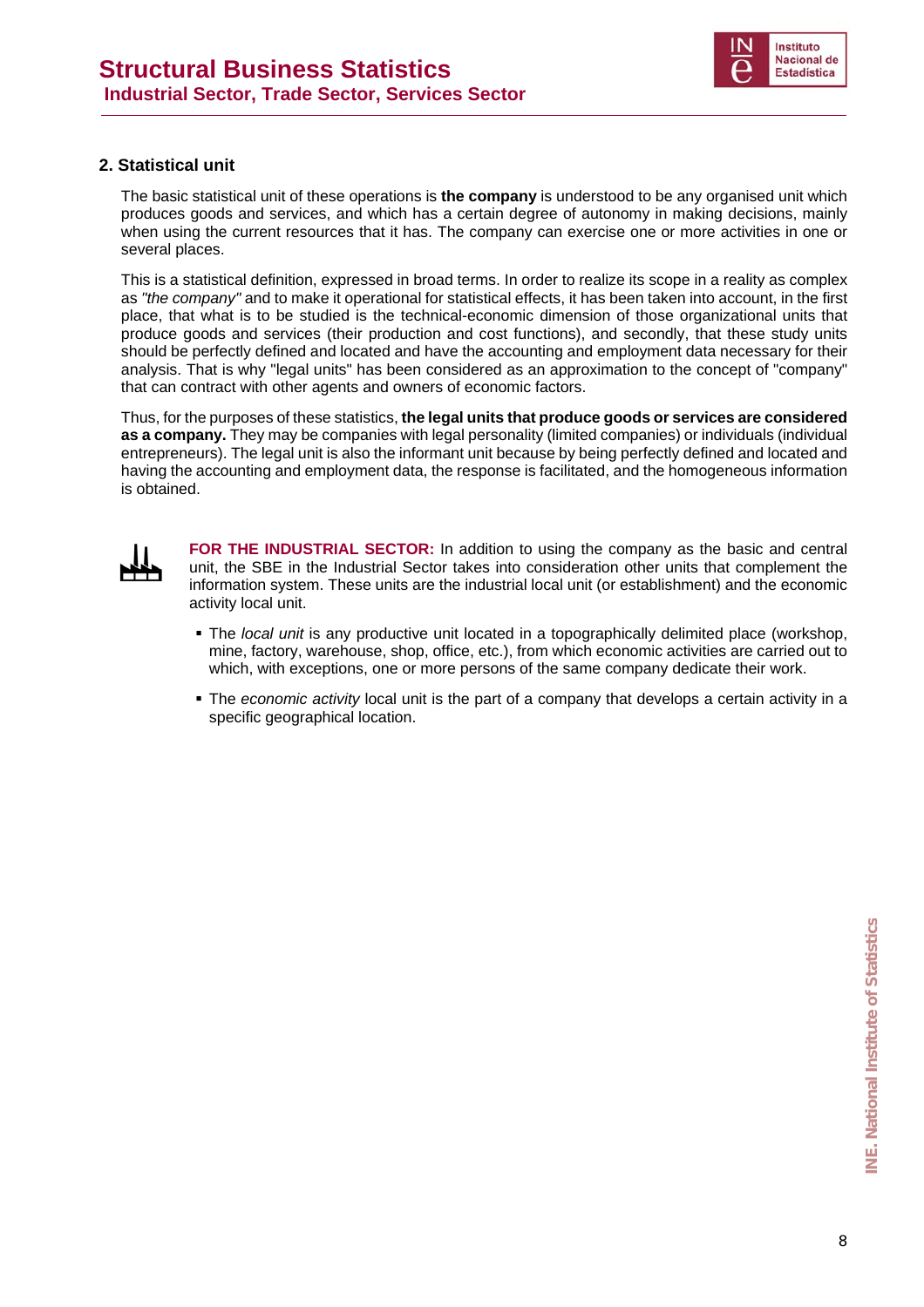## 2. Statistical unit

The basic statistical unit of these operations is **the company** is understood to be any organised unit which produces goods and services, and which has a certain degree of autonomy in making decisions, mainly when using the current resources that it has. The company can exercise one or more activities in one or several places.

This is a statistical definition, expressed in broad terms. In order to realize its scope in a reality as complex as *"the company"* and to make it operational for statistical effects, it has been taken into account, in the first place, that what is to be studied is the technical-economic dimension of those organizational units that produce goods and services (their production and cost functions), and secondly, that these study units should be perfectly defined and located and have the accounting and employment data necessary for their analysis. That is why "legal units" has been considered as an approximation to the concept of "company" that can contract with other agents and owners of economic factors.

Thus, for the purposes of these statistics, **the legal units that produce goods or services are considered as a company.** They may be companies with legal personality (limited companies) or individuals (individual entrepreneurs). The legal unit is also the informant unit because by being perfectly defined and located and having the accounting and employment data, the response is facilitated, and the homogeneous information is obtained.

**FOR THE INDUSTRIAL SECTOR:** In addition to using the company as the basic and central unit, the SBE in the Industrial Sector takes into consideration other units that complement the information system. These units are the industrial local unit (or establishment) and the economic activity local unit.

- The *local unit* is any productive unit located in a topographically delimited place (workshop, mine, factory, warehouse, shop, office, etc.), from which economic activities are carried out to which, with exceptions, one or more persons of the same company dedicate their work.
- The *economic activity* local unit is the part of a company that develops a certain activity in a specific geographical location.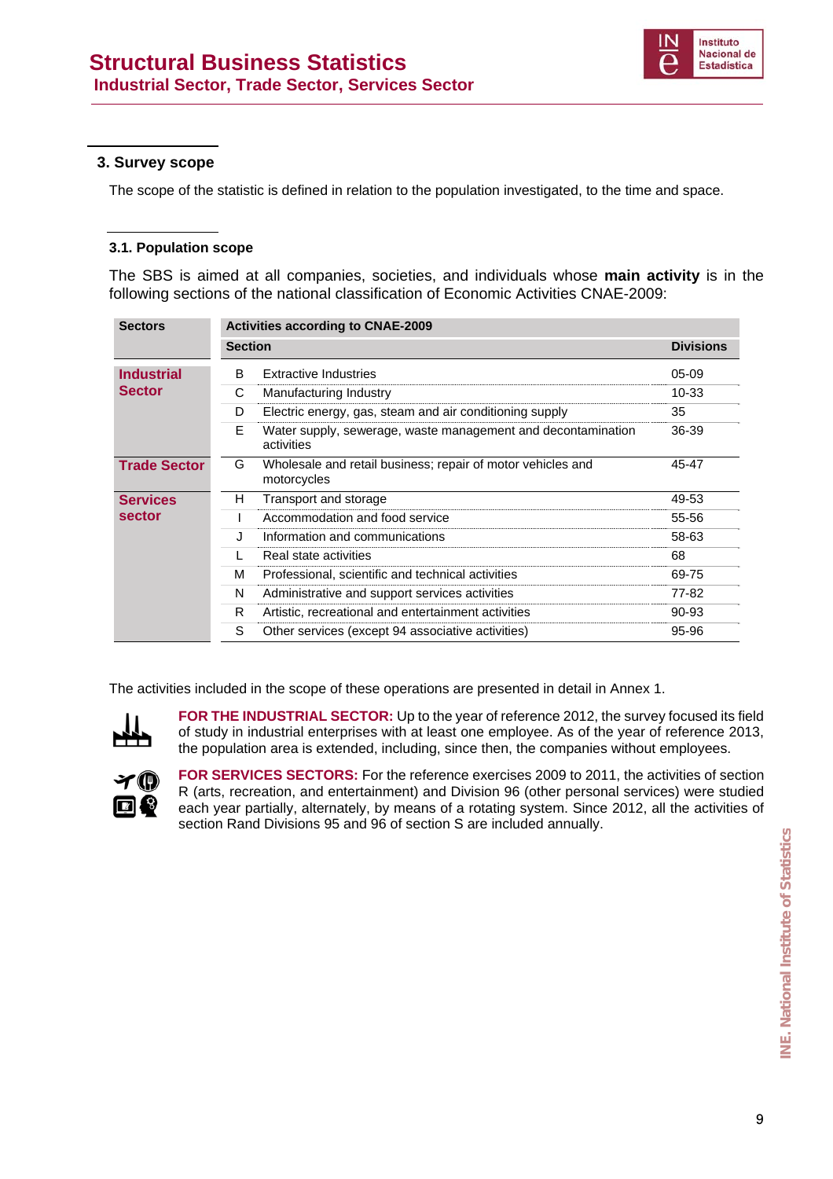## 3. Survey scope

The scope of the statistic is defined in relation to the population investigated, to the time and space.

### 3.1. Population scope

The SBS is aimed at all companies, societies, and individuals whose **main activity** is in the following sections of the national classification of Economic Activities CNAE-2009:

| Sectors | Activities according to CNAE-2009 | | |
|---|---|---|---|
| | Section | | Divisions |
| **Industrial Sector** | B | Extractive Industries | 05-09 |
| | C | Manufacturing Industry | 10-33 |
| | D | Electric energy, gas, steam and air conditioning supply | 35 |
| | E | Water supply, sewerage, waste management and decontamination activities | 36-39 |
| **Trade Sector** | G | Wholesale and retail business; repair of motor vehicles and motorcycles | 45-47 |
| **Services sector** | H | Transport and storage | 49-53 |
| | I | Accommodation and food service | 55-56 |
| | J | Information and communications | 58-63 |
| | L | Real state activities | 68 |
| | M | Professional, scientific and technical activities | 69-75 |
| | N | Administrative and support services activities | 77-82 |
| | R | Artistic, recreational and entertainment activities | 90-93 |
| | S | Other services (except 94 associative activities) | 95-96 |

The activities included in the scope of these operations are presented in detail in Annex 1.

**FOR THE INDUSTRIAL SECTOR:** Up to the year of reference 2012, the survey focused its field of study in industrial enterprises with at least one employee. As of the year of reference 2013, the population area is extended, including, since then, the companies without employees.

**FOR SERVICES SECTORS:** For the reference exercises 2009 to 2011, the activities of section R (arts, recreation, and entertainment) and Division 96 (other personal services) were studied each year partially, alternately, by means of a rotating system. Since 2012, all the activities of section Rand Divisions 95 and 96 of section S are included annually.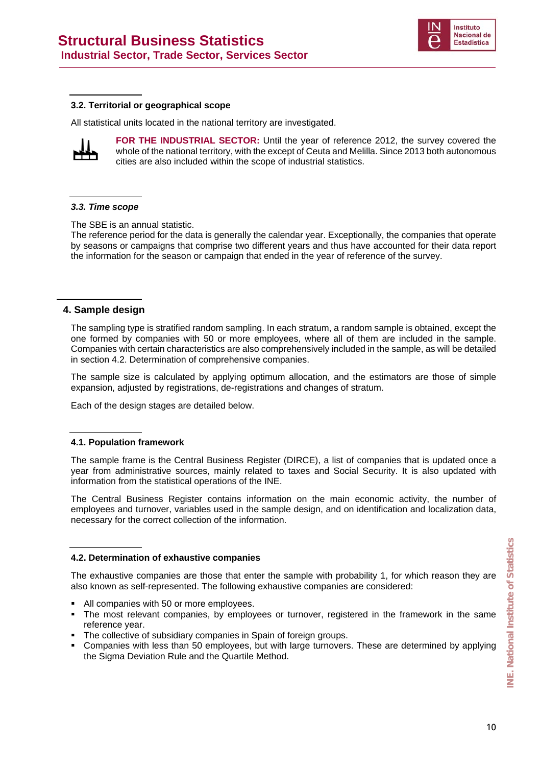### 3.2. Territorial or geographical scope

All statistical units located in the national territory are investigated.

**FOR THE INDUSTRIAL SECTOR:** Until the year of reference 2012, the survey covered the whole of the national territory, with the except of Ceuta and Melilla. Since 2013 both autonomous cities are also included within the scope of industrial statistics.

### *3.3. Time scope*

The SBE is an annual statistic.

The reference period for the data is generally the calendar year. Exceptionally, the companies that operate by seasons or campaigns that comprise two different years and thus have accounted for their data report the information for the season or campaign that ended in the year of reference of the survey.

## 4. Sample design

The sampling type is stratified random sampling. In each stratum, a random sample is obtained, except the one formed by companies with 50 or more employees, where all of them are included in the sample. Companies with certain characteristics are also comprehensively included in the sample, as will be detailed in section 4.2. Determination of comprehensive companies.

The sample size is calculated by applying optimum allocation, and the estimators are those of simple expansion, adjusted by registrations, de-registrations and changes of stratum.

Each of the design stages are detailed below.

### 4.1. Population framework

The sample frame is the Central Business Register (DIRCE), a list of companies that is updated once a year from administrative sources, mainly related to taxes and Social Security. It is also updated with information from the statistical operations of the INE.

The Central Business Register contains information on the main economic activity, the number of employees and turnover, variables used in the sample design, and on identification and localization data, necessary for the correct collection of the information.

### 4.2. Determination of exhaustive companies

The exhaustive companies are those that enter the sample with probability 1, for which reason they are also known as self-represented. The following exhaustive companies are considered:

- All companies with 50 or more employees.
- The most relevant companies, by employees or turnover, registered in the framework in the same reference year.
- The collective of subsidiary companies in Spain of foreign groups.
- Companies with less than 50 employees, but with large turnovers. These are determined by applying the Sigma Deviation Rule and the Quartile Method.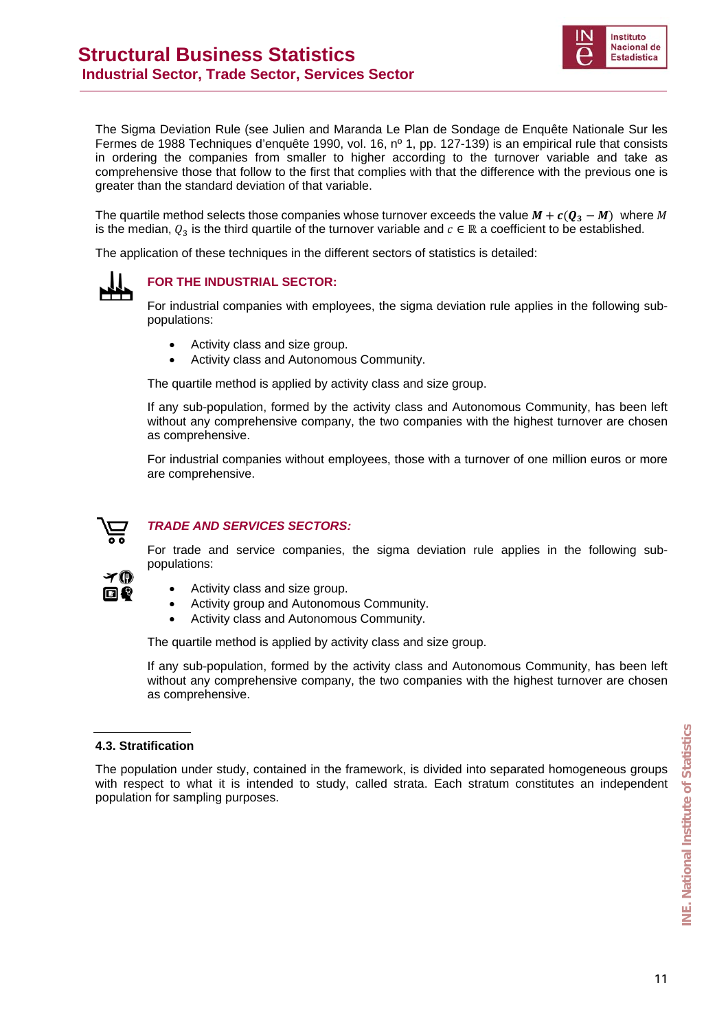The Sigma Deviation Rule (see Julien and Maranda Le Plan de Sondage de Enquête Nationale Sur les Fermes de 1988 Techniques d'enquête 1990, vol. 16, nº 1, pp. 127-139) is an empirical rule that consists in ordering the companies from smaller to higher according to the turnover variable and take as comprehensive those that follow to the first that complies with that the difference with the previous one is greater than the standard deviation of that variable.

The quartile method selects those companies whose turnover exceeds the value $\boldsymbol{M} + \boldsymbol{c}(\boldsymbol{Q_3} - \boldsymbol{M})$ where $M$ is the median, $Q_3$ is the third quartile of the turnover variable and $c \in \mathbb{R}$ a coefficient to be established.

The application of these techniques in the different sectors of statistics is detailed:

**FOR THE INDUSTRIAL SECTOR:**

For industrial companies with employees, the sigma deviation rule applies in the following sub-populations:

- Activity class and size group.
- Activity class and Autonomous Community.

The quartile method is applied by activity class and size group.

If any sub-population, formed by the activity class and Autonomous Community, has been left without any comprehensive company, the two companies with the highest turnover are chosen as comprehensive.

For industrial companies without employees, those with a turnover of one million euros or more are comprehensive.

***TRADE AND SERVICES SECTORS:***

For trade and service companies, the sigma deviation rule applies in the following sub-populations:

- Activity class and size group.
- Activity group and Autonomous Community.
- Activity class and Autonomous Community.

The quartile method is applied by activity class and size group.

If any sub-population, formed by the activity class and Autonomous Community, has been left without any comprehensive company, the two companies with the highest turnover are chosen as comprehensive.

### 4.3. Stratification

The population under study, contained in the framework, is divided into separated homogeneous groups with respect to what it is intended to study, called strata. Each stratum constitutes an independent population for sampling purposes.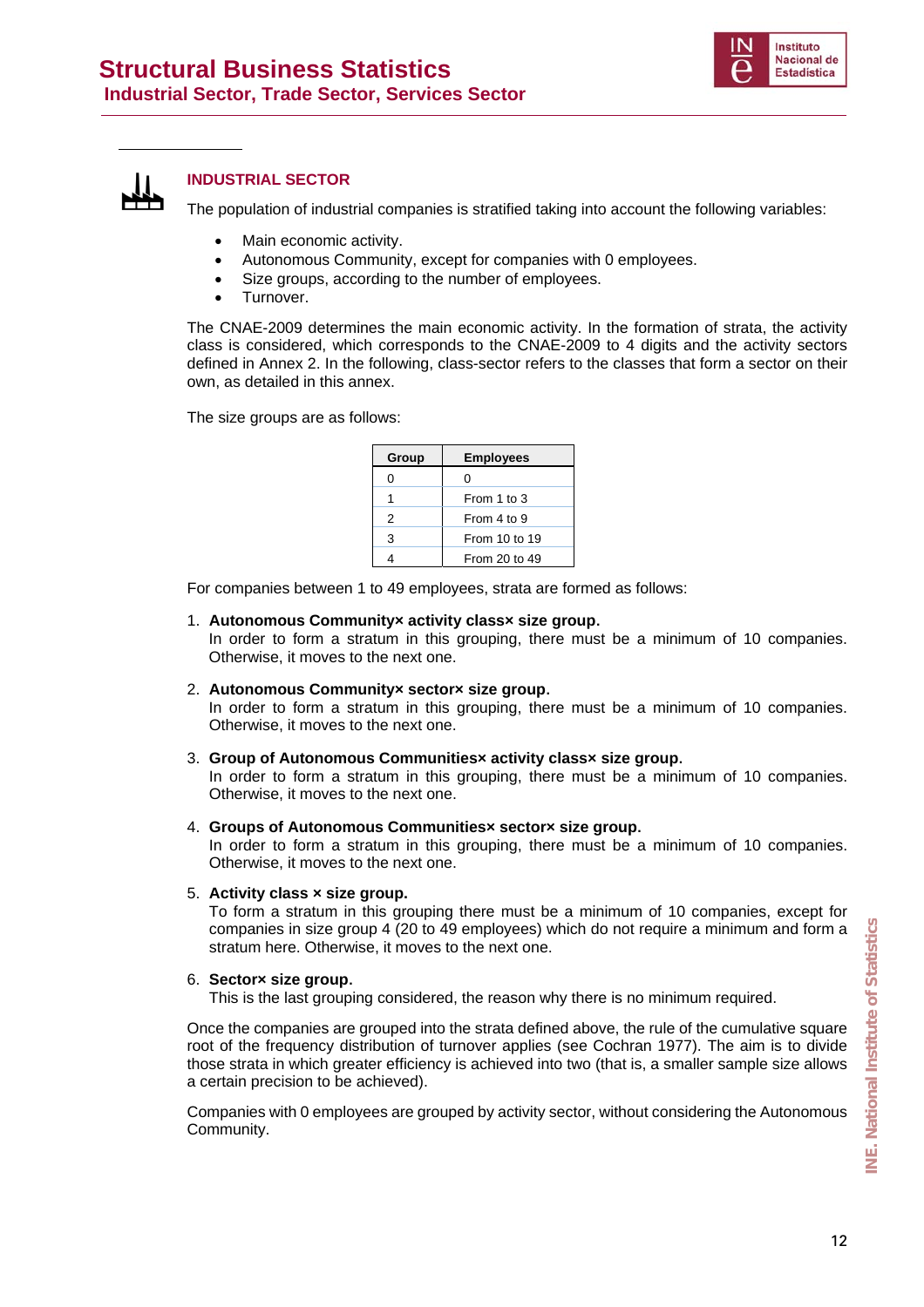## INDUSTRIAL SECTOR

The population of industrial companies is stratified taking into account the following variables:

- Main economic activity.
- Autonomous Community, except for companies with 0 employees.
- Size groups, according to the number of employees.
- Turnover.

The CNAE-2009 determines the main economic activity. In the formation of strata, the activity class is considered, which corresponds to the CNAE-2009 to 4 digits and the activity sectors defined in Annex 2. In the following, class-sector refers to the classes that form a sector on their own, as detailed in this annex.

The size groups are as follows:

| Group | Employees |
|---|---|
| 0 | 0 |
| 1 | From 1 to 3 |
| 2 | From 4 to 9 |
| 3 | From 10 to 19 |
| 4 | From 20 to 49 |

For companies between 1 to 49 employees, strata are formed as follows:

1. **Autonomous Community× activity class× size group.**
   In order to form a stratum in this grouping, there must be a minimum of 10 companies. Otherwise, it moves to the next one.

2. **Autonomous Community× sector× size group.**
   In order to form a stratum in this grouping, there must be a minimum of 10 companies. Otherwise, it moves to the next one.

3. **Group of Autonomous Communities× activity class× size group.**
   In order to form a stratum in this grouping, there must be a minimum of 10 companies. Otherwise, it moves to the next one.

4. **Groups of Autonomous Communities× sector× size group.**
   In order to form a stratum in this grouping, there must be a minimum of 10 companies. Otherwise, it moves to the next one.

5. **Activity class × size group.**
   To form a stratum in this grouping there must be a minimum of 10 companies, except for companies in size group 4 (20 to 49 employees) which do not require a minimum and form a stratum here. Otherwise, it moves to the next one.

6. **Sector× size group.**
   This is the last grouping considered, the reason why there is no minimum required.

Once the companies are grouped into the strata defined above, the rule of the cumulative square root of the frequency distribution of turnover applies (see Cochran 1977). The aim is to divide those strata in which greater efficiency is achieved into two (that is, a smaller sample size allows a certain precision to be achieved).

Companies with 0 employees are grouped by activity sector, without considering the Autonomous Community.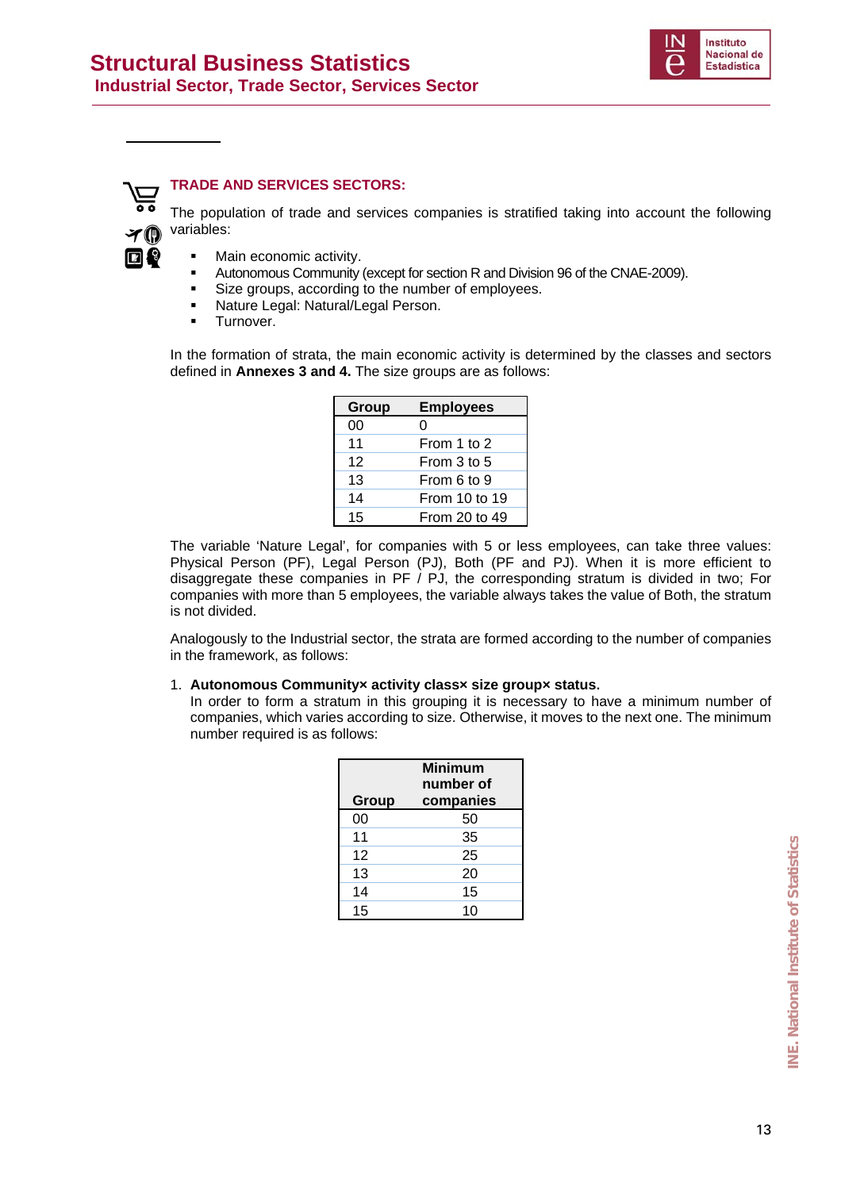## TRADE AND SERVICES SECTORS:

The population of trade and services companies is stratified taking into account the following variables:

- Main economic activity.
- Autonomous Community (except for section R and Division 96 of the CNAE-2009).
- Size groups, according to the number of employees.
- Nature Legal: Natural/Legal Person.
- Turnover.

In the formation of strata, the main economic activity is determined by the classes and sectors defined in **Annexes 3 and 4.** The size groups are as follows:

| Group | Employees |
|---|---|
| 00 | 0 |
| 11 | From 1 to 2 |
| 12 | From 3 to 5 |
| 13 | From 6 to 9 |
| 14 | From 10 to 19 |
| 15 | From 20 to 49 |

The variable 'Nature Legal', for companies with 5 or less employees, can take three values: Physical Person (PF), Legal Person (PJ), Both (PF and PJ). When it is more efficient to disaggregate these companies in PF / PJ, the corresponding stratum is divided in two; For companies with more than 5 employees, the variable always takes the value of Both, the stratum is not divided.

Analogously to the Industrial sector, the strata are formed according to the number of companies in the framework, as follows:

1. **Autonomous Community× activity class× size group× status.**
   In order to form a stratum in this grouping it is necessary to have a minimum number of companies, which varies according to size. Otherwise, it moves to the next one. The minimum number required is as follows:

| Group | Minimum number of companies |
|---|---|
| 00 | 50 |
| 11 | 35 |
| 12 | 25 |
| 13 | 20 |
| 14 | 15 |
| 15 | 10 |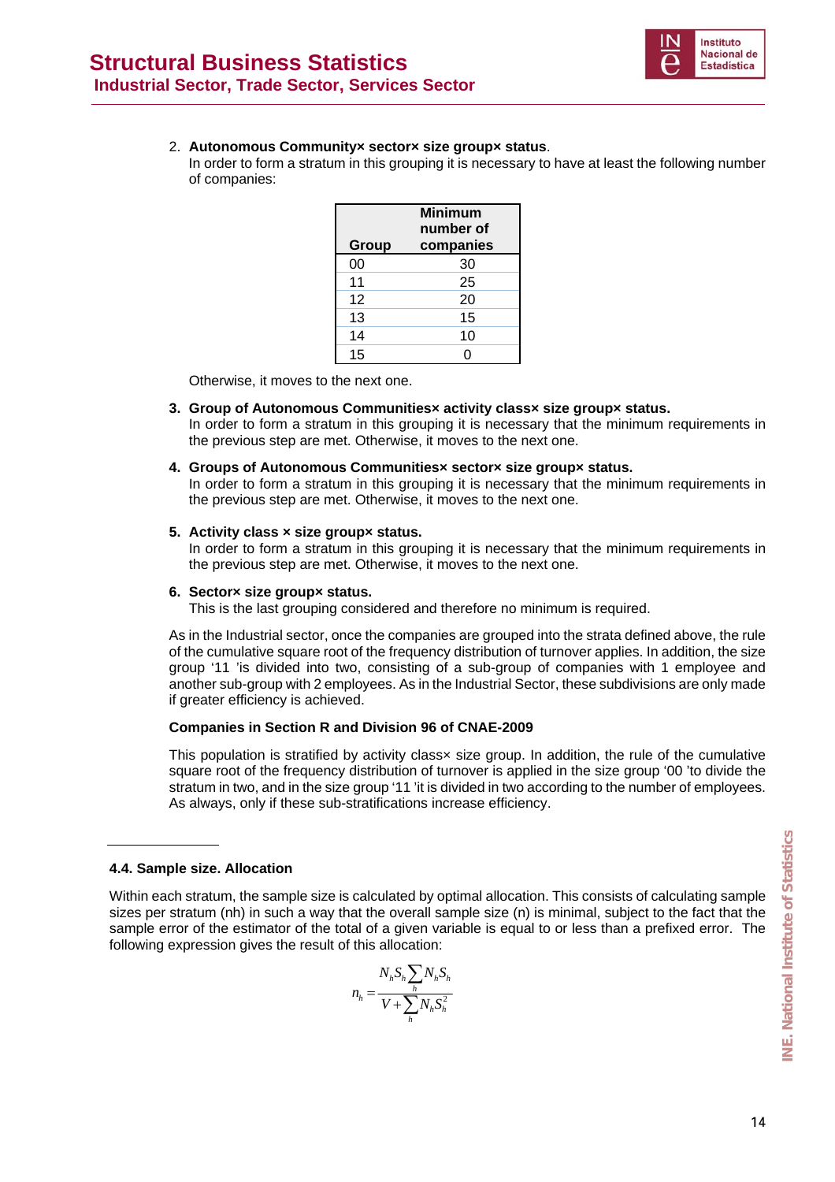2. **Autonomous Community× sector× size group× status**.
   In order to form a stratum in this grouping it is necessary to have at least the following number of companies:

| Group | Minimum number of companies |
|---|---|
| 00 | 30 |
| 11 | 25 |
| 12 | 20 |
| 13 | 15 |
| 14 | 10 |
| 15 | 0 |

   Otherwise, it moves to the next one.

3. **Group of Autonomous Communities× activity class× size group× status.**
   In order to form a stratum in this grouping it is necessary that the minimum requirements in the previous step are met. Otherwise, it moves to the next one.

4. **Groups of Autonomous Communities× sector× size group× status.**
   In order to form a stratum in this grouping it is necessary that the minimum requirements in the previous step are met. Otherwise, it moves to the next one.

5. **Activity class × size group× status.**
   In order to form a stratum in this grouping it is necessary that the minimum requirements in the previous step are met. Otherwise, it moves to the next one.

6. **Sector× size group× status.**
   This is the last grouping considered and therefore no minimum is required.

As in the Industrial sector, once the companies are grouped into the strata defined above, the rule of the cumulative square root of the frequency distribution of turnover applies. In addition, the size group '11 'is divided into two, consisting of a sub-group of companies with 1 employee and another sub-group with 2 employees. As in the Industrial Sector, these subdivisions are only made if greater efficiency is achieved.

**Companies in Section R and Division 96 of CNAE-2009**

This population is stratified by activity class× size group. In addition, the rule of the cumulative square root of the frequency distribution of turnover is applied in the size group '00 'to divide the stratum in two, and in the size group '11 'it is divided in two according to the number of employees. As always, only if these sub-stratifications increase efficiency.

### 4.4. Sample size. Allocation

Within each stratum, the sample size is calculated by optimal allocation. This consists of calculating sample sizes per stratum (nh) in such a way that the overall sample size (n) is minimal, subject to the fact that the sample error of the estimator of the total of a given variable is equal to or less than a prefixed error. The following expression gives the result of this allocation:

$$n_h = \frac{N_h S_h \sum_h N_h S_h}{V + \sum_h N_h S_h^2}$$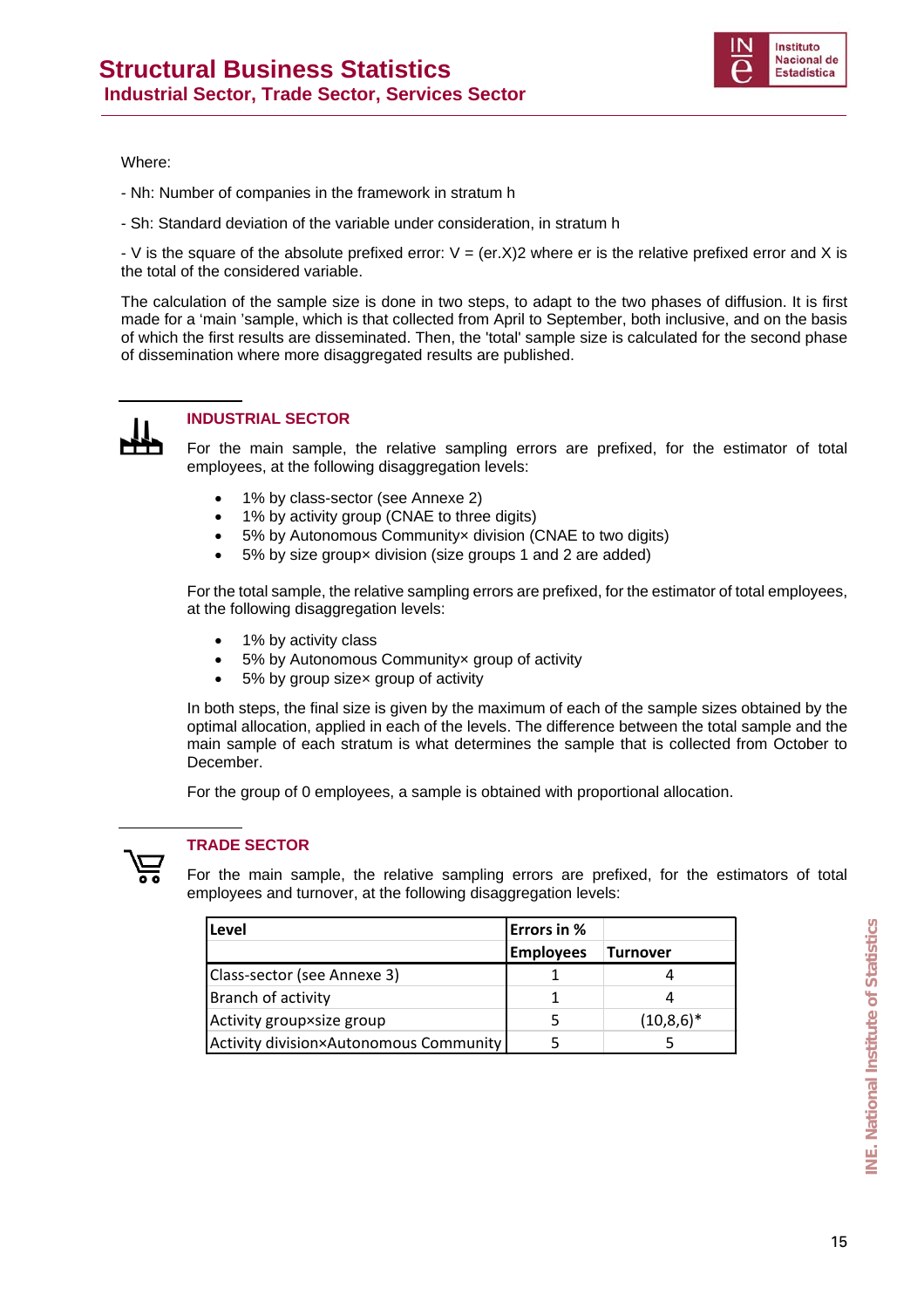Where:

- $N_h$: Number of companies in the framework in stratum h

- $S_h$: Standard deviation of the variable under consideration, in stratum h

- V is the square of the absolute prefixed error: $V = (er.X)^2$ where er is the relative prefixed error and X is the total of the considered variable.

The calculation of the sample size is done in two steps, to adapt to the two phases of diffusion. It is first made for a 'main 'sample, which is that collected from April to September, both inclusive, and on the basis of which the first results are disseminated. Then, the 'total' sample size is calculated for the second phase of dissemination where more disaggregated results are published.

## INDUSTRIAL SECTOR

For the main sample, the relative sampling errors are prefixed, for the estimator of total employees, at the following disaggregation levels:

- 1% by class-sector (see Annexe 2)
- 1% by activity group (CNAE to three digits)
- 5% by Autonomous Community× division (CNAE to two digits)
- 5% by size group× division (size groups 1 and 2 are added)

For the total sample, the relative sampling errors are prefixed, for the estimator of total employees, at the following disaggregation levels:

- 1% by activity class
- 5% by Autonomous Community× group of activity
- 5% by group size× group of activity

In both steps, the final size is given by the maximum of each of the sample sizes obtained by the optimal allocation, applied in each of the levels. The difference between the total sample and the main sample of each stratum is what determines the sample that is collected from October to December.

For the group of 0 employees, a sample is obtained with proportional allocation.

## TRADE SECTOR

For the main sample, the relative sampling errors are prefixed, for the estimators of total employees and turnover, at the following disaggregation levels:

| Level | Errors in % | |
|---|---|---|
| | Employees | Turnover |
| Class-sector (see Annexe 3) | 1 | 4 |
| Branch of activity | 1 | 4 |
| Activity group×size group | 5 | (10,8,6)* |
| Activity division×Autonomous Community | 5 | 5 |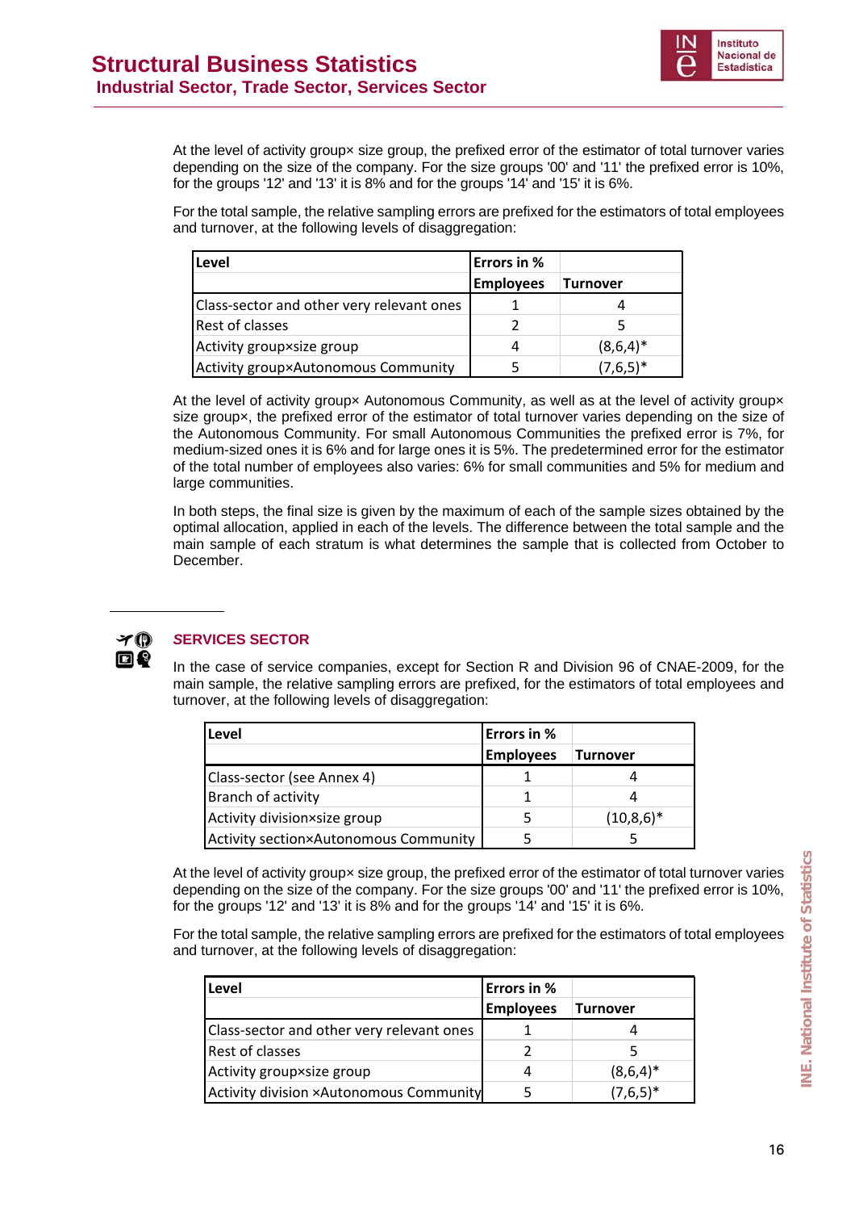At the level of activity group× size group, the prefixed error of the estimator of total turnover varies depending on the size of the company. For the size groups '00' and '11' the prefixed error is 10%, for the groups '12' and '13' it is 8% and for the groups '14' and '15' it is 6%.

For the total sample, the relative sampling errors are prefixed for the estimators of total employees and turnover, at the following levels of disaggregation:

| Level | Errors in % | |
|---|---|---|
| | Employees | Turnover |
| Class-sector and other very relevant ones | 1 | 4 |
| Rest of classes | 2 | 5 |
| Activity group×size group | 4 | (8,6,4)* |
| Activity group×Autonomous Community | 5 | (7,6,5)* |

At the level of activity group× Autonomous Community, as well as at the level of activity group× size group×, the prefixed error of the estimator of total turnover varies depending on the size of the Autonomous Community. For small Autonomous Communities the prefixed error is 7%, for medium-sized ones it is 6% and for large ones it is 5%. The predetermined error for the estimator of the total number of employees also varies: 6% for small communities and 5% for medium and large communities.

In both steps, the final size is given by the maximum of each of the sample sizes obtained by the optimal allocation, applied in each of the levels. The difference between the total sample and the main sample of each stratum is what determines the sample that is collected from October to December.

## SERVICES SECTOR

In the case of service companies, except for Section R and Division 96 of CNAE-2009, for the main sample, the relative sampling errors are prefixed, for the estimators of total employees and turnover, at the following levels of disaggregation:

| Level | Errors in % | |
|---|---|---|
| | Employees | Turnover |
| Class-sector (see Annex 4) | 1 | 4 |
| Branch of activity | 1 | 4 |
| Activity division×size group | 5 | (10,8,6)* |
| Activity section×Autonomous Community | 5 | 5 |

At the level of activity group× size group, the prefixed error of the estimator of total turnover varies depending on the size of the company. For the size groups '00' and '11' the prefixed error is 10%, for the groups '12' and '13' it is 8% and for the groups '14' and '15' it is 6%.

For the total sample, the relative sampling errors are prefixed for the estimators of total employees and turnover, at the following levels of disaggregation:

| Level | Errors in % | |
|---|---|---|
| | Employees | Turnover |
| Class-sector and other very relevant ones | 1 | 4 |
| Rest of classes | 2 | 5 |
| Activity group×size group | 4 | (8,6,4)* |
| Activity division ×Autonomous Community | 5 | (7,6,5)* |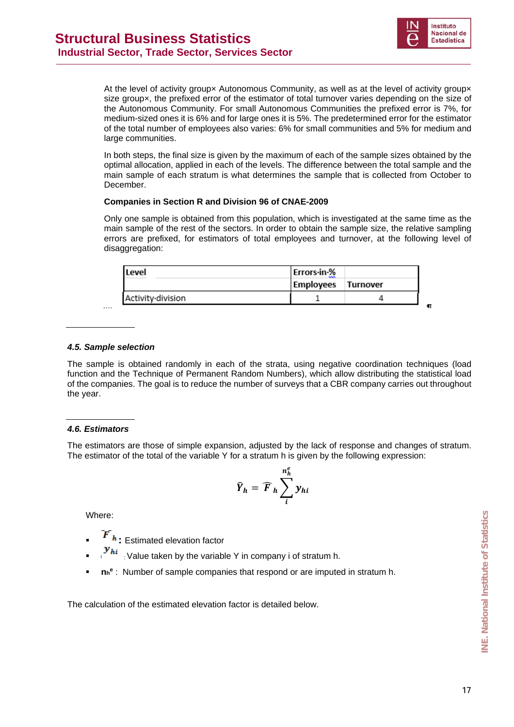At the level of activity group× Autonomous Community, as well as at the level of activity group× size group×, the prefixed error of the estimator of total turnover varies depending on the size of the Autonomous Community. For small Autonomous Communities the prefixed error is 7%, for medium-sized ones it is 6% and for large ones it is 5%. The predetermined error for the estimator of the total number of employees also varies: 6% for small communities and 5% for medium and large communities.

In both steps, the final size is given by the maximum of each of the sample sizes obtained by the optimal allocation, applied in each of the levels. The difference between the total sample and the main sample of each stratum is what determines the sample that is collected from October to December.

**Companies in Section R and Division 96 of CNAE-2009**

Only one sample is obtained from this population, which is investigated at the same time as the main sample of the rest of the sectors. In order to obtain the sample size, the relative sampling errors are prefixed, for estimators of total employees and turnover, at the following level of disaggregation:

| Level | Errors in % | |
|---|---|---|
| | Employees | Turnover |
| Activity division | 1 | 4 |

### 4.5. Sample selection

The sample is obtained randomly in each of the strata, using negative coordination techniques (load function and the Technique of Permanent Random Numbers), which allow distributing the statistical load of the companies. The goal is to reduce the number of surveys that a CBR company carries out throughout the year.

### 4.6. Estimators

The estimators are those of simple expansion, adjusted by the lack of response and changes of stratum. The estimator of the total of the variable Y for a stratum h is given by the following expression:

$$\hat{Y}_h = \hat{F}_h \sum_{i}^{n_h^e} y_{hi}$$

Where:

- $\hat{F}_h$: Estimated elevation factor
- $y_{hi}$: Value taken by the variable Y in company i of stratum h.
- $n_h^e$: Number of sample companies that respond or are imputed in stratum h.

The calculation of the estimated elevation factor is detailed below.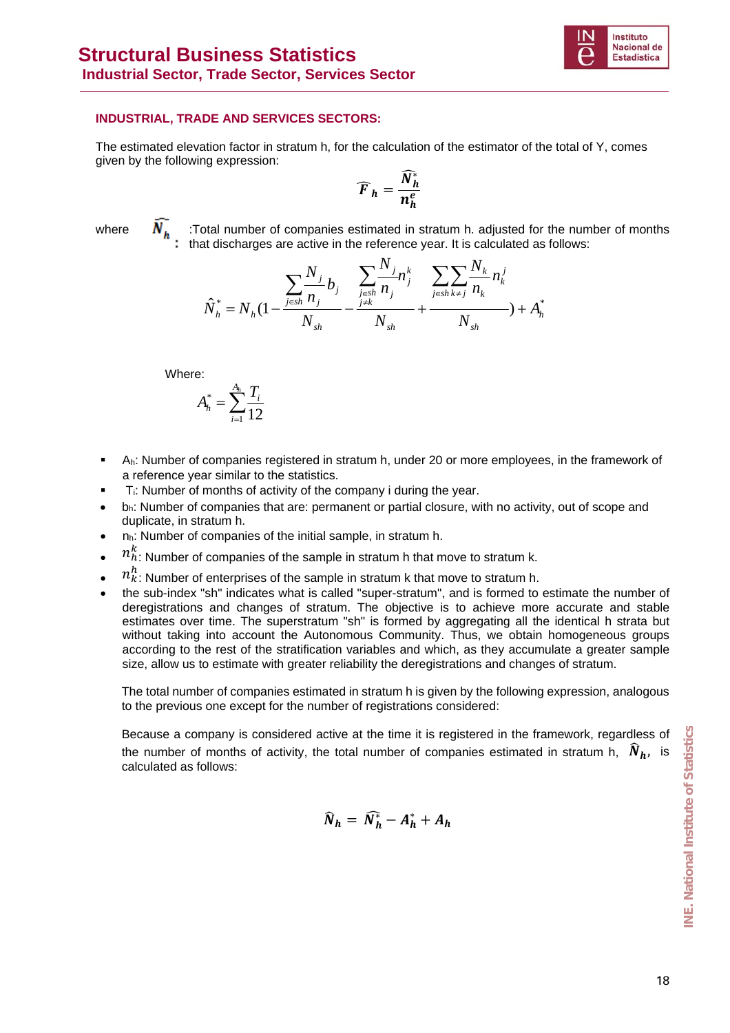### INDUSTRIAL, TRADE AND SERVICES SECTORS:

The estimated elevation factor in stratum h, for the calculation of the estimator of the total of Y, comes given by the following expression:

$$\widehat{F}_h = \frac{\widehat{N}_h^*}{n_h^e}$$

where $\widehat{N}_h$ : Total number of companies estimated in stratum h. adjusted for the number of months that discharges are active in the reference year. It is calculated as follows:

$$\hat{N}_h^* = N_h\left(1 - \frac{\sum_{j \in sh} \frac{N_j}{n_j} b_j}{N_{sh}} - \frac{\sum_{\substack{j \in sh \\ j \neq k}} \frac{N_j}{n_j} n_j^k}{N_{sh}} + \frac{\sum_{j \in sh} \sum_{k \neq j} \frac{N_k}{n_k} n_k^j}{N_{sh}}\right) + A_h^*$$

Where:

$$A_h^* = \sum_{i=1}^{A_h} \frac{T_i}{12}$$

- $A_h$: Number of companies registered in stratum h, under 20 or more employees, in the framework of a reference year similar to the statistics.
- $T_i$: Number of months of activity of the company i during the year.
- $b_h$: Number of companies that are: permanent or partial closure, with no activity, out of scope and duplicate, in stratum h.
- $n_h$: Number of companies of the initial sample, in stratum h.
- $n_h^k$: Number of companies of the sample in stratum h that move to stratum k.
- $n_k^h$: Number of enterprises of the sample in stratum k that move to stratum h.
- the sub-index "sh" indicates what is called "super-stratum", and is formed to estimate the number of deregistrations and changes of stratum. The objective is to achieve more accurate and stable estimates over time. The superstratum "sh" is formed by aggregating all the identical h strata but without taking into account the Autonomous Community. Thus, we obtain homogeneous groups according to the rest of the stratification variables and which, as they accumulate a greater sample size, allow us to estimate with greater reliability the deregistrations and changes of stratum.

The total number of companies estimated in stratum h is given by the following expression, analogous to the previous one except for the number of registrations considered:

Because a company is considered active at the time it is registered in the framework, regardless of the number of months of activity, the total number of companies estimated in stratum h, $\widehat{N}_h$, is calculated as follows:

$$\widehat{N}_h = \widehat{N}_h^* - A_h^* + A_h$$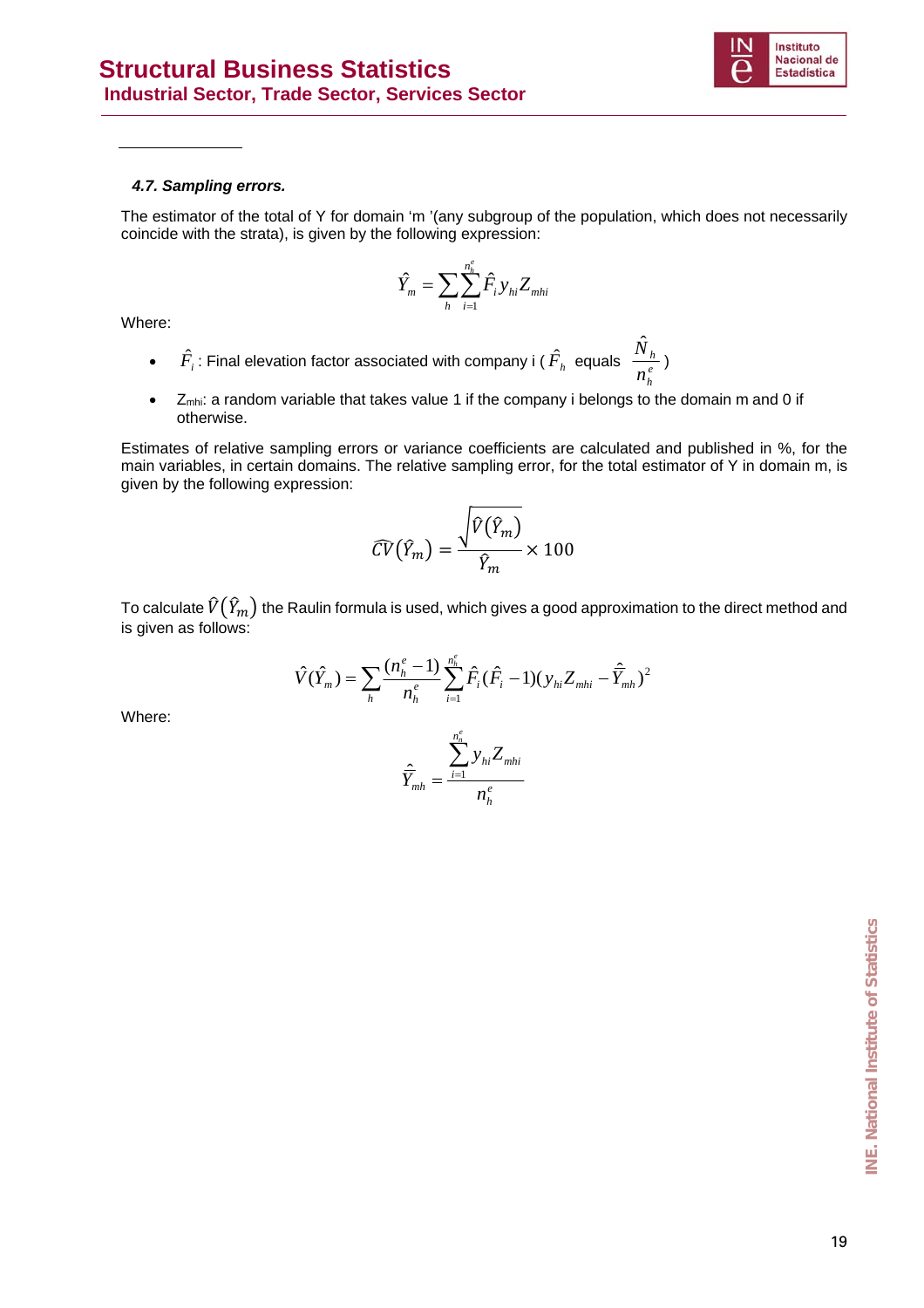#### *4.7. Sampling errors.*

The estimator of the total of Y for domain 'm '(any subgroup of the population, which does not necessarily coincide with the strata), is given by the following expression:

$$\hat{Y}_m = \sum_h \sum_{i=1}^{n_h^e} \hat{F}_i y_{hi} Z_{mhi}$$

Where:

- $\hat{F}_i$ : Final elevation factor associated with company i ( $\hat{F}_h$ equals $\dfrac{\hat{N}_h}{n_h^e}$ )
- $Z_{mhi}$: a random variable that takes value 1 if the company i belongs to the domain m and 0 if otherwise.

Estimates of relative sampling errors or variance coefficients are calculated and published in %, for the main variables, in certain domains. The relative sampling error, for the total estimator of Y in domain m, is given by the following expression:

$$\widehat{CV}\left(\hat{Y}_m\right) = \frac{\sqrt{\hat{V}\left(\hat{Y}_m\right)}}{\hat{Y}_m} \times 100$$

To calculate $\hat{V}\left(\hat{Y}_m\right)$ the Raulin formula is used, which gives a good approximation to the direct method and is given as follows:

$$\hat{V}(\hat{Y}_m) = \sum_h \frac{(n_h^e - 1)}{n_h^e} \sum_{i=1}^{n_h^e} \hat{F}_i (\hat{F}_i - 1)(y_{hi} Z_{mhi} - \hat{\bar{Y}}_{mh})^2$$

Where:

$$\hat{\bar{Y}}_{mh} = \frac{\sum_{i=1}^{n_h^e} y_{hi} Z_{mhi}}{n_h^e}$$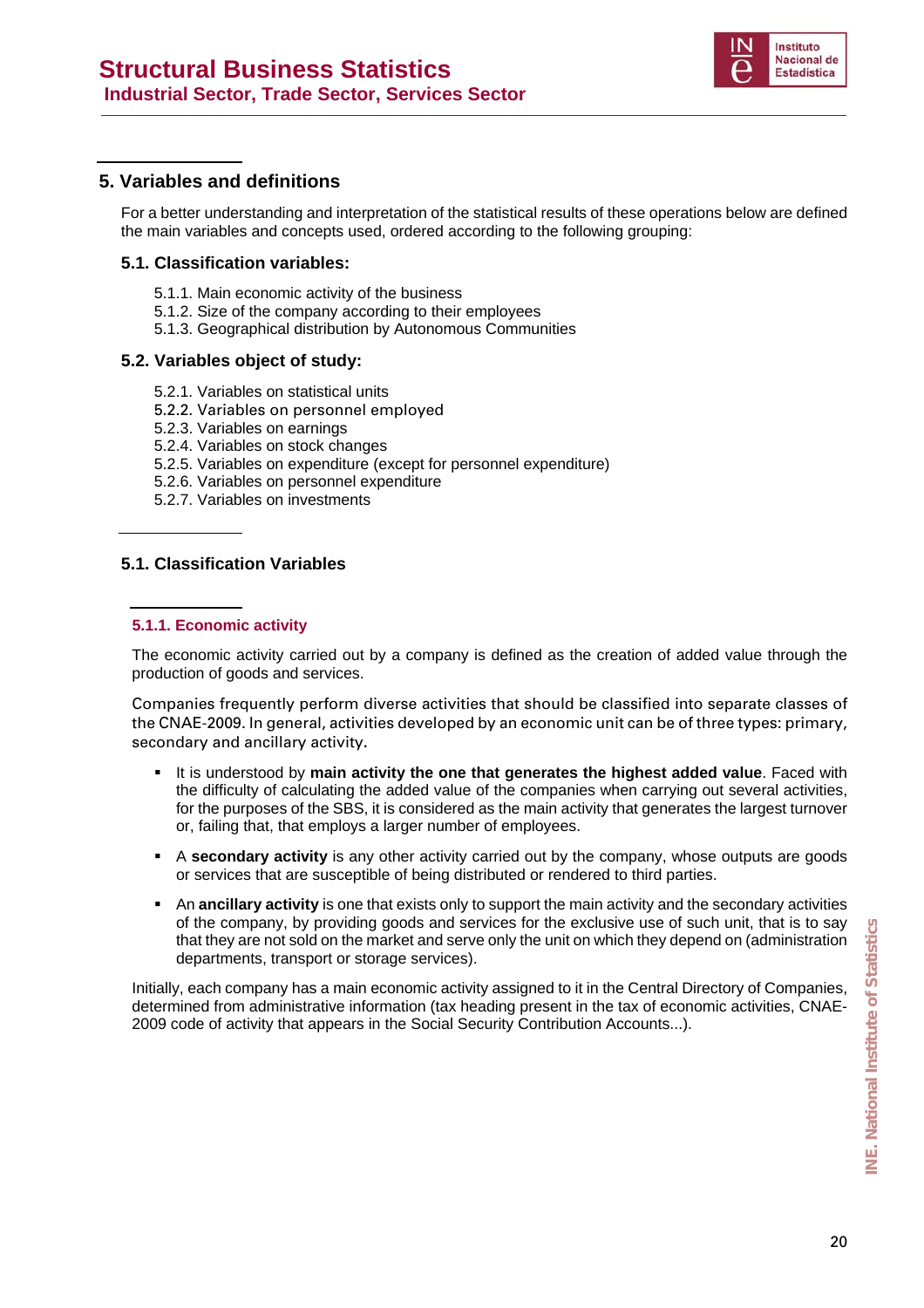## 5. Variables and definitions

For a better understanding and interpretation of the statistical results of these operations below are defined the main variables and concepts used, ordered according to the following grouping:

### 5.1. Classification variables:

5.1.1. Main economic activity of the business
5.1.2. Size of the company according to their employees
5.1.3. Geographical distribution by Autonomous Communities

### 5.2. Variables object of study:

5.2.1. Variables on statistical units
5.2.2. Variables on personnel employed
5.2.3. Variables on earnings
5.2.4. Variables on stock changes
5.2.5. Variables on expenditure (except for personnel expenditure)
5.2.6. Variables on personnel expenditure
5.2.7. Variables on investments

### 5.1. Classification Variables

#### 5.1.1. Economic activity

The economic activity carried out by a company is defined as the creation of added value through the production of goods and services.

Companies frequently perform diverse activities that should be classified into separate classes of the CNAE-2009. In general, activities developed by an economic unit can be of three types: primary, secondary and ancillary activity.

- It is understood by **main activity the one that generates the highest added value**. Faced with the difficulty of calculating the added value of the companies when carrying out several activities, for the purposes of the SBS, it is considered as the main activity that generates the largest turnover or, failing that, that employs a larger number of employees.
- A **secondary activity** is any other activity carried out by the company, whose outputs are goods or services that are susceptible of being distributed or rendered to third parties.
- An **ancillary activity** is one that exists only to support the main activity and the secondary activities of the company, by providing goods and services for the exclusive use of such unit, that is to say that they are not sold on the market and serve only the unit on which they depend on (administration departments, transport or storage services).

Initially, each company has a main economic activity assigned to it in the Central Directory of Companies, determined from administrative information (tax heading present in the tax of economic activities, CNAE-2009 code of activity that appears in the Social Security Contribution Accounts...).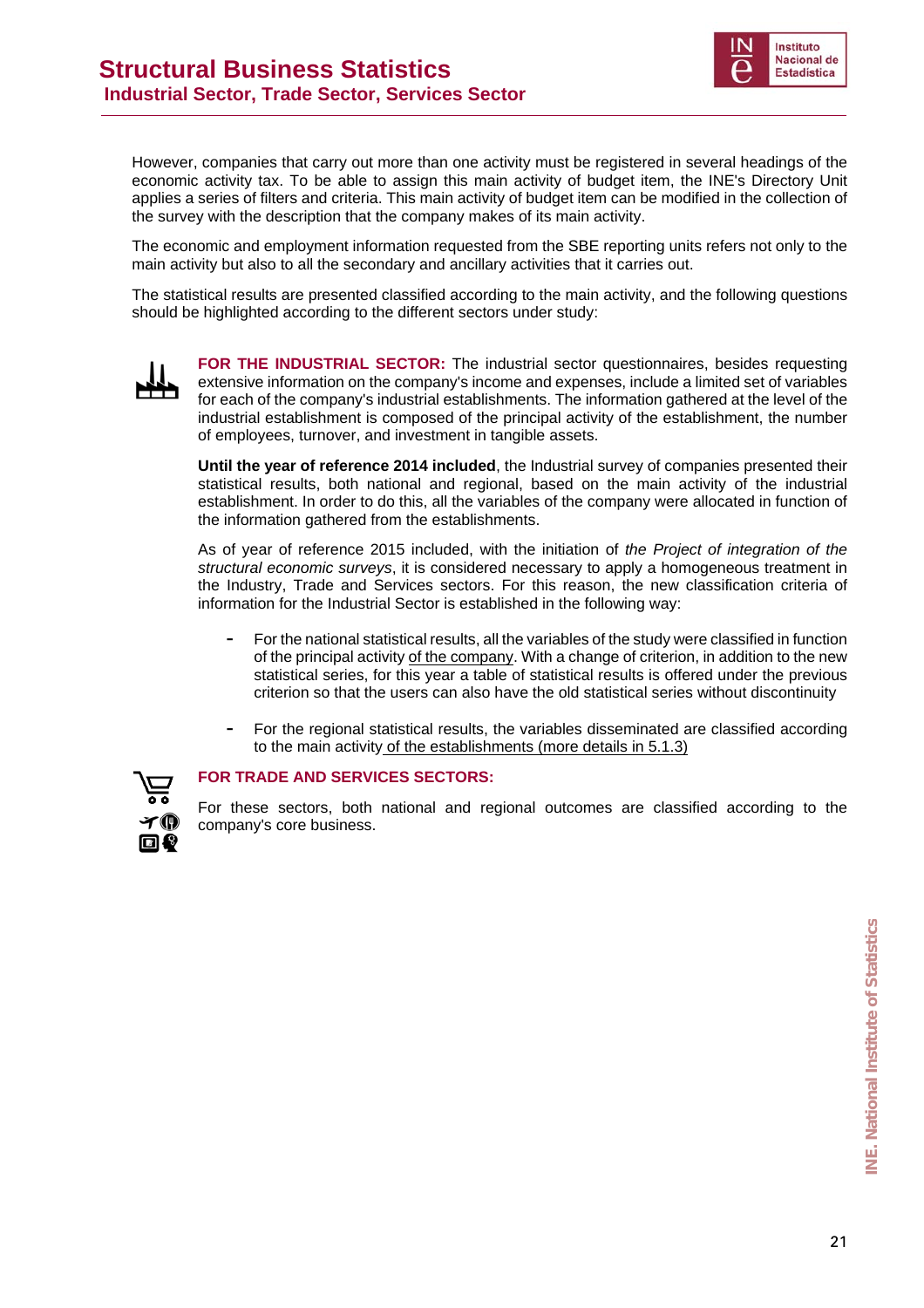However, companies that carry out more than one activity must be registered in several headings of the economic activity tax. To be able to assign this main activity of budget item, the INE's Directory Unit applies a series of filters and criteria. This main activity of budget item can be modified in the collection of the survey with the description that the company makes of its main activity.

The economic and employment information requested from the SBE reporting units refers not only to the main activity but also to all the secondary and ancillary activities that it carries out.

The statistical results are presented classified according to the main activity, and the following questions should be highlighted according to the different sectors under study:

**FOR THE INDUSTRIAL SECTOR:** The industrial sector questionnaires, besides requesting extensive information on the company's income and expenses, include a limited set of variables for each of the company's industrial establishments. The information gathered at the level of the industrial establishment is composed of the principal activity of the establishment, the number of employees, turnover, and investment in tangible assets.

**Until the year of reference 2014 included**, the Industrial survey of companies presented their statistical results, both national and regional, based on the main activity of the industrial establishment. In order to do this, all the variables of the company were allocated in function of the information gathered from the establishments.

As of year of reference 2015 included, with the initiation of *the Project of integration of the structural economic surveys*, it is considered necessary to apply a homogeneous treatment in the Industry, Trade and Services sectors. For this reason, the new classification criteria of information for the Industrial Sector is established in the following way:

- For the national statistical results, all the variables of the study were classified in function of the principal activity of the company. With a change of criterion, in addition to the new statistical series, for this year a table of statistical results is offered under the previous criterion so that the users can also have the old statistical series without discontinuity

- For the regional statistical results, the variables disseminated are classified according to the main activity of the establishments (more details in 5.1.3)

**FOR TRADE AND SERVICES SECTORS:**

For these sectors, both national and regional outcomes are classified according to the company's core business.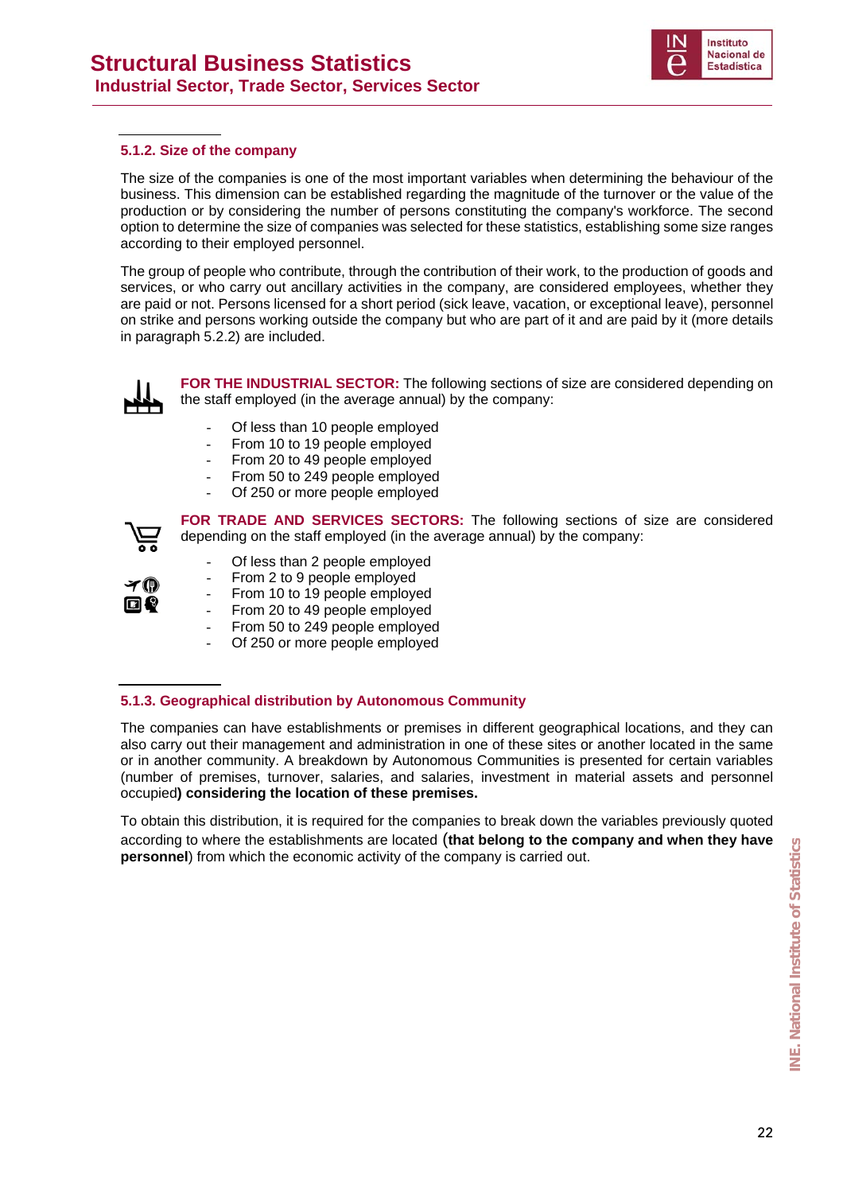### 5.1.2. Size of the company

The size of the companies is one of the most important variables when determining the behaviour of the business. This dimension can be established regarding the magnitude of the turnover or the value of the production or by considering the number of persons constituting the company's workforce. The second option to determine the size of companies was selected for these statistics, establishing some size ranges according to their employed personnel.

The group of people who contribute, through the contribution of their work, to the production of goods and services, or who carry out ancillary activities in the company, are considered employees, whether they are paid or not. Persons licensed for a short period (sick leave, vacation, or exceptional leave), personnel on strike and persons working outside the company but who are part of it and are paid by it (more details in paragraph 5.2.2) are included.

**FOR THE INDUSTRIAL SECTOR:** The following sections of size are considered depending on the staff employed (in the average annual) by the company:

- Of less than 10 people employed
- From 10 to 19 people employed
- From 20 to 49 people employed
- From 50 to 249 people employed
- Of 250 or more people employed

**FOR TRADE AND SERVICES SECTORS:** The following sections of size are considered depending on the staff employed (in the average annual) by the company:

- Of less than 2 people employed
- From 2 to 9 people employed
- From 10 to 19 people employed
- From 20 to 49 people employed
- From 50 to 249 people employed
- Of 250 or more people employed

### 5.1.3. Geographical distribution by Autonomous Community

The companies can have establishments or premises in different geographical locations, and they can also carry out their management and administration in one of these sites or another located in the same or in another community. A breakdown by Autonomous Communities is presented for certain variables (number of premises, turnover, salaries, and salaries, investment in material assets and personnel occupied**) considering the location of these premises.**

To obtain this distribution, it is required for the companies to break down the variables previously quoted according to where the establishments are located (**that belong to the company and when they have personnel**) from which the economic activity of the company is carried out.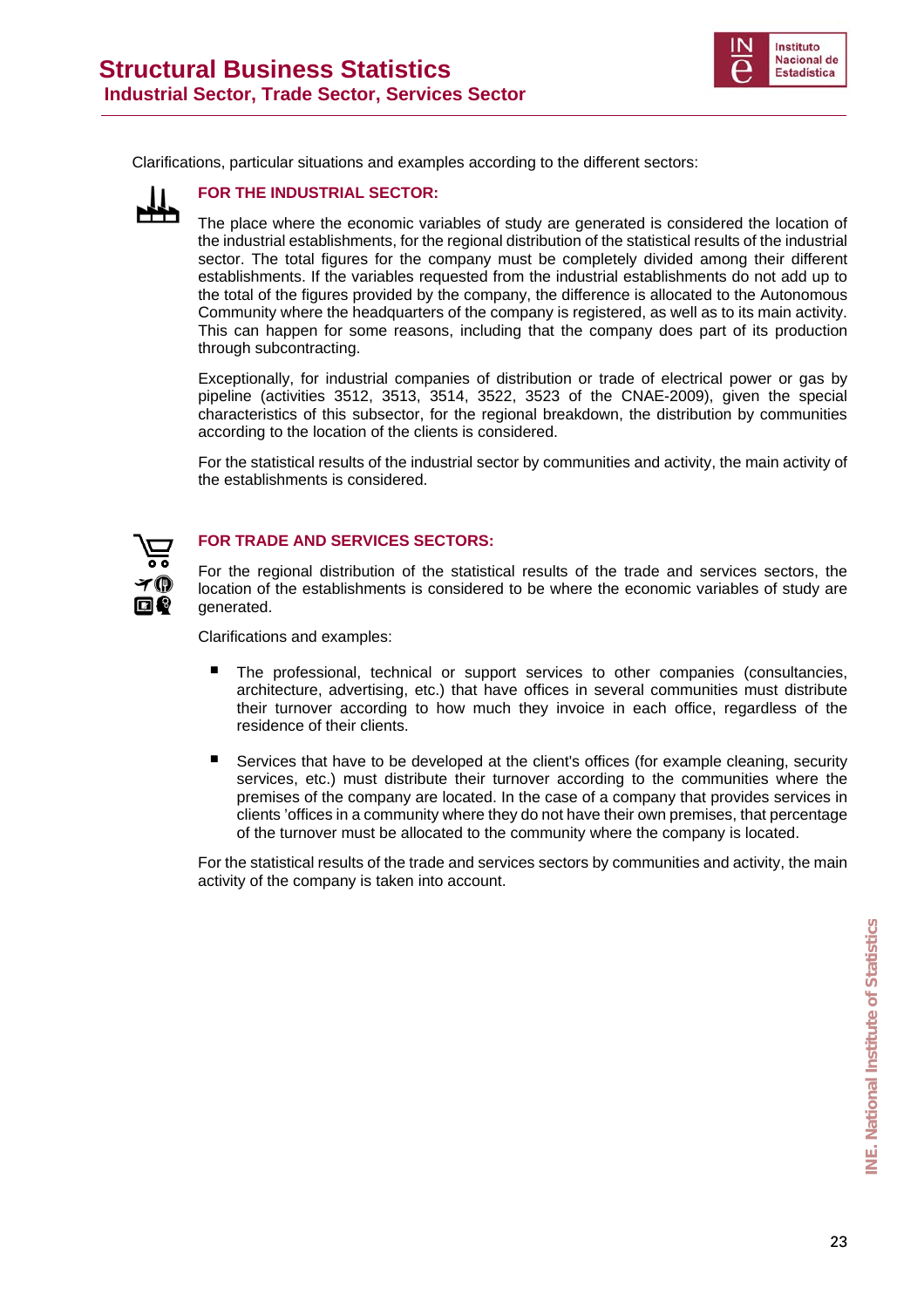Clarifications, particular situations and examples according to the different sectors:

### FOR THE INDUSTRIAL SECTOR:

The place where the economic variables of study are generated is considered the location of the industrial establishments, for the regional distribution of the statistical results of the industrial sector. The total figures for the company must be completely divided among their different establishments. If the variables requested from the industrial establishments do not add up to the total of the figures provided by the company, the difference is allocated to the Autonomous Community where the headquarters of the company is registered, as well as to its main activity. This can happen for some reasons, including that the company does part of its production through subcontracting.

Exceptionally, for industrial companies of distribution or trade of electrical power or gas by pipeline (activities 3512, 3513, 3514, 3522, 3523 of the CNAE-2009), given the special characteristics of this subsector, for the regional breakdown, the distribution by communities according to the location of the clients is considered.

For the statistical results of the industrial sector by communities and activity, the main activity of the establishments is considered.

### FOR TRADE AND SERVICES SECTORS:

For the regional distribution of the statistical results of the trade and services sectors, the location of the establishments is considered to be where the economic variables of study are generated.

Clarifications and examples:

- The professional, technical or support services to other companies (consultancies, architecture, advertising, etc.) that have offices in several communities must distribute their turnover according to how much they invoice in each office, regardless of the residence of their clients.

- Services that have to be developed at the client's offices (for example cleaning, security services, etc.) must distribute their turnover according to the communities where the premises of the company are located. In the case of a company that provides services in clients 'offices in a community where they do not have their own premises, that percentage of the turnover must be allocated to the community where the company is located.

For the statistical results of the trade and services sectors by communities and activity, the main activity of the company is taken into account.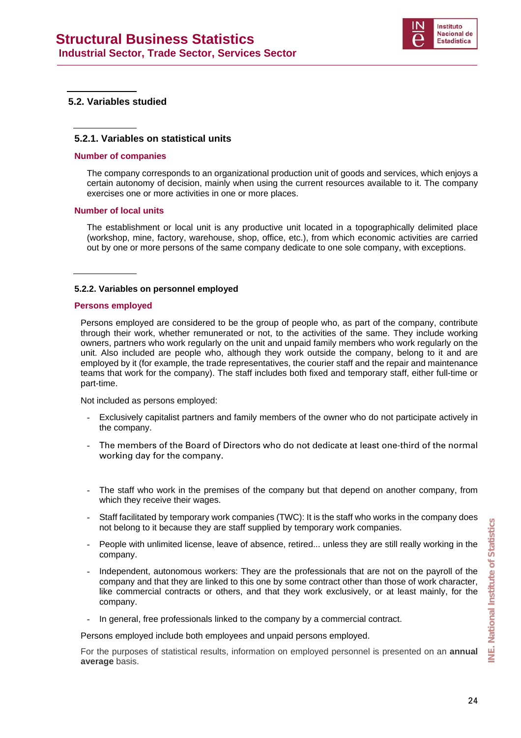## 5.2. Variables studied

### 5.2.1. Variables on statistical units

**Number of companies**

The company corresponds to an organizational production unit of goods and services, which enjoys a certain autonomy of decision, mainly when using the current resources available to it. The company exercises one or more activities in one or more places.

**Number of local units**

The establishment or local unit is any productive unit located in a topographically delimited place (workshop, mine, factory, warehouse, shop, office, etc.), from which economic activities are carried out by one or more persons of the same company dedicate to one sole company, with exceptions.

### 5.2.2. Variables on personnel employed

**Persons employed**

Persons employed are considered to be the group of people who, as part of the company, contribute through their work, whether remunerated or not, to the activities of the same. They include working owners, partners who work regularly on the unit and unpaid family members who work regularly on the unit. Also included are people who, although they work outside the company, belong to it and are employed by it (for example, the trade representatives, the courier staff and the repair and maintenance teams that work for the company). The staff includes both fixed and temporary staff, either full-time or part-time.

Not included as persons employed:

- Exclusively capitalist partners and family members of the owner who do not participate actively in the company.
- The members of the Board of Directors who do not dedicate at least one-third of the normal working day for the company.
- The staff who work in the premises of the company but that depend on another company, from which they receive their wages.
- Staff facilitated by temporary work companies (TWC): It is the staff who works in the company does not belong to it because they are staff supplied by temporary work companies.
- People with unlimited license, leave of absence, retired... unless they are still really working in the company.
- Independent, autonomous workers: They are the professionals that are not on the payroll of the company and that they are linked to this one by some contract other than those of work character, like commercial contracts or others, and that they work exclusively, or at least mainly, for the company.
- In general, free professionals linked to the company by a commercial contract.

Persons employed include both employees and unpaid persons employed.

For the purposes of statistical results, information on employed personnel is presented on an **annual average** basis.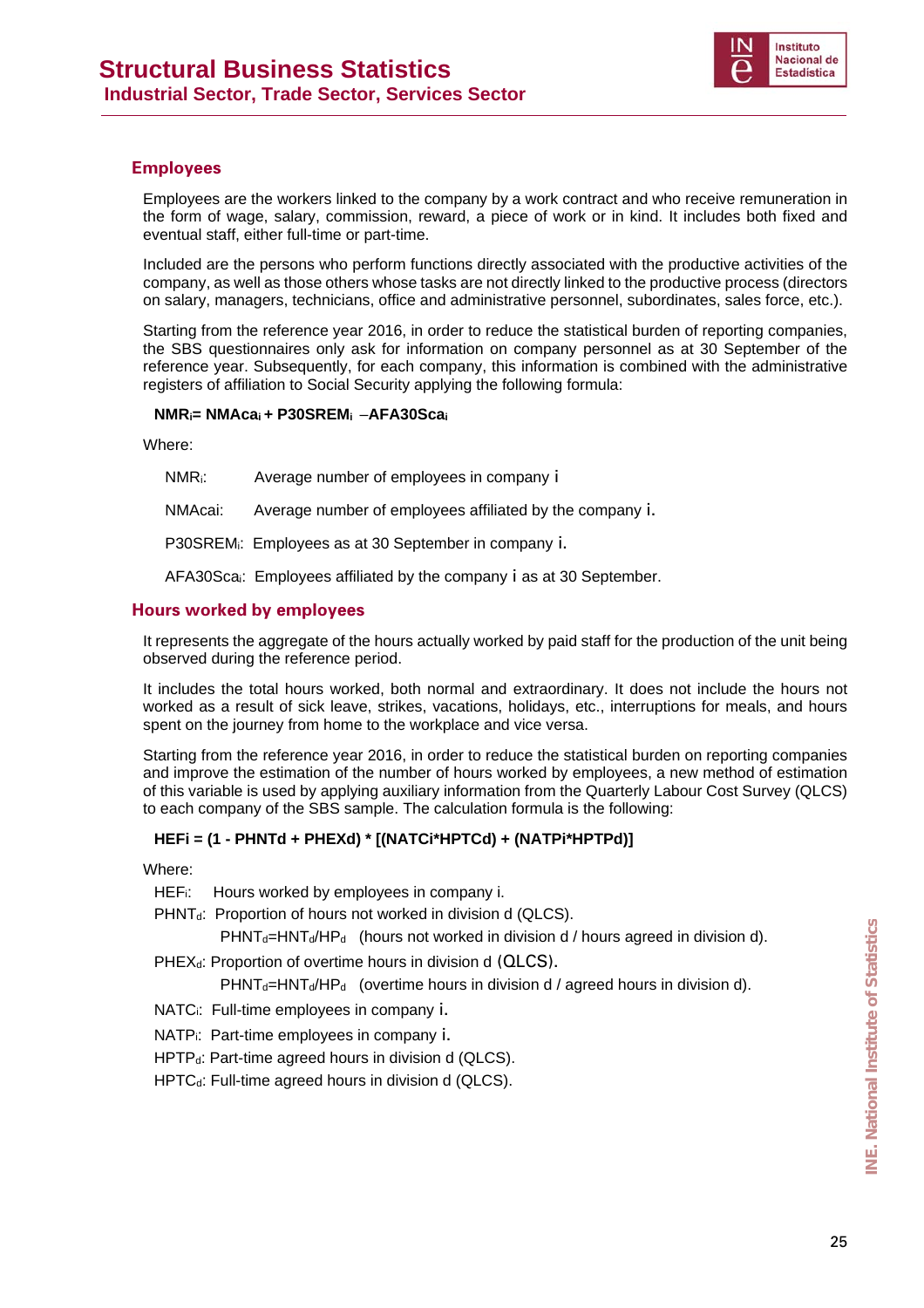## Employees

Employees are the workers linked to the company by a work contract and who receive remuneration in the form of wage, salary, commission, reward, a piece of work or in kind. It includes both fixed and eventual staff, either full-time or part-time.

Included are the persons who perform functions directly associated with the productive activities of the company, as well as those others whose tasks are not directly linked to the productive process (directors on salary, managers, technicians, office and administrative personnel, subordinates, sales force, etc.).

Starting from the reference year 2016, in order to reduce the statistical burden of reporting companies, the SBS questionnaires only ask for information on company personnel as at 30 September of the reference year. Subsequently, for each company, this information is combined with the administrative registers of affiliation to Social Security applying the following formula:

$$\mathbf{NMR_i = NMAca_i + P30SREM_i - AFA30Sca_i}$$

Where:

$NMR_i$: Average number of employees in company i

NMAcai: Average number of employees affiliated by the company i.

$P30SREM_i$: Employees as at 30 September in company i.

$AFA30Sca_i$: Employees affiliated by the company i as at 30 September.

## Hours worked by employees

It represents the aggregate of the hours actually worked by paid staff for the production of the unit being observed during the reference period.

It includes the total hours worked, both normal and extraordinary. It does not include the hours not worked as a result of sick leave, strikes, vacations, holidays, etc., interruptions for meals, and hours spent on the journey from home to the workplace and vice versa.

Starting from the reference year 2016, in order to reduce the statistical burden on reporting companies and improve the estimation of the number of hours worked by employees, a new method of estimation of this variable is used by applying auxiliary information from the Quarterly Labour Cost Survey (QLCS) to each company of the SBS sample. The calculation formula is the following:

$$\mathbf{HEFi = (1 - PHNTd + PHEXd) * [(NATCi*HPTCd) + (NATPi*HPTPd)]}$$

Where:

$HEF_i$: Hours worked by employees in company i.

$PHNT_d$: Proportion of hours not worked in division d (QLCS).

$PHNT_d = HNT_d / HP_d$ (hours not worked in division d / hours agreed in division d).

$PHEX_d$: Proportion of overtime hours in division d (QLCS).

$PHNT_d = HNT_d / HP_d$ (overtime hours in division d / agreed hours in division d).

$NATC_i$: Full-time employees in company i.

$NATP_i$: Part-time employees in company i.

$HPTP_d$: Part-time agreed hours in division d (QLCS).

$HPTC_d$: Full-time agreed hours in division d (QLCS).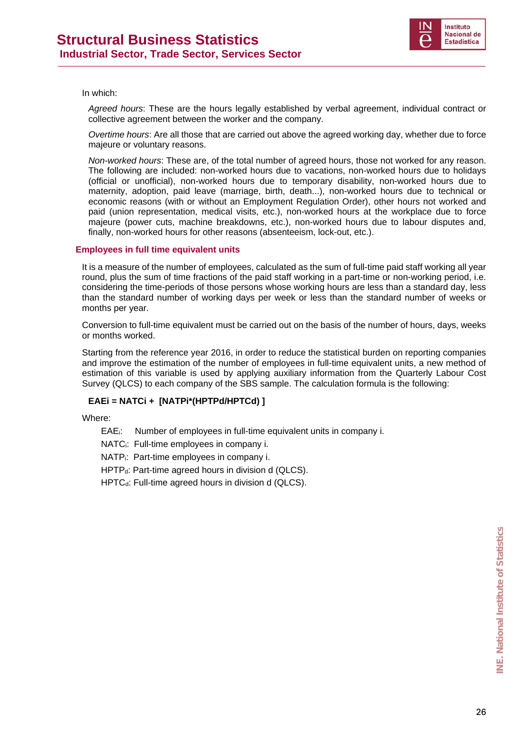In which:

*Agreed hours*: These are the hours legally established by verbal agreement, individual contract or collective agreement between the worker and the company.

*Overtime hours*: Are all those that are carried out above the agreed working day, whether due to force majeure or voluntary reasons.

*Non-worked hours*: These are, of the total number of agreed hours, those not worked for any reason. The following are included: non-worked hours due to vacations, non-worked hours due to holidays (official or unofficial), non-worked hours due to temporary disability, non-worked hours due to maternity, adoption, paid leave (marriage, birth, death...), non-worked hours due to technical or economic reasons (with or without an Employment Regulation Order), other hours not worked and paid (union representation, medical visits, etc.), non-worked hours at the workplace due to force majeure (power cuts, machine breakdowns, etc.), non-worked hours due to labour disputes and, finally, non-worked hours for other reasons (absenteeism, lock-out, etc.).

### Employees in full time equivalent units

It is a measure of the number of employees, calculated as the sum of full-time paid staff working all year round, plus the sum of time fractions of the paid staff working in a part-time or non-working period, i.e. considering the time-periods of those persons whose working hours are less than a standard day, less than the standard number of working days per week or less than the standard number of weeks or months per year.

Conversion to full-time equivalent must be carried out on the basis of the number of hours, days, weeks or months worked.

Starting from the reference year 2016, in order to reduce the statistical burden on reporting companies and improve the estimation of the number of employees in full-time equivalent units, a new method of estimation of this variable is used by applying auxiliary information from the Quarterly Labour Cost Survey (QLCS) to each company of the SBS sample. The calculation formula is the following:

$$EAE_i = NATC_i + [NATP_i * (HPTP_d / HPTC_d)]$$

Where:

$EAE_i$: Number of employees in full-time equivalent units in company i.

$NATC_i$: Full-time employees in company i.

$NATP_i$: Part-time employees in company i.

$HPTP_d$: Part-time agreed hours in division d (QLCS).

$HPTC_d$: Full-time agreed hours in division d (QLCS).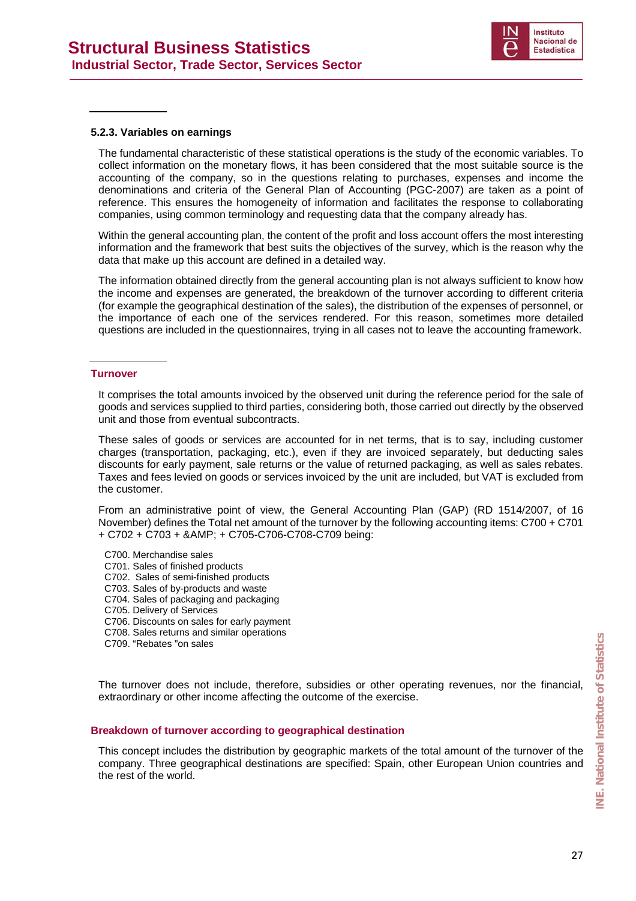#### 5.2.3. Variables on earnings

The fundamental characteristic of these statistical operations is the study of the economic variables. To collect information on the monetary flows, it has been considered that the most suitable source is the accounting of the company, so in the questions relating to purchases, expenses and income the denominations and criteria of the General Plan of Accounting (PGC-2007) are taken as a point of reference. This ensures the homogeneity of information and facilitates the response to collaborating companies, using common terminology and requesting data that the company already has.

Within the general accounting plan, the content of the profit and loss account offers the most interesting information and the framework that best suits the objectives of the survey, which is the reason why the data that make up this account are defined in a detailed way.

The information obtained directly from the general accounting plan is not always sufficient to know how the income and expenses are generated, the breakdown of the turnover according to different criteria (for example the geographical destination of the sales), the distribution of the expenses of personnel, or the importance of each one of the services rendered. For this reason, sometimes more detailed questions are included in the questionnaires, trying in all cases not to leave the accounting framework.

**Turnover**

It comprises the total amounts invoiced by the observed unit during the reference period for the sale of goods and services supplied to third parties, considering both, those carried out directly by the observed unit and those from eventual subcontracts.

These sales of goods or services are accounted for in net terms, that is to say, including customer charges (transportation, packaging, etc.), even if they are invoiced separately, but deducting sales discounts for early payment, sale returns or the value of returned packaging, as well as sales rebates. Taxes and fees levied on goods or services invoiced by the unit are included, but VAT is excluded from the customer.

From an administrative point of view, the General Accounting Plan (GAP) (RD 1514/2007, of 16 November) defines the Total net amount of the turnover by the following accounting items: C700 + C701 + C702 + C703 + &AMP; + C705-C706-C708-C709 being:

C700. Merchandise sales
C701. Sales of finished products
C702. Sales of semi-finished products
C703. Sales of by-products and waste
C704. Sales of packaging and packaging
C705. Delivery of Services
C706. Discounts on sales for early payment
C708. Sales returns and similar operations
C709. “Rebates ”on sales

The turnover does not include, therefore, subsidies or other operating revenues, nor the financial, extraordinary or other income affecting the outcome of the exercise.

**Breakdown of turnover according to geographical destination**

This concept includes the distribution by geographic markets of the total amount of the turnover of the company. Three geographical destinations are specified: Spain, other European Union countries and the rest of the world.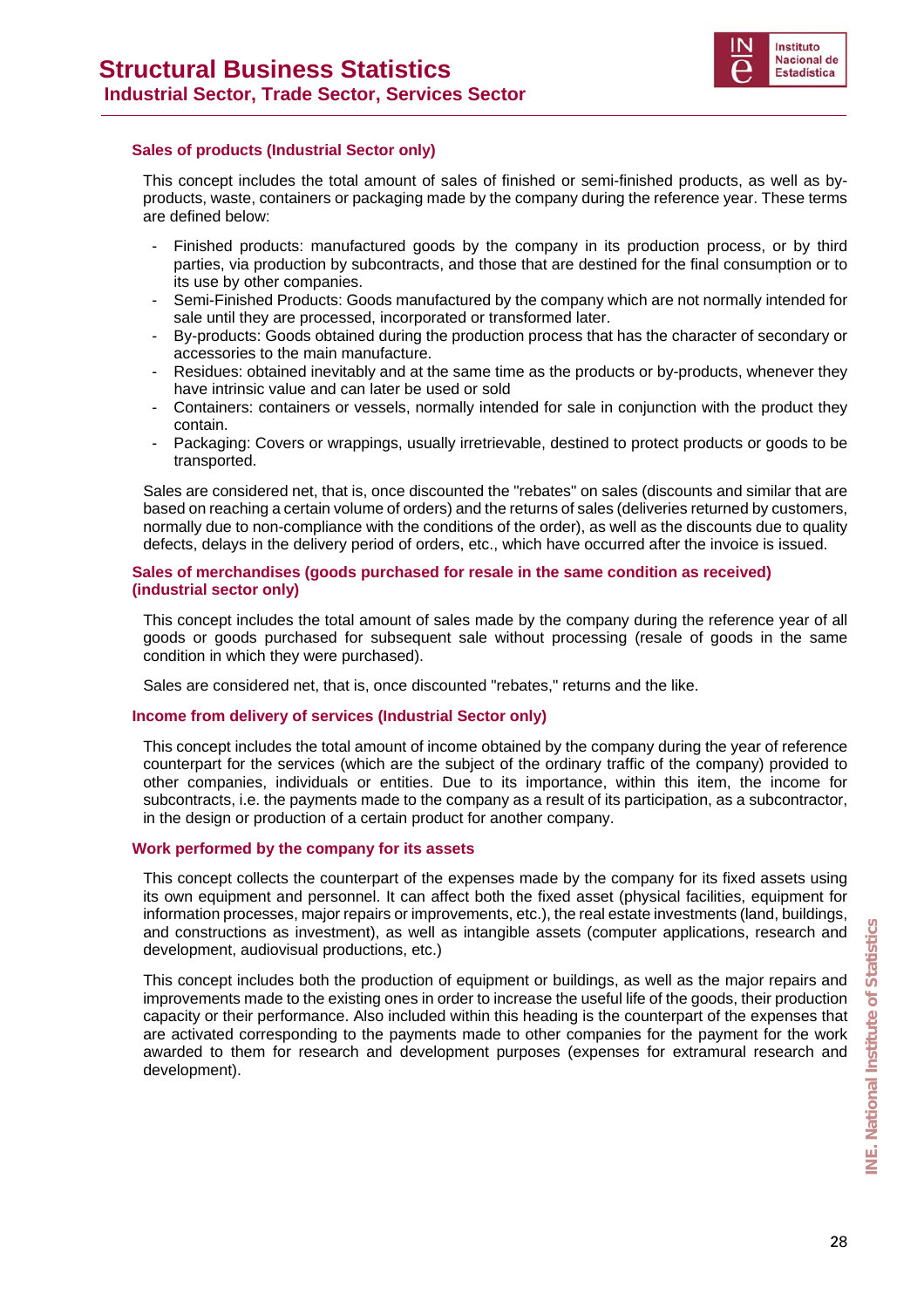### Sales of products (Industrial Sector only)

This concept includes the total amount of sales of finished or semi-finished products, as well as by-products, waste, containers or packaging made by the company during the reference year. These terms are defined below:

- Finished products: manufactured goods by the company in its production process, or by third parties, via production by subcontracts, and those that are destined for the final consumption or to its use by other companies.
- Semi-Finished Products: Goods manufactured by the company which are not normally intended for sale until they are processed, incorporated or transformed later.
- By-products: Goods obtained during the production process that has the character of secondary or accessories to the main manufacture.
- Residues: obtained inevitably and at the same time as the products or by-products, whenever they have intrinsic value and can later be used or sold
- Containers: containers or vessels, normally intended for sale in conjunction with the product they contain.
- Packaging: Covers or wrappings, usually irretrievable, destined to protect products or goods to be transported.

Sales are considered net, that is, once discounted the "rebates" on sales (discounts and similar that are based on reaching a certain volume of orders) and the returns of sales (deliveries returned by customers, normally due to non-compliance with the conditions of the order), as well as the discounts due to quality defects, delays in the delivery period of orders, etc., which have occurred after the invoice is issued.

### Sales of merchandises (goods purchased for resale in the same condition as received) (industrial sector only)

This concept includes the total amount of sales made by the company during the reference year of all goods or goods purchased for subsequent sale without processing (resale of goods in the same condition in which they were purchased).

Sales are considered net, that is, once discounted "rebates," returns and the like.

### Income from delivery of services (Industrial Sector only)

This concept includes the total amount of income obtained by the company during the year of reference counterpart for the services (which are the subject of the ordinary traffic of the company) provided to other companies, individuals or entities. Due to its importance, within this item, the income for subcontracts, i.e. the payments made to the company as a result of its participation, as a subcontractor, in the design or production of a certain product for another company.

### Work performed by the company for its assets

This concept collects the counterpart of the expenses made by the company for its fixed assets using its own equipment and personnel. It can affect both the fixed asset (physical facilities, equipment for information processes, major repairs or improvements, etc.), the real estate investments (land, buildings, and constructions as investment), as well as intangible assets (computer applications, research and development, audiovisual productions, etc.)

This concept includes both the production of equipment or buildings, as well as the major repairs and improvements made to the existing ones in order to increase the useful life of the goods, their production capacity or their performance. Also included within this heading is the counterpart of the expenses that are activated corresponding to the payments made to other companies for the payment for the work awarded to them for research and development purposes (expenses for extramural research and development).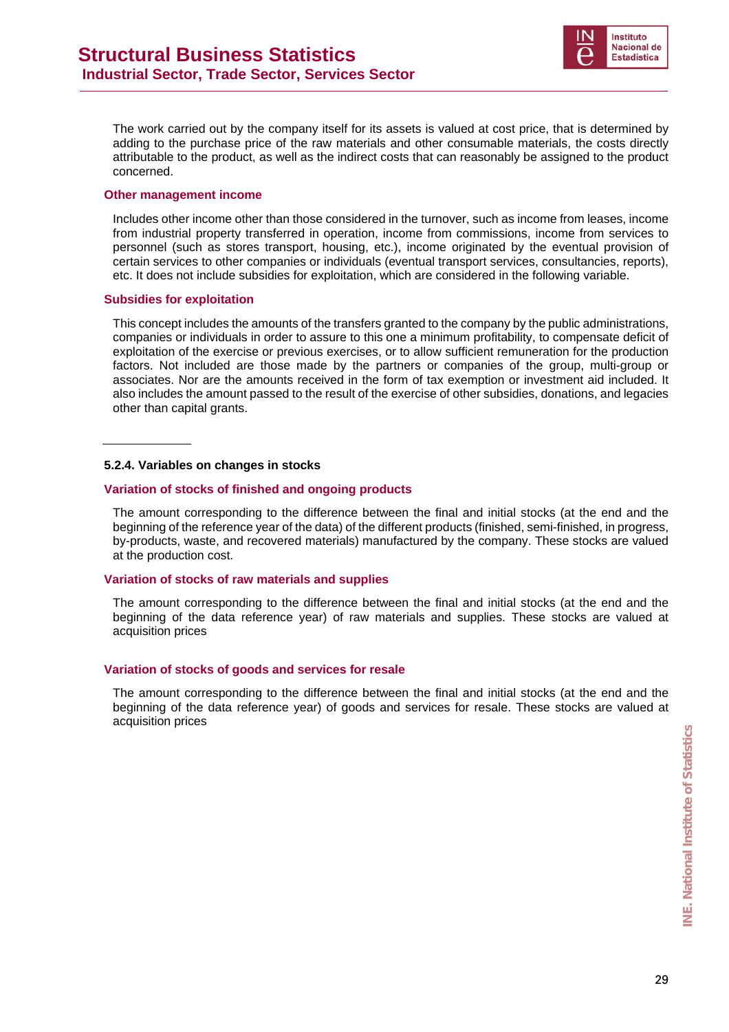The work carried out by the company itself for its assets is valued at cost price, that is determined by adding to the purchase price of the raw materials and other consumable materials, the costs directly attributable to the product, as well as the indirect costs that can reasonably be assigned to the product concerned.

#### Other management income

Includes other income other than those considered in the turnover, such as income from leases, income from industrial property transferred in operation, income from commissions, income from services to personnel (such as stores transport, housing, etc.), income originated by the eventual provision of certain services to other companies or individuals (eventual transport services, consultancies, reports), etc. It does not include subsidies for exploitation, which are considered in the following variable.

#### Subsidies for exploitation

This concept includes the amounts of the transfers granted to the company by the public administrations, companies or individuals in order to assure to this one a minimum profitability, to compensate deficit of exploitation of the exercise or previous exercises, or to allow sufficient remuneration for the production factors. Not included are those made by the partners or companies of the group, multi-group or associates. Nor are the amounts received in the form of tax exemption or investment aid included. It also includes the amount passed to the result of the exercise of other subsidies, donations, and legacies other than capital grants.

---

### 5.2.4. Variables on changes in stocks

#### Variation of stocks of finished and ongoing products

The amount corresponding to the difference between the final and initial stocks (at the end and the beginning of the reference year of the data) of the different products (finished, semi-finished, in progress, by-products, waste, and recovered materials) manufactured by the company. These stocks are valued at the production cost.

#### Variation of stocks of raw materials and supplies

The amount corresponding to the difference between the final and initial stocks (at the end and the beginning of the data reference year) of raw materials and supplies. These stocks are valued at acquisition prices

#### Variation of stocks of goods and services for resale

The amount corresponding to the difference between the final and initial stocks (at the end and the beginning of the data reference year) of goods and services for resale. These stocks are valued at acquisition prices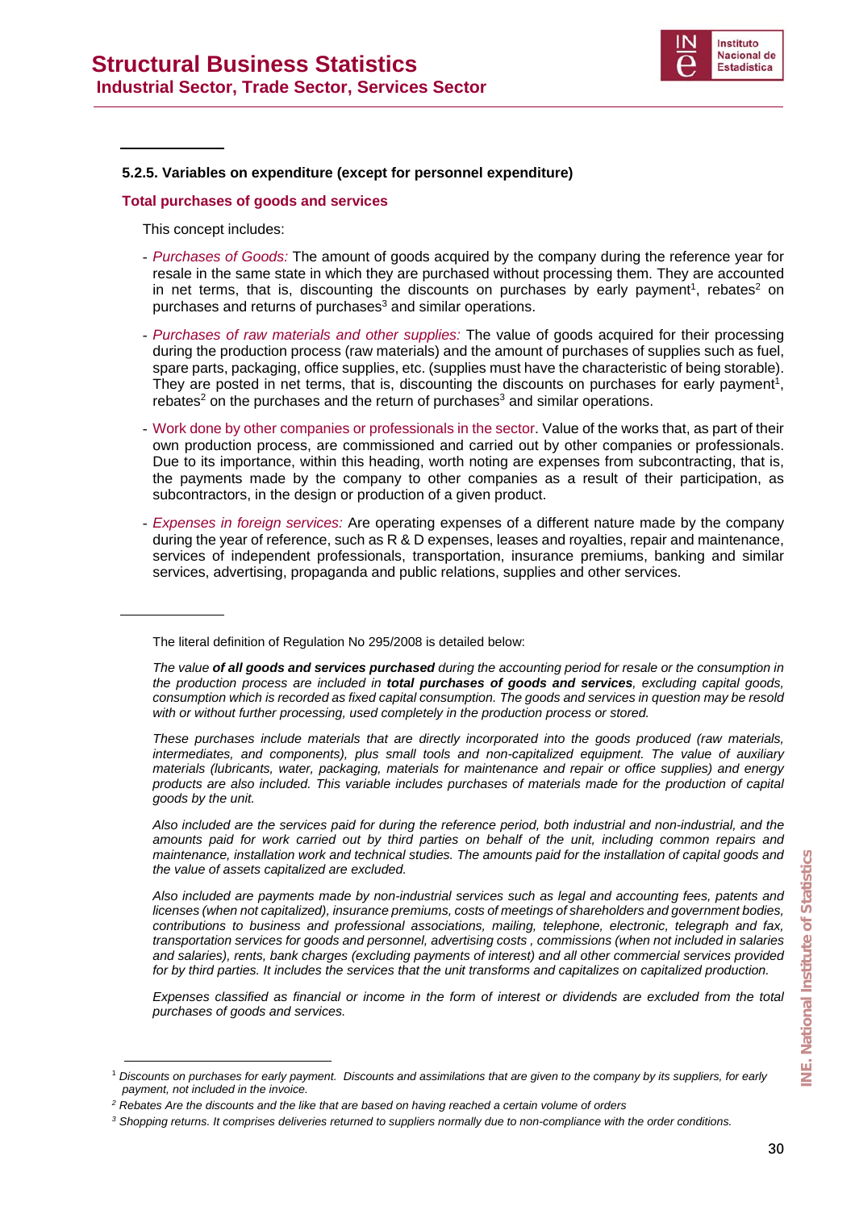#### 5.2.5. Variables on expenditure (except for personnel expenditure)

**Total purchases of goods and services**

This concept includes:

- *Purchases of Goods:* The amount of goods acquired by the company during the reference year for resale in the same state in which they are purchased without processing them. They are accounted in net terms, that is, discounting the discounts on purchases by early payment[1], rebates[2] on purchases and returns of purchases[3] and similar operations.

- *Purchases of raw materials and other supplies:* The value of goods acquired for their processing during the production process (raw materials) and the amount of purchases of supplies such as fuel, spare parts, packaging, office supplies, etc. (supplies must have the characteristic of being storable). They are posted in net terms, that is, discounting the discounts on purchases for early payment[1], rebates[2] on the purchases and the return of purchases[3] and similar operations.

- Work done by other companies or professionals in the sector. Value of the works that, as part of their own production process, are commissioned and carried out by other companies or professionals. Due to its importance, within this heading, worth noting are expenses from subcontracting, that is, the payments made by the company to other companies as a result of their participation, as subcontractors, in the design or production of a given product.

- *Expenses in foreign services:* Are operating expenses of a different nature made by the company during the year of reference, such as R & D expenses, leases and royalties, repair and maintenance, services of independent professionals, transportation, insurance premiums, banking and similar services, advertising, propaganda and public relations, supplies and other services.

---

The literal definition of Regulation No 295/2008 is detailed below:

*The value **of all goods and services purchased** during the accounting period for resale or the consumption in the production process are included in **total purchases of goods and services**, excluding capital goods, consumption which is recorded as fixed capital consumption. The goods and services in question may be resold with or without further processing, used completely in the production process or stored.*

*These purchases include materials that are directly incorporated into the goods produced (raw materials, intermediates, and components), plus small tools and non-capitalized equipment. The value of auxiliary materials (lubricants, water, packaging, materials for maintenance and repair or office supplies) and energy products are also included. This variable includes purchases of materials made for the production of capital goods by the unit.*

*Also included are the services paid for during the reference period, both industrial and non-industrial, and the amounts paid for work carried out by third parties on behalf of the unit, including common repairs and maintenance, installation work and technical studies. The amounts paid for the installation of capital goods and the value of assets capitalized are excluded.*

*Also included are payments made by non-industrial services such as legal and accounting fees, patents and licenses (when not capitalized), insurance premiums, costs of meetings of shareholders and government bodies, contributions to business and professional associations, mailing, telephone, electronic, telegraph and fax, transportation services for goods and personnel, advertising costs , commissions (when not included in salaries and salaries), rents, bank charges (excluding payments of interest) and all other commercial services provided for by third parties. It includes the services that the unit transforms and capitalizes on capitalized production.*

*Expenses classified as financial or income in the form of interest or dividends are excluded from the total purchases of goods and services.*

---

[1] *Discounts on purchases for early payment. Discounts and assimilations that are given to the company by its suppliers, for early payment, not included in the invoice.*

[2] *Rebates Are the discounts and the like that are based on having reached a certain volume of orders*

[3] *Shopping returns. It comprises deliveries returned to suppliers normally due to non-compliance with the order conditions.*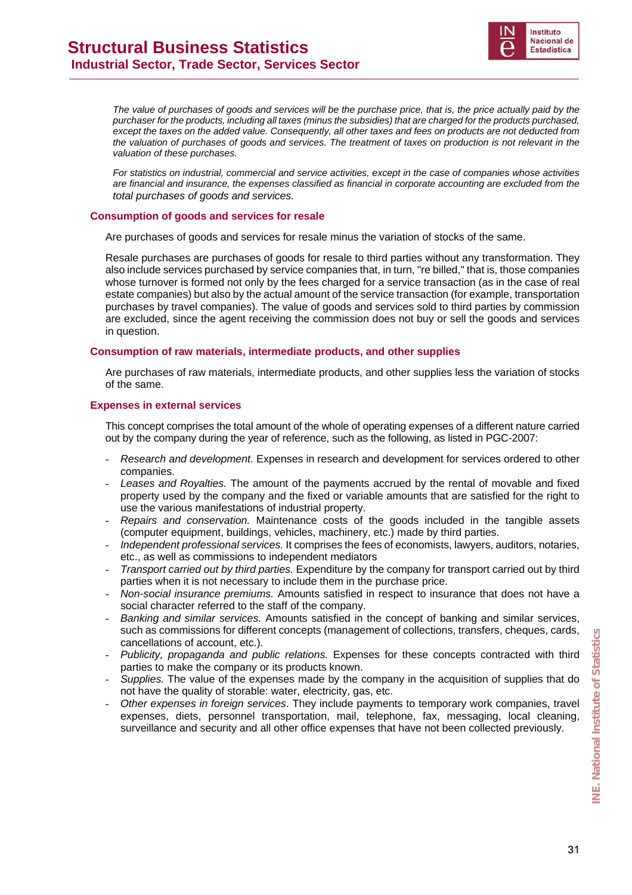*The value of purchases of goods and services will be the purchase price, that is, the price actually paid by the purchaser for the products, including all taxes (minus the subsidies) that are charged for the products purchased, except the taxes on the added value. Consequently, all other taxes and fees on products are not deducted from the valuation of purchases of goods and services. The treatment of taxes on production is not relevant in the valuation of these purchases.*

*For statistics on industrial, commercial and service activities, except in the case of companies whose activities are financial and insurance, the expenses classified as financial in corporate accounting are excluded from the total purchases of goods and services.*

### Consumption of goods and services for resale

Are purchases of goods and services for resale minus the variation of stocks of the same.

Resale purchases are purchases of goods for resale to third parties without any transformation. They also include services purchased by service companies that, in turn, "re billed," that is, those companies whose turnover is formed not only by the fees charged for a service transaction (as in the case of real estate companies) but also by the actual amount of the service transaction (for example, transportation purchases by travel companies). The value of goods and services sold to third parties by commission are excluded, since the agent receiving the commission does not buy or sell the goods and services in question.

### Consumption of raw materials, intermediate products, and other supplies

Are purchases of raw materials, intermediate products, and other supplies less the variation of stocks of the same.

### Expenses in external services

This concept comprises the total amount of the whole of operating expenses of a different nature carried out by the company during the year of reference, such as the following, as listed in PGC-2007:

- *Research and development*. Expenses in research and development for services ordered to other companies.
- *Leases and Royalties.* The amount of the payments accrued by the rental of movable and fixed property used by the company and the fixed or variable amounts that are satisfied for the right to use the various manifestations of industrial property.
- *Repairs and conservation.* Maintenance costs of the goods included in the tangible assets (computer equipment, buildings, vehicles, machinery, etc.) made by third parties.
- *Independent professional services.* It comprises the fees of economists, lawyers, auditors, notaries, etc., as well as commissions to independent mediators
- *Transport carried out by third parties.* Expenditure by the company for transport carried out by third parties when it is not necessary to include them in the purchase price.
- *Non-social insurance premiums.* Amounts satisfied in respect to insurance that does not have a social character referred to the staff of the company.
- *Banking and similar services.* Amounts satisfied in the concept of banking and similar services, such as commissions for different concepts (management of collections, transfers, cheques, cards, cancellations of account, etc.).
- *Publicity, propaganda and public relations.* Expenses for these concepts contracted with third parties to make the company or its products known.
- *Supplies.* The value of the expenses made by the company in the acquisition of supplies that do not have the quality of storable: water, electricity, gas, etc.
- *Other expenses in foreign services*. They include payments to temporary work companies, travel expenses, diets, personnel transportation, mail, telephone, fax, messaging, local cleaning, surveillance and security and all other office expenses that have not been collected previously.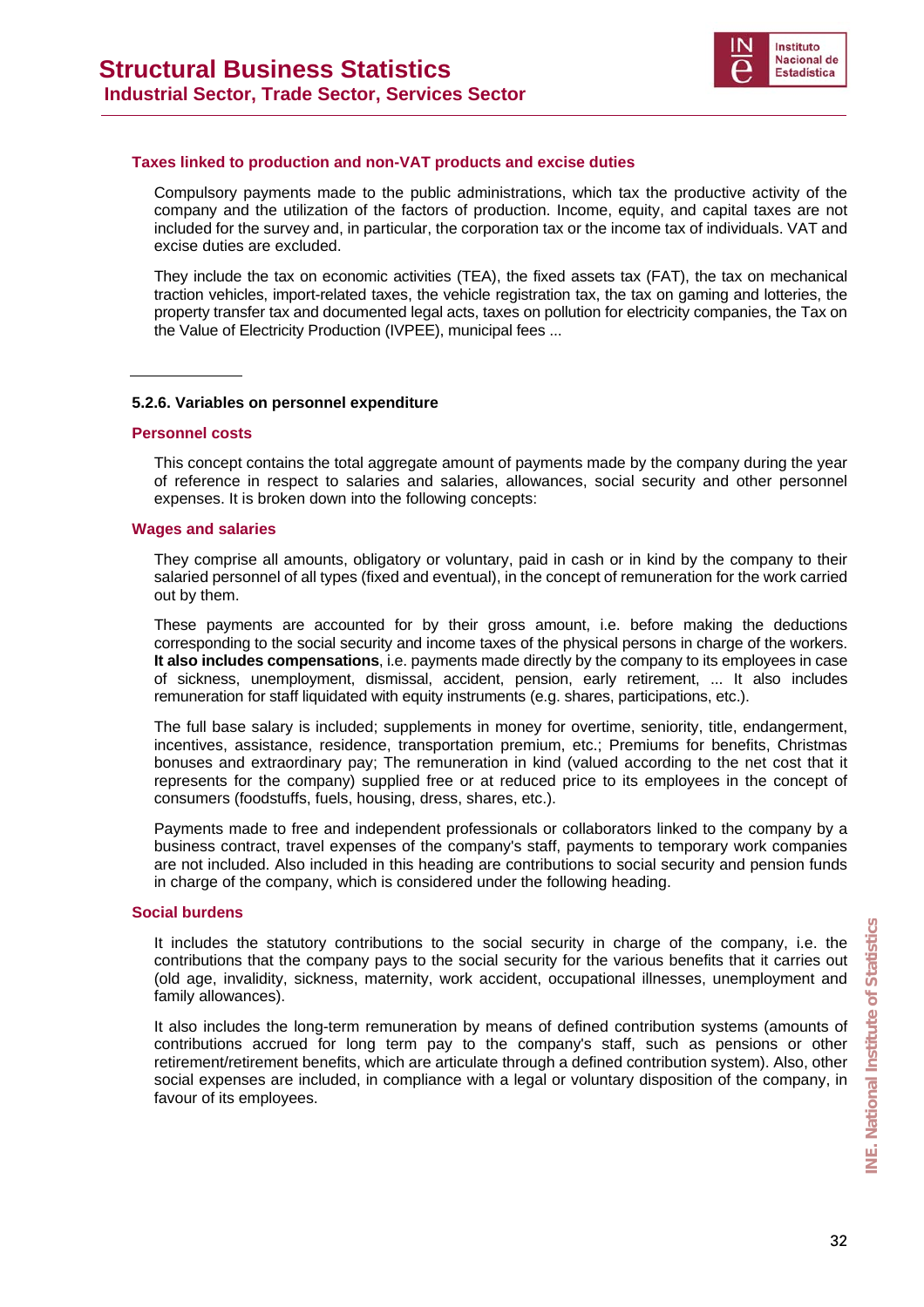### Taxes linked to production and non-VAT products and excise duties

Compulsory payments made to the public administrations, which tax the productive activity of the company and the utilization of the factors of production. Income, equity, and capital taxes are not included for the survey and, in particular, the corporation tax or the income tax of individuals. VAT and excise duties are excluded.

They include the tax on economic activities (TEA), the fixed assets tax (FAT), the tax on mechanical traction vehicles, import-related taxes, the vehicle registration tax, the tax on gaming and lotteries, the property transfer tax and documented legal acts, taxes on pollution for electricity companies, the Tax on the Value of Electricity Production (IVPEE), municipal fees ...

---

## 5.2.6. Variables on personnel expenditure

### Personnel costs

This concept contains the total aggregate amount of payments made by the company during the year of reference in respect to salaries and salaries, allowances, social security and other personnel expenses. It is broken down into the following concepts:

### Wages and salaries

They comprise all amounts, obligatory or voluntary, paid in cash or in kind by the company to their salaried personnel of all types (fixed and eventual), in the concept of remuneration for the work carried out by them.

These payments are accounted for by their gross amount, i.e. before making the deductions corresponding to the social security and income taxes of the physical persons in charge of the workers. **It also includes compensations**, i.e. payments made directly by the company to its employees in case of sickness, unemployment, dismissal, accident, pension, early retirement, ... It also includes remuneration for staff liquidated with equity instruments (e.g. shares, participations, etc.).

The full base salary is included; supplements in money for overtime, seniority, title, endangerment, incentives, assistance, residence, transportation premium, etc.; Premiums for benefits, Christmas bonuses and extraordinary pay; The remuneration in kind (valued according to the net cost that it represents for the company) supplied free or at reduced price to its employees in the concept of consumers (foodstuffs, fuels, housing, dress, shares, etc.).

Payments made to free and independent professionals or collaborators linked to the company by a business contract, travel expenses of the company's staff, payments to temporary work companies are not included. Also included in this heading are contributions to social security and pension funds in charge of the company, which is considered under the following heading.

### Social burdens

It includes the statutory contributions to the social security in charge of the company, i.e. the contributions that the company pays to the social security for the various benefits that it carries out (old age, invalidity, sickness, maternity, work accident, occupational illnesses, unemployment and family allowances).

It also includes the long-term remuneration by means of defined contribution systems (amounts of contributions accrued for long term pay to the company's staff, such as pensions or other retirement/retirement benefits, which are articulate through a defined contribution system). Also, other social expenses are included, in compliance with a legal or voluntary disposition of the company, in favour of its employees.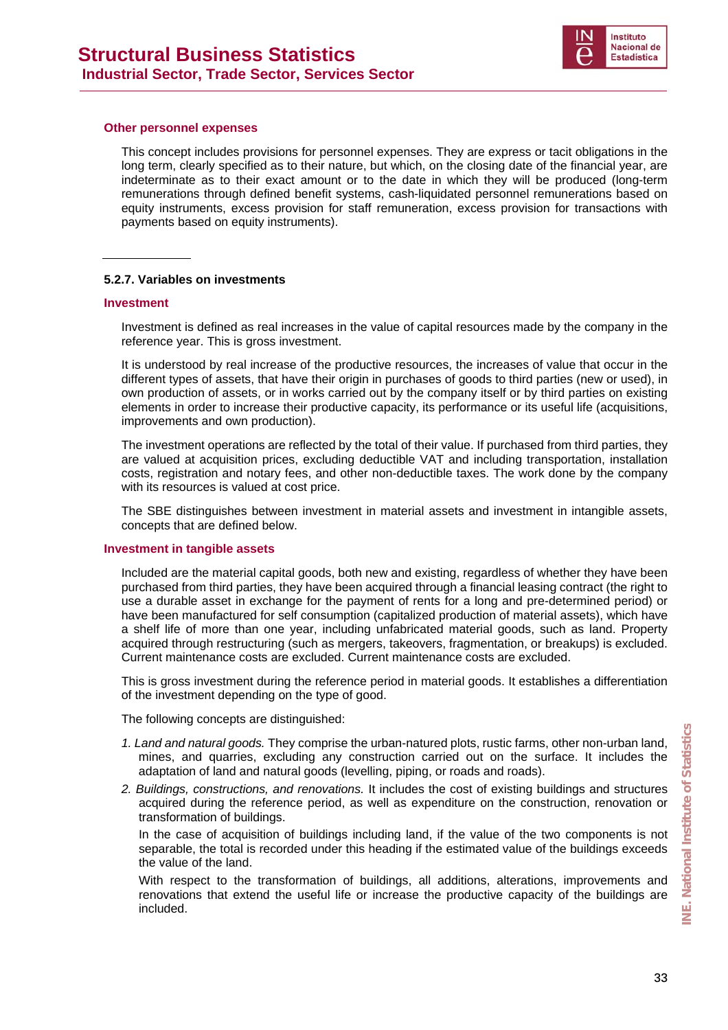#### Other personnel expenses

This concept includes provisions for personnel expenses. They are express or tacit obligations in the long term, clearly specified as to their nature, but which, on the closing date of the financial year, are indeterminate as to their exact amount or to the date in which they will be produced (long-term remunerations through defined benefit systems, cash-liquidated personnel remunerations based on equity instruments, excess provision for staff remuneration, excess provision for transactions with payments based on equity instruments).

---

### 5.2.7. Variables on investments

#### Investment

Investment is defined as real increases in the value of capital resources made by the company in the reference year. This is gross investment.

It is understood by real increase of the productive resources, the increases of value that occur in the different types of assets, that have their origin in purchases of goods to third parties (new or used), in own production of assets, or in works carried out by the company itself or by third parties on existing elements in order to increase their productive capacity, its performance or its useful life (acquisitions, improvements and own production).

The investment operations are reflected by the total of their value. If purchased from third parties, they are valued at acquisition prices, excluding deductible VAT and including transportation, installation costs, registration and notary fees, and other non-deductible taxes. The work done by the company with its resources is valued at cost price.

The SBE distinguishes between investment in material assets and investment in intangible assets, concepts that are defined below.

#### Investment in tangible assets

Included are the material capital goods, both new and existing, regardless of whether they have been purchased from third parties, they have been acquired through a financial leasing contract (the right to use a durable asset in exchange for the payment of rents for a long and pre-determined period) or have been manufactured for self consumption (capitalized production of material assets), which have a shelf life of more than one year, including unfabricated material goods, such as land. Property acquired through restructuring (such as mergers, takeovers, fragmentation, or breakups) is excluded. Current maintenance costs are excluded. Current maintenance costs are excluded.

This is gross investment during the reference period in material goods. It establishes a differentiation of the investment depending on the type of good.

The following concepts are distinguished:

1. *Land and natural goods.* They comprise the urban-natured plots, rustic farms, other non-urban land, mines, and quarries, excluding any construction carried out on the surface. It includes the adaptation of land and natural goods (levelling, piping, or roads and roads).
2. *Buildings, constructions, and renovations.* It includes the cost of existing buildings and structures acquired during the reference period, as well as expenditure on the construction, renovation or transformation of buildings.

   In the case of acquisition of buildings including land, if the value of the two components is not separable, the total is recorded under this heading if the estimated value of the buildings exceeds the value of the land.

   With respect to the transformation of buildings, all additions, alterations, improvements and renovations that extend the useful life or increase the productive capacity of the buildings are included.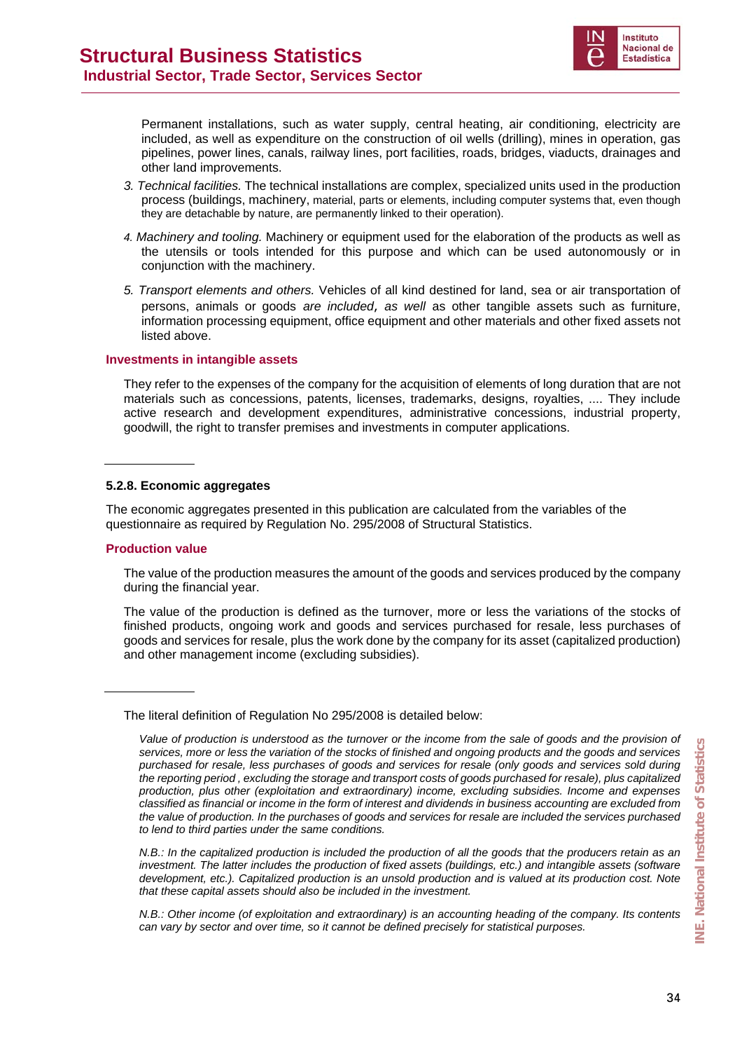Permanent installations, such as water supply, central heating, air conditioning, electricity are included, as well as expenditure on the construction of oil wells (drilling), mines in operation, gas pipelines, power lines, canals, railway lines, port facilities, roads, bridges, viaducts, drainages and other land improvements.

3. *Technical facilities.* The technical installations are complex, specialized units used in the production process (buildings, machinery, material, parts or elements, including computer systems that, even though they are detachable by nature, are permanently linked to their operation).

4. *Machinery and tooling.* Machinery or equipment used for the elaboration of the products as well as the utensils or tools intended for this purpose and which can be used autonomously or in conjunction with the machinery.

5. *Transport elements and others.* Vehicles of all kind destined for land, sea or air transportation of persons, animals or goods *are included, as well* as other tangible assets such as furniture, information processing equipment, office equipment and other materials and other fixed assets not listed above.

**Investments in intangible assets**

They refer to the expenses of the company for the acquisition of elements of long duration that are not materials such as concessions, patents, licenses, trademarks, designs, royalties, .... They include active research and development expenditures, administrative concessions, industrial property, goodwill, the right to transfer premises and investments in computer applications.

---

### 5.2.8. Economic aggregates

The economic aggregates presented in this publication are calculated from the variables of the questionnaire as required by Regulation No. 295/2008 of Structural Statistics.

**Production value**

The value of the production measures the amount of the goods and services produced by the company during the financial year.

The value of the production is defined as the turnover, more or less the variations of the stocks of finished products, ongoing work and goods and services purchased for resale, less purchases of goods and services for resale, plus the work done by the company for its asset (capitalized production) and other management income (excluding subsidies).

---

The literal definition of Regulation No 295/2008 is detailed below:

*Value of production is understood as the turnover or the income from the sale of goods and the provision of services, more or less the variation of the stocks of finished products and ongoing products and the goods and services purchased for resale, less purchases of goods and services for resale (only goods and services sold during the reporting period , excluding the storage and transport costs of goods purchased for resale), plus capitalized production, plus other (exploitation and extraordinary) income, excluding subsidies. Income and expenses classified as financial or income in the form of interest and dividends in business accounting are excluded from the value of production. In the purchases of goods and services for resale are included the services purchased to lend to third parties under the same conditions.*

*N.B.: In the capitalized production is included the production of all the goods that the producers retain as an investment. The latter includes the production of fixed assets (buildings, etc.) and intangible assets (software development, etc.). Capitalized production is an unsold production and is valued at its production cost. Note that these capital assets should also be included in the investment.*

*N.B.: Other income (of exploitation and extraordinary) is an accounting heading of the company. Its contents can vary by sector and over time, so it cannot be defined precisely for statistical purposes.*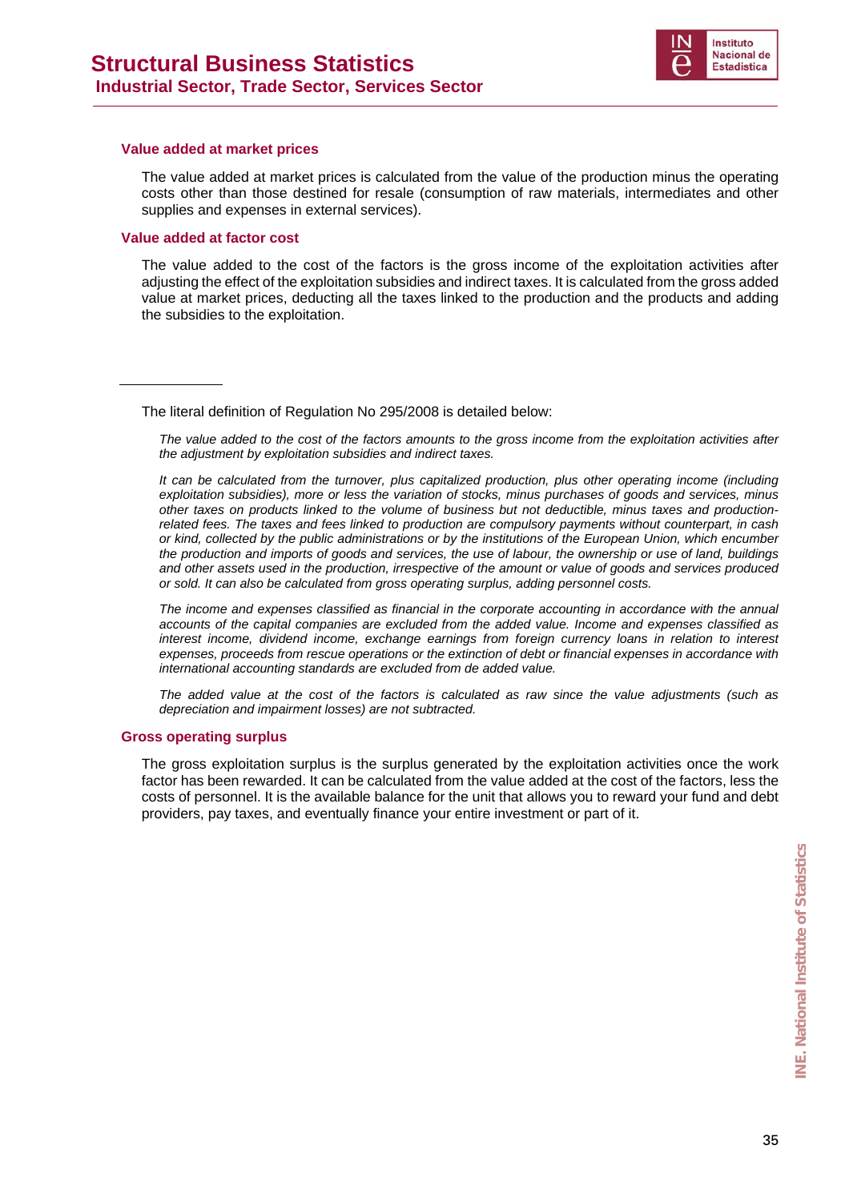### Value added at market prices

The value added at market prices is calculated from the value of the production minus the operating costs other than those destined for resale (consumption of raw materials, intermediates and other supplies and expenses in external services).

### Value added at factor cost

The value added to the cost of the factors is the gross income of the exploitation activities after adjusting the effect of the exploitation subsidies and indirect taxes. It is calculated from the gross added value at market prices, deducting all the taxes linked to the production and the products and adding the subsidies to the exploitation.

---

The literal definition of Regulation No 295/2008 is detailed below:

*The value added to the cost of the factors amounts to the gross income from the exploitation activities after the adjustment by exploitation subsidies and indirect taxes.*

*It can be calculated from the turnover, plus capitalized production, plus other operating income (including exploitation subsidies), more or less the variation of stocks, minus purchases of goods and services, minus other taxes on products linked to the volume of business but not deductible, minus taxes and production-related fees. The taxes and fees linked to production are compulsory payments without counterpart, in cash or kind, collected by the public administrations or by the institutions of the European Union, which encumber the production and imports of goods and services, the use of labour, the ownership or use of land, buildings and other assets used in the production, irrespective of the amount or value of goods and services produced or sold. It can also be calculated from gross operating surplus, adding personnel costs.*

*The income and expenses classified as financial in the corporate accounting in accordance with the annual accounts of the capital companies are excluded from the added value. Income and expenses classified as interest income, dividend income, exchange earnings from foreign currency loans in relation to interest expenses, proceeds from rescue operations or the extinction of debt or financial expenses in accordance with international accounting standards are excluded from de added value.*

*The added value at the cost of the factors is calculated as raw since the value adjustments (such as depreciation and impairment losses) are not subtracted.*

### Gross operating surplus

The gross exploitation surplus is the surplus generated by the exploitation activities once the work factor has been rewarded. It can be calculated from the value added at the cost of the factors, less the costs of personnel. It is the available balance for the unit that allows you to reward your fund and debt providers, pay taxes, and eventually finance your entire investment or part of it.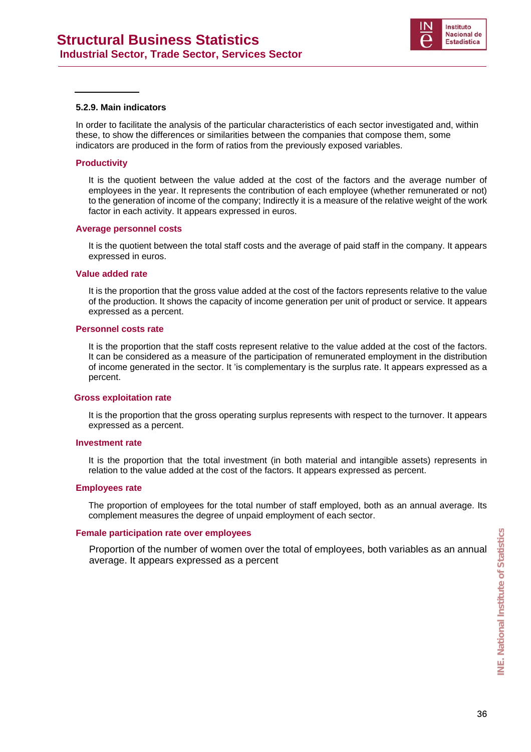### 5.2.9. Main indicators

In order to facilitate the analysis of the particular characteristics of each sector investigated and, within these, to show the differences or similarities between the companies that compose them, some indicators are produced in the form of ratios from the previously exposed variables.

**Productivity**

It is the quotient between the value added at the cost of the factors and the average number of employees in the year. It represents the contribution of each employee (whether remunerated or not) to the generation of income of the company; Indirectly it is a measure of the relative weight of the work factor in each activity. It appears expressed in euros.

**Average personnel costs**

It is the quotient between the total staff costs and the average of paid staff in the company. It appears expressed in euros.

**Value added rate**

It is the proportion that the gross value added at the cost of the factors represents relative to the value of the production. It shows the capacity of income generation per unit of product or service. It appears expressed as a percent.

**Personnel costs rate**

It is the proportion that the staff costs represent relative to the value added at the cost of the factors. It can be considered as a measure of the participation of remunerated employment in the distribution of income generated in the sector. It 'is complementary is the surplus rate. It appears expressed as a percent.

**Gross exploitation rate**

It is the proportion that the gross operating surplus represents with respect to the turnover. It appears expressed as a percent.

**Investment rate**

It is the proportion that the total investment (in both material and intangible assets) represents in relation to the value added at the cost of the factors. It appears expressed as percent.

**Employees rate**

The proportion of employees for the total number of staff employed, both as an annual average. Its complement measures the degree of unpaid employment of each sector.

**Female participation rate over employees**

Proportion of the number of women over the total of employees, both variables as an annual average. It appears expressed as a percent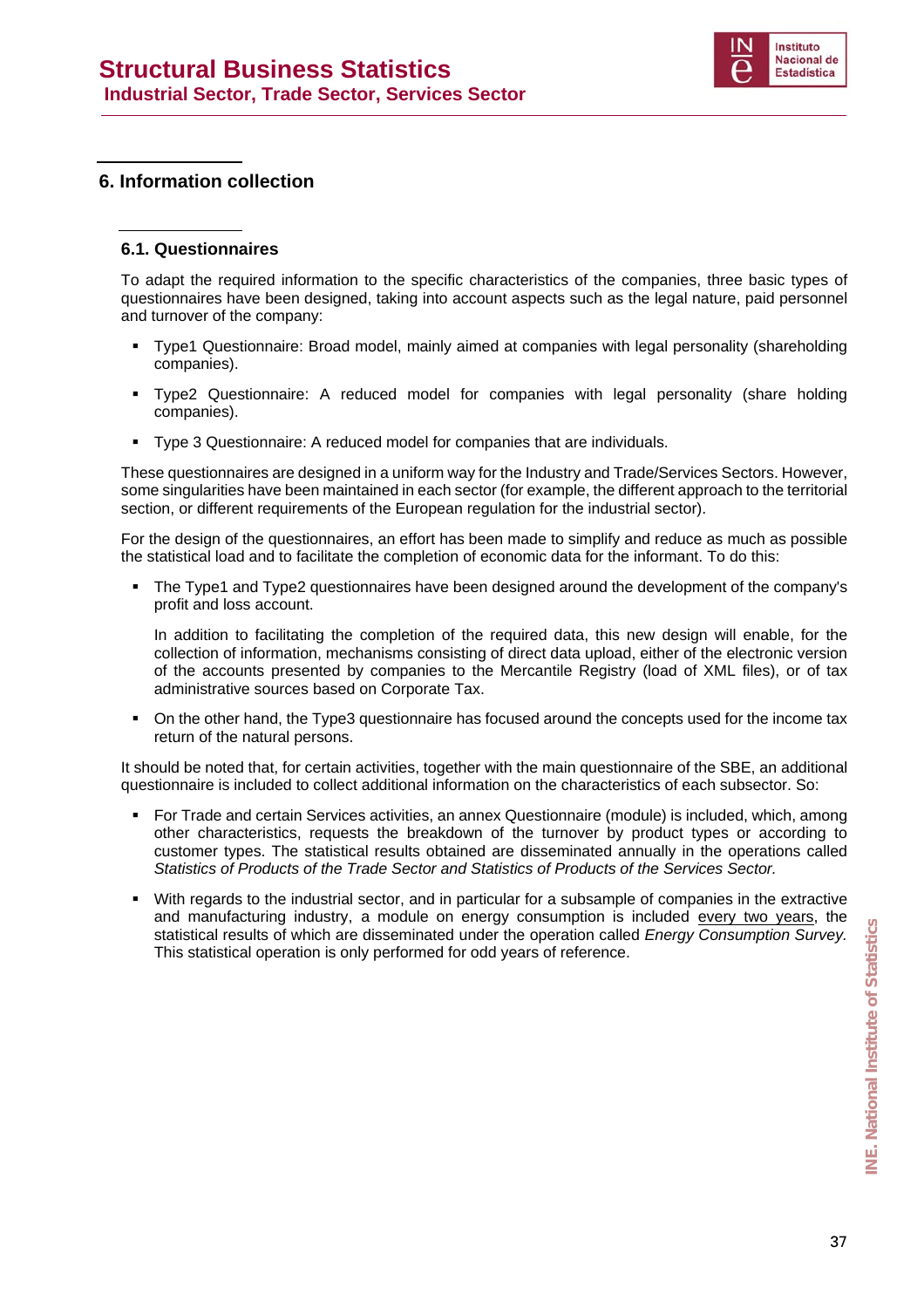## 6. Information collection

### 6.1. Questionnaires

To adapt the required information to the specific characteristics of the companies, three basic types of questionnaires have been designed, taking into account aspects such as the legal nature, paid personnel and turnover of the company:

- Type1 Questionnaire: Broad model, mainly aimed at companies with legal personality (shareholding companies).
- Type2 Questionnaire: A reduced model for companies with legal personality (share holding companies).
- Type 3 Questionnaire: A reduced model for companies that are individuals.

These questionnaires are designed in a uniform way for the Industry and Trade/Services Sectors. However, some singularities have been maintained in each sector (for example, the different approach to the territorial section, or different requirements of the European regulation for the industrial sector).

For the design of the questionnaires, an effort has been made to simplify and reduce as much as possible the statistical load and to facilitate the completion of economic data for the informant. To do this:

- The Type1 and Type2 questionnaires have been designed around the development of the company's profit and loss account.

  In addition to facilitating the completion of the required data, this new design will enable, for the collection of information, mechanisms consisting of direct data upload, either of the electronic version of the accounts presented by companies to the Mercantile Registry (load of XML files), or of tax administrative sources based on Corporate Tax.

- On the other hand, the Type3 questionnaire has focused around the concepts used for the income tax return of the natural persons.

It should be noted that, for certain activities, together with the main questionnaire of the SBE, an additional questionnaire is included to collect additional information on the characteristics of each subsector. So:

- For Trade and certain Services activities, an annex Questionnaire (module) is included, which, among other characteristics, requests the breakdown of the turnover by product types or according to customer types. The statistical results obtained are disseminated annually in the operations called *Statistics of Products of the Trade Sector and Statistics of Products of the Services Sector.*
- With regards to the industrial sector, and in particular for a subsample of companies in the extractive and manufacturing industry, a module on energy consumption is included every two years, the statistical results of which are disseminated under the operation called *Energy Consumption Survey.* This statistical operation is only performed for odd years of reference.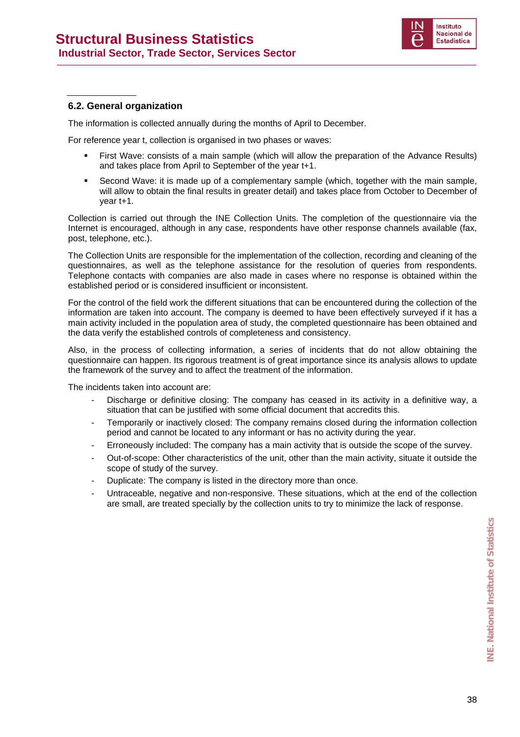### 6.2. General organization

The information is collected annually during the months of April to December.

For reference year t, collection is organised in two phases or waves:

- First Wave: consists of a main sample (which will allow the preparation of the Advance Results) and takes place from April to September of the year t+1.
- Second Wave: it is made up of a complementary sample (which, together with the main sample, will allow to obtain the final results in greater detail) and takes place from October to December of year t+1.

Collection is carried out through the INE Collection Units. The completion of the questionnaire via the Internet is encouraged, although in any case, respondents have other response channels available (fax, post, telephone, etc.).

The Collection Units are responsible for the implementation of the collection, recording and cleaning of the questionnaires, as well as the telephone assistance for the resolution of queries from respondents. Telephone contacts with companies are also made in cases where no response is obtained within the established period or is considered insufficient or inconsistent.

For the control of the field work the different situations that can be encountered during the collection of the information are taken into account. The company is deemed to have been effectively surveyed if it has a main activity included in the population area of study, the completed questionnaire has been obtained and the data verify the established controls of completeness and consistency.

Also, in the process of collecting information, a series of incidents that do not allow obtaining the questionnaire can happen. Its rigorous treatment is of great importance since its analysis allows to update the framework of the survey and to affect the treatment of the information.

The incidents taken into account are:

- Discharge or definitive closing: The company has ceased in its activity in a definitive way, a situation that can be justified with some official document that accredits this.
- Temporarily or inactively closed: The company remains closed during the information collection period and cannot be located to any informant or has no activity during the year.
- Erroneously included: The company has a main activity that is outside the scope of the survey.
- Out-of-scope: Other characteristics of the unit, other than the main activity, situate it outside the scope of study of the survey.
- Duplicate: The company is listed in the directory more than once.
- Untraceable, negative and non-responsive. These situations, which at the end of the collection are small, are treated specially by the collection units to try to minimize the lack of response.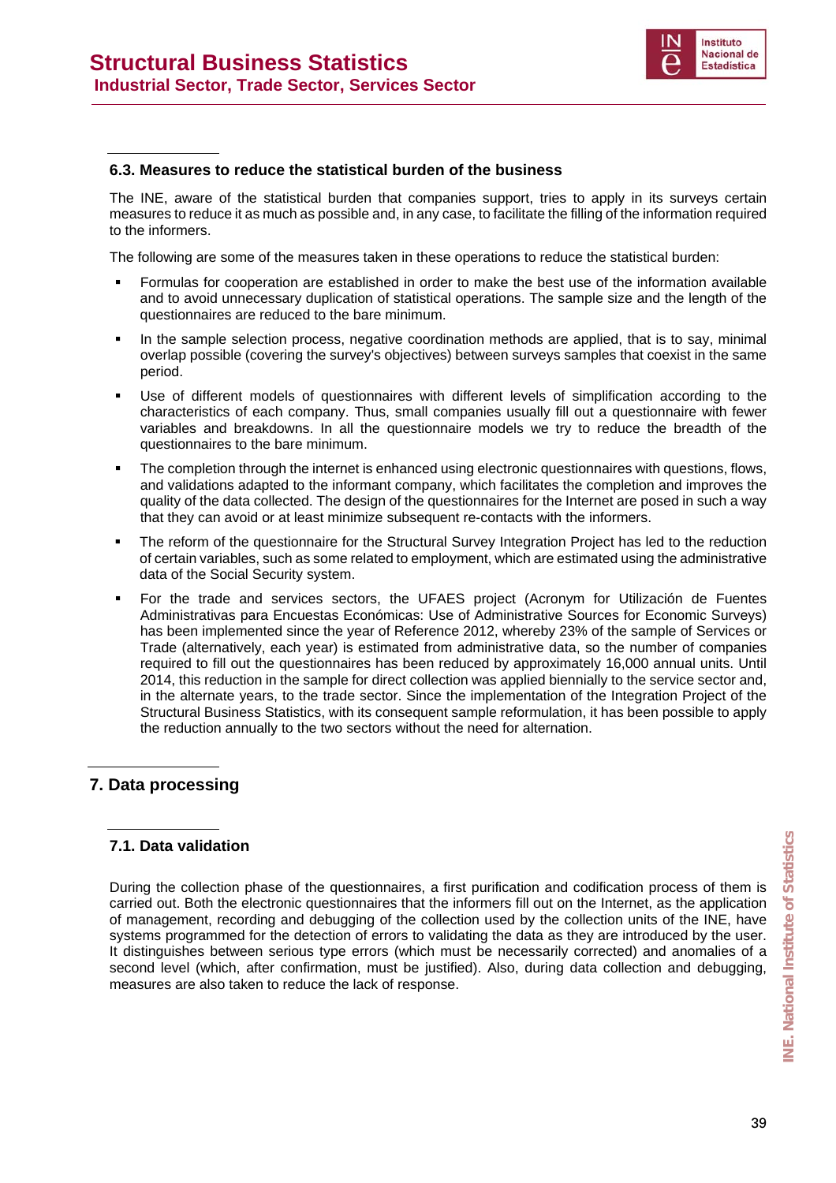### 6.3. Measures to reduce the statistical burden of the business

The INE, aware of the statistical burden that companies support, tries to apply in its surveys certain measures to reduce it as much as possible and, in any case, to facilitate the filling of the information required to the informers.

The following are some of the measures taken in these operations to reduce the statistical burden:

- Formulas for cooperation are established in order to make the best use of the information available and to avoid unnecessary duplication of statistical operations. The sample size and the length of the questionnaires are reduced to the bare minimum.
- In the sample selection process, negative coordination methods are applied, that is to say, minimal overlap possible (covering the survey's objectives) between surveys samples that coexist in the same period.
- Use of different models of questionnaires with different levels of simplification according to the characteristics of each company. Thus, small companies usually fill out a questionnaire with fewer variables and breakdowns. In all the questionnaire models we try to reduce the breadth of the questionnaires to the bare minimum.
- The completion through the internet is enhanced using electronic questionnaires with questions, flows, and validations adapted to the informant company, which facilitates the completion and improves the quality of the data collected. The design of the questionnaires for the Internet are posed in such a way that they can avoid or at least minimize subsequent re-contacts with the informers.
- The reform of the questionnaire for the Structural Survey Integration Project has led to the reduction of certain variables, such as some related to employment, which are estimated using the administrative data of the Social Security system.
- For the trade and services sectors, the UFAES project (Acronym for Utilización de Fuentes Administrativas para Encuestas Económicas: Use of Administrative Sources for Economic Surveys) has been implemented since the year of Reference 2012, whereby 23% of the sample of Services or Trade (alternatively, each year) is estimated from administrative data, so the number of companies required to fill out the questionnaires has been reduced by approximately 16,000 annual units. Until 2014, this reduction in the sample for direct collection was applied biennially to the service sector and, in the alternate years, to the trade sector. Since the implementation of the Integration Project of the Structural Business Statistics, with its consequent sample reformulation, it has been possible to apply the reduction annually to the two sectors without the need for alternation.

## 7. Data processing

### 7.1. Data validation

During the collection phase of the questionnaires, a first purification and codification process of them is carried out. Both the electronic questionnaires that the informers fill out on the Internet, as the application of management, recording and debugging of the collection used by the collection units of the INE, have systems programmed for the detection of errors to validating the data as they are introduced by the user. It distinguishes between serious type errors (which must be necessarily corrected) and anomalies of a second level (which, after confirmation, must be justified). Also, during data collection and debugging, measures are also taken to reduce the lack of response.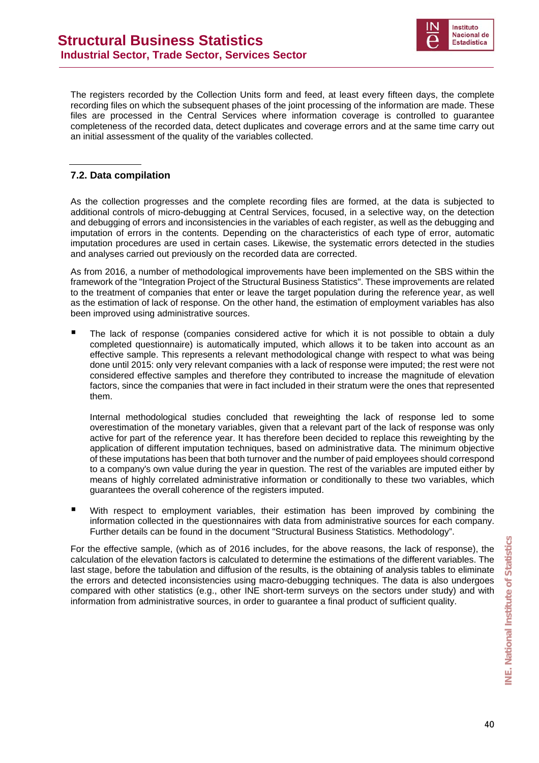The registers recorded by the Collection Units form and feed, at least every fifteen days, the complete recording files on which the subsequent phases of the joint processing of the information are made. These files are processed in the Central Services where information coverage is controlled to guarantee completeness of the recorded data, detect duplicates and coverage errors and at the same time carry out an initial assessment of the quality of the variables collected.

## 7.2. Data compilation

As the collection progresses and the complete recording files are formed, at the data is subjected to additional controls of micro-debugging at Central Services, focused, in a selective way, on the detection and debugging of errors and inconsistencies in the variables of each register, as well as the debugging and imputation of errors in the contents. Depending on the characteristics of each type of error, automatic imputation procedures are used in certain cases. Likewise, the systematic errors detected in the studies and analyses carried out previously on the recorded data are corrected.

As from 2016, a number of methodological improvements have been implemented on the SBS within the framework of the "Integration Project of the Structural Business Statistics". These improvements are related to the treatment of companies that enter or leave the target population during the reference year, as well as the estimation of lack of response. On the other hand, the estimation of employment variables has also been improved using administrative sources.

- The lack of response (companies considered active for which it is not possible to obtain a duly completed questionnaire) is automatically imputed, which allows it to be taken into account as an effective sample. This represents a relevant methodological change with respect to what was being done until 2015: only very relevant companies with a lack of response were imputed; the rest were not considered effective samples and therefore they contributed to increase the magnitude of elevation factors, since the companies that were in fact included in their stratum were the ones that represented them.

  Internal methodological studies concluded that reweighting the lack of response led to some overestimation of the monetary variables, given that a relevant part of the lack of response was only active for part of the reference year. It has therefore been decided to replace this reweighting by the application of different imputation techniques, based on administrative data. The minimum objective of these imputations has been that both turnover and the number of paid employees should correspond to a company's own value during the year in question. The rest of the variables are imputed either by means of highly correlated administrative information or conditionally to these two variables, which guarantees the overall coherence of the registers imputed.

- With respect to employment variables, their estimation has been improved by combining the information collected in the questionnaires with data from administrative sources for each company. Further details can be found in the document "Structural Business Statistics. Methodology".

For the effective sample, (which as of 2016 includes, for the above reasons, the lack of response), the calculation of the elevation factors is calculated to determine the estimations of the different variables. The last stage, before the tabulation and diffusion of the results, is the obtaining of analysis tables to eliminate the errors and detected inconsistencies using macro-debugging techniques. The data is also undergoes compared with other statistics (e.g., other INE short-term surveys on the sectors under study) and with information from administrative sources, in order to guarantee a final product of sufficient quality.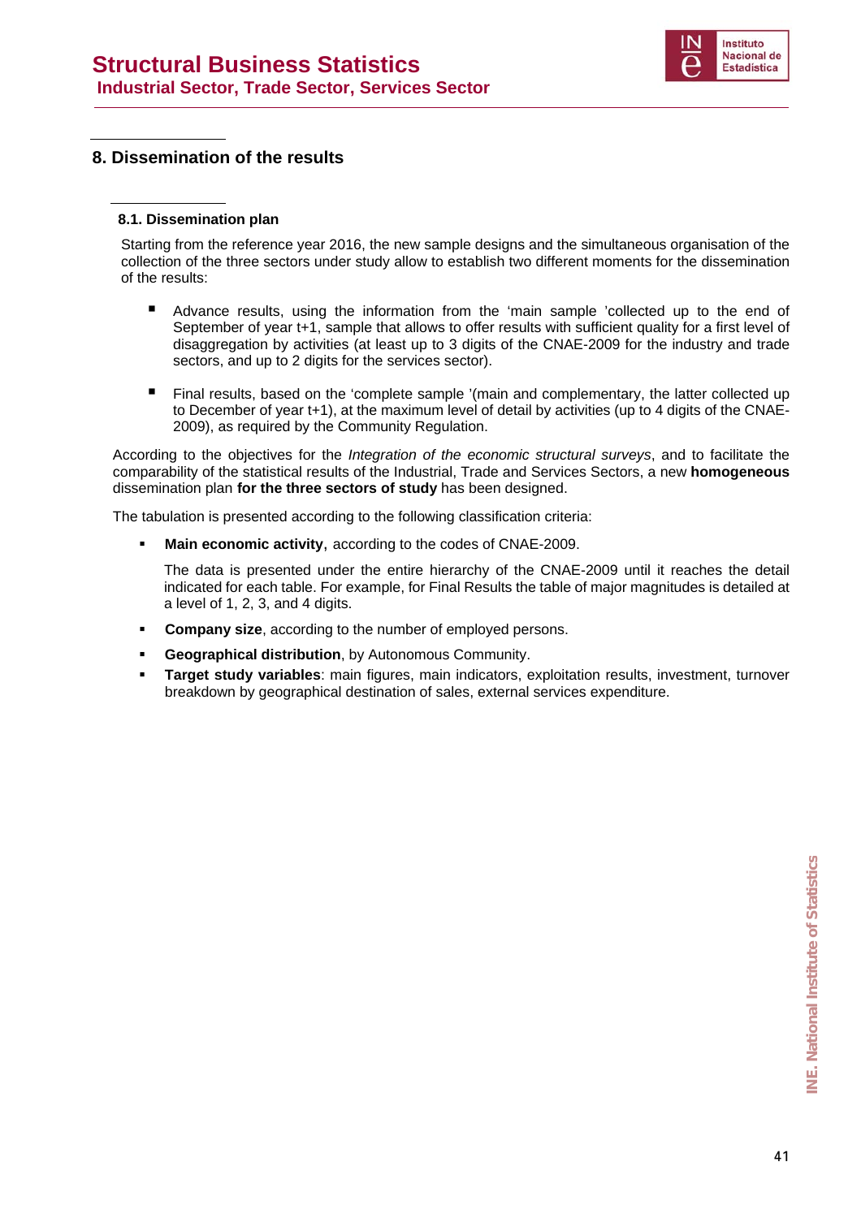## 8. Dissemination of the results

### 8.1. Dissemination plan

Starting from the reference year 2016, the new sample designs and the simultaneous organisation of the collection of the three sectors under study allow to establish two different moments for the dissemination of the results:

- Advance results, using the information from the 'main sample 'collected up to the end of September of year t+1, sample that allows to offer results with sufficient quality for a first level of disaggregation by activities (at least up to 3 digits of the CNAE-2009 for the industry and trade sectors, and up to 2 digits for the services sector).

- Final results, based on the 'complete sample '(main and complementary, the latter collected up to December of year t+1), at the maximum level of detail by activities (up to 4 digits of the CNAE-2009), as required by the Community Regulation.

According to the objectives for the *Integration of the economic structural surveys*, and to facilitate the comparability of the statistical results of the Industrial, Trade and Services Sectors, a new **homogeneous** dissemination plan **for the three sectors of study** has been designed.

The tabulation is presented according to the following classification criteria:

- **Main economic activity**, according to the codes of CNAE-2009.

  The data is presented under the entire hierarchy of the CNAE-2009 until it reaches the detail indicated for each table. For example, for Final Results the table of major magnitudes is detailed at a level of 1, 2, 3, and 4 digits.

- **Company size**, according to the number of employed persons.
- **Geographical distribution**, by Autonomous Community.
- **Target study variables**: main figures, main indicators, exploitation results, investment, turnover breakdown by geographical destination of sales, external services expenditure.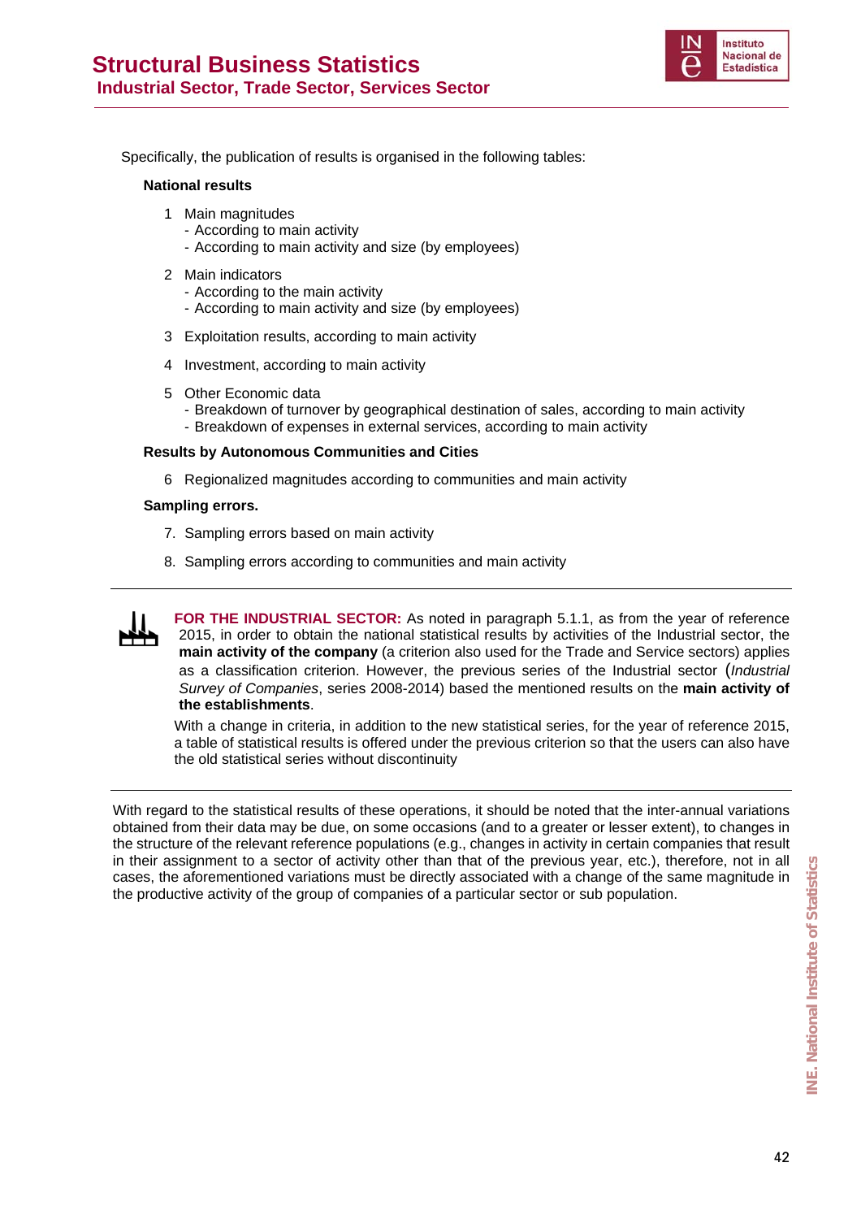Specifically, the publication of results is organised in the following tables:

**National results**

1 Main magnitudes
- According to main activity
- According to main activity and size (by employees)

2 Main indicators
- According to the main activity
- According to main activity and size (by employees)

3 Exploitation results, according to main activity

4 Investment, according to main activity

5 Other Economic data
- Breakdown of turnover by geographical destination of sales, according to main activity
- Breakdown of expenses in external services, according to main activity

**Results by Autonomous Communities and Cities**

6 Regionalized magnitudes according to communities and main activity

**Sampling errors.**

7. Sampling errors based on main activity

8. Sampling errors according to communities and main activity

---

**FOR THE INDUSTRIAL SECTOR:** As noted in paragraph 5.1.1, as from the year of reference 2015, in order to obtain the national statistical results by activities of the Industrial sector, the **main activity of the company** (a criterion also used for the Trade and Service sectors) applies as a classification criterion. However, the previous series of the Industrial sector (*Industrial Survey of Companies*, series 2008-2014) based the mentioned results on the **main activity of the establishments**.

With a change in criteria, in addition to the new statistical series, for the year of reference 2015, a table of statistical results is offered under the previous criterion so that the users can also have the old statistical series without discontinuity

---

With regard to the statistical results of these operations, it should be noted that the inter-annual variations obtained from their data may be due, on some occasions (and to a greater or lesser extent), to changes in the structure of the relevant reference populations (e.g., changes in activity in certain companies that result in their assignment to a sector of activity other than that of the previous year, etc.), therefore, not in all cases, the aforementioned variations must be directly associated with a change of the same magnitude in the productive activity of the group of companies of a particular sector or sub population.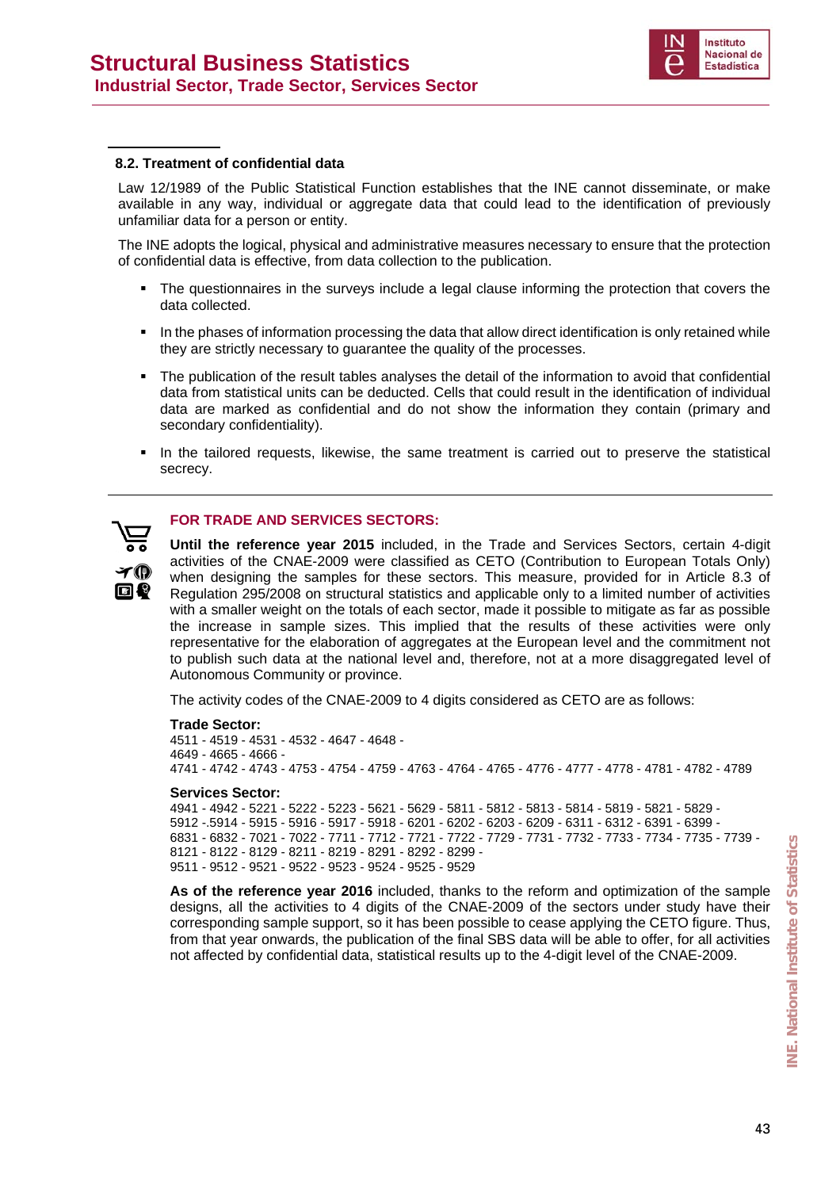### 8.2. Treatment of confidential data

Law 12/1989 of the Public Statistical Function establishes that the INE cannot disseminate, or make available in any way, individual or aggregate data that could lead to the identification of previously unfamiliar data for a person or entity.

The INE adopts the logical, physical and administrative measures necessary to ensure that the protection of confidential data is effective, from data collection to the publication.

- The questionnaires in the surveys include a legal clause informing the protection that covers the data collected.
- In the phases of information processing the data that allow direct identification is only retained while they are strictly necessary to guarantee the quality of the processes.
- The publication of the result tables analyses the detail of the information to avoid that confidential data from statistical units can be deducted. Cells that could result in the identification of individual data are marked as confidential and do not show the information they contain (primary and secondary confidentiality).
- In the tailored requests, likewise, the same treatment is carried out to preserve the statistical secrecy.

---

**FOR TRADE AND SERVICES SECTORS:**

**Until the reference year 2015** included, in the Trade and Services Sectors, certain 4-digit activities of the CNAE-2009 were classified as CETO (Contribution to European Totals Only) when designing the samples for these sectors. This measure, provided for in Article 8.3 of Regulation 295/2008 on structural statistics and applicable only to a limited number of activities with a smaller weight on the totals of each sector, made it possible to mitigate as far as possible the increase in sample sizes. This implied that the results of these activities were only representative for the elaboration of aggregates at the European level and the commitment not to publish such data at the national level and, therefore, not at a more disaggregated level of Autonomous Community or province.

The activity codes of the CNAE-2009 to 4 digits considered as CETO are as follows:

**Trade Sector:**
4511 - 4519 - 4531 - 4532 - 4647 - 4648 -
4649 - 4665 - 4666 -
4741 - 4742 - 4743 - 4753 - 4754 - 4759 - 4763 - 4764 - 4765 - 4776 - 4777 - 4778 - 4781 - 4782 - 4789

**Services Sector:**
4941 - 4942 - 5221 - 5222 - 5223 - 5621 - 5629 - 5811 - 5812 - 5813 - 5814 - 5819 - 5821 - 5829 -
5912 -.5914 - 5915 - 5916 - 5917 - 5918 - 6201 - 6202 - 6203 - 6209 - 6311 - 6312 - 6391 - 6399 -
6831 - 6832 - 7021 - 7022 - 7711 - 7712 - 7721 - 7722 - 7729 - 7731 - 7732 - 7733 - 7734 - 7735 - 7739 -
8121 - 8122 - 8129 - 8211 - 8219 - 8291 - 8292 - 8299 -
9511 - 9512 - 9521 - 9522 - 9523 - 9524 - 9525 - 9529

**As of the reference year 2016** included, thanks to the reform and optimization of the sample designs, all the activities to 4 digits of the CNAE-2009 of the sectors under study have their corresponding sample support, so it has been possible to cease applying the CETO figure. Thus, from that year onwards, the publication of the final SBS data will be able to offer, for all activities not affected by confidential data, statistical results up to the 4-digit level of the CNAE-2009.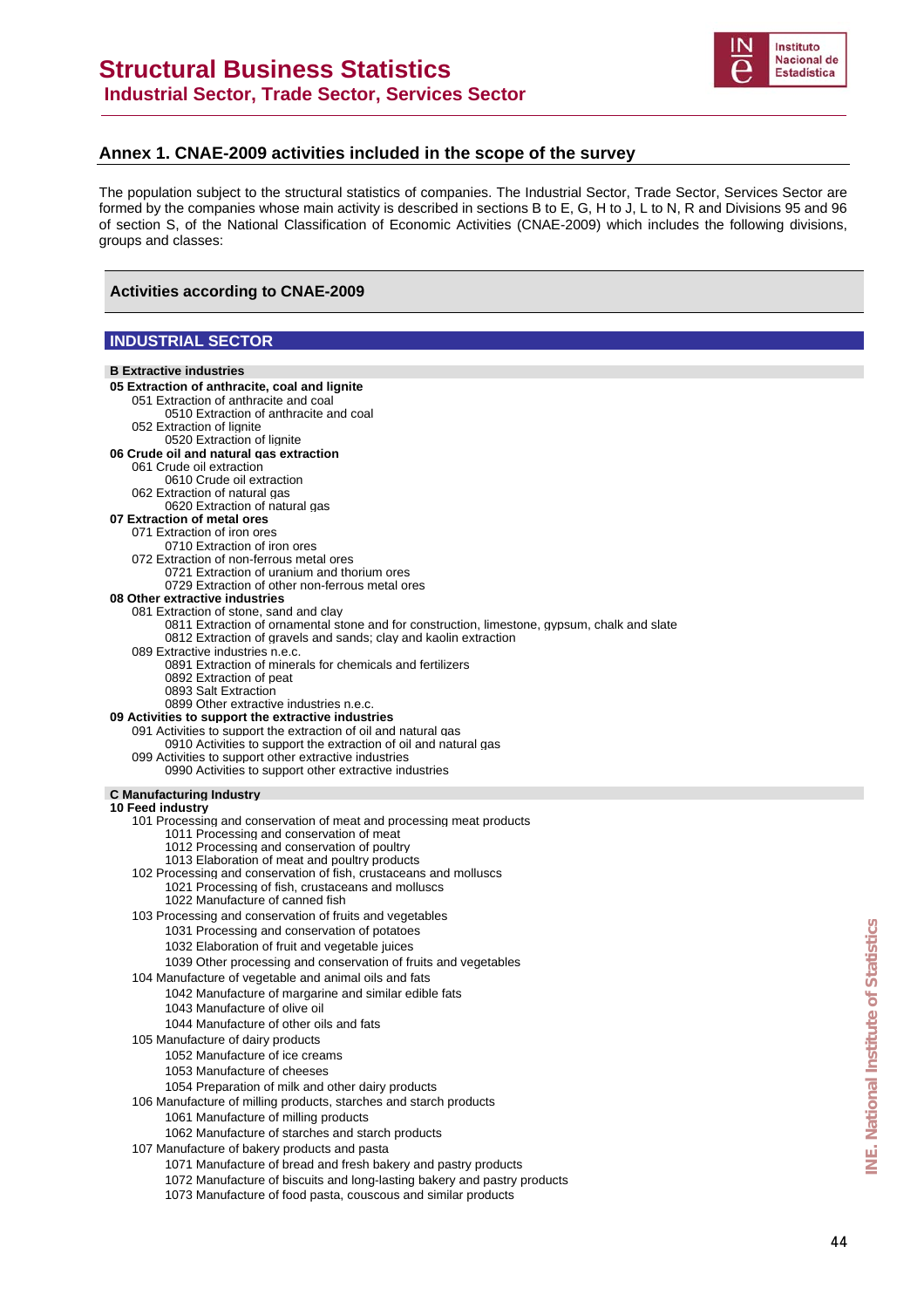## Annex 1. CNAE-2009 activities included in the scope of the survey

The population subject to the structural statistics of companies. The Industrial Sector, Trade Sector, Services Sector are formed by the companies whose main activity is described in sections B to E, G, H to J, L to N, R and Divisions 95 and 96 of section S, of the National Classification of Economic Activities (CNAE-2009) which includes the following divisions, groups and classes:

### Activities according to CNAE-2009

### INDUSTRIAL SECTOR

**B Extractive industries**

**05 Extraction of anthracite, coal and lignite**
- 051 Extraction of anthracite and coal
  - 0510 Extraction of anthracite and coal
- 052 Extraction of lignite
  - 0520 Extraction of lignite

**06 Crude oil and natural gas extraction**
- 061 Crude oil extraction
  - 0610 Crude oil extraction
- 062 Extraction of natural gas
  - 0620 Extraction of natural gas

**07 Extraction of metal ores**
- 071 Extraction of iron ores
  - 0710 Extraction of iron ores
- 072 Extraction of non-ferrous metal ores
  - 0721 Extraction of uranium and thorium ores
  - 0729 Extraction of other non-ferrous metal ores

**08 Other extractive industries**
- 081 Extraction of stone, sand and clay
  - 0811 Extraction of ornamental stone and for construction, limestone, gypsum, chalk and slate
  - 0812 Extraction of gravels and sands; clay and kaolin extraction
- 089 Extractive industries n.e.c.
  - 0891 Extraction of minerals for chemicals and fertilizers
  - 0892 Extraction of peat
  - 0893 Salt Extraction
  - 0899 Other extractive industries n.e.c.

**09 Activities to support the extractive industries**
- 091 Activities to support the extraction of oil and natural gas
  - 0910 Activities to support the extraction of oil and natural gas
- 099 Activities to support other extractive industries
  - 0990 Activities to support other extractive industries

**C Manufacturing Industry**

**10 Feed industry**
- 101 Processing and conservation of meat and processing meat products
  - 1011 Processing and conservation of meat
  - 1012 Processing and conservation of poultry
  - 1013 Elaboration of meat and poultry products
- 102 Processing and conservation of fish, crustaceans and molluscs
  - 1021 Processing of fish, crustaceans and molluscs
  - 1022 Manufacture of canned fish
- 103 Processing and conservation of fruits and vegetables
  - 1031 Processing and conservation of potatoes
  - 1032 Elaboration of fruit and vegetable juices
  - 1039 Other processing and conservation of fruits and vegetables
- 104 Manufacture of vegetable and animal oils and fats
  - 1042 Manufacture of margarine and similar edible fats
  - 1043 Manufacture of olive oil
  - 1044 Manufacture of other oils and fats
- 105 Manufacture of dairy products
  - 1052 Manufacture of ice creams
  - 1053 Manufacture of cheeses
  - 1054 Preparation of milk and other dairy products
- 106 Manufacture of milling products, starches and starch products
  - 1061 Manufacture of milling products
  - 1062 Manufacture of starches and starch products
- 107 Manufacture of bakery products and pasta
  - 1071 Manufacture of bread and fresh bakery and pastry products
  - 1072 Manufacture of biscuits and long-lasting bakery and pastry products
  - 1073 Manufacture of food pasta, couscous and similar products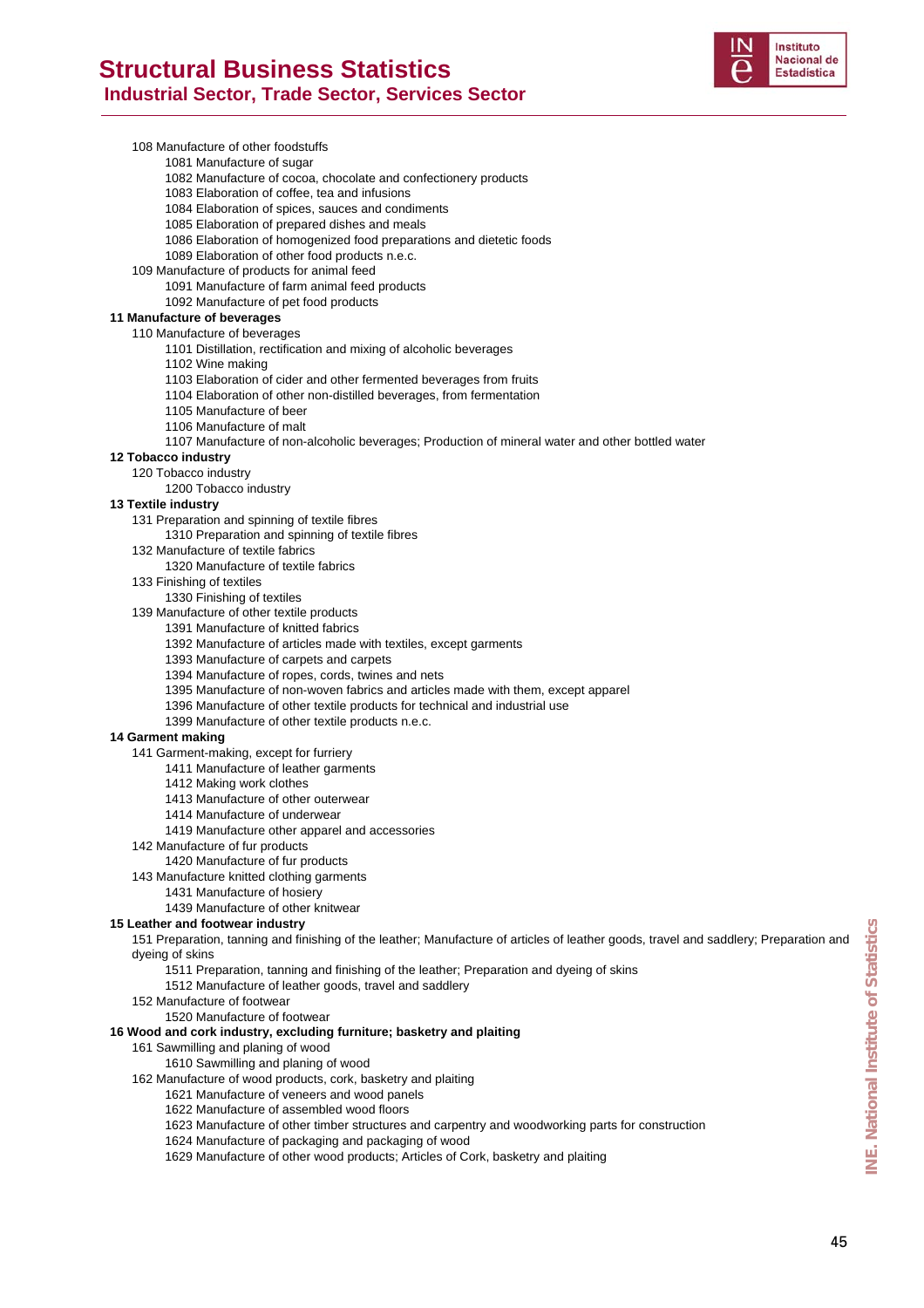108 Manufacture of other foodstuffs
- 1081 Manufacture of sugar
- 1082 Manufacture of cocoa, chocolate and confectionery products
- 1083 Elaboration of coffee, tea and infusions
- 1084 Elaboration of spices, sauces and condiments
- 1085 Elaboration of prepared dishes and meals
- 1086 Elaboration of homogenized food preparations and dietetic foods
- 1089 Elaboration of other food products n.e.c.

109 Manufacture of products for animal feed
- 1091 Manufacture of farm animal feed products
- 1092 Manufacture of pet food products

**11 Manufacture of beverages**

110 Manufacture of beverages
- 1101 Distillation, rectification and mixing of alcoholic beverages
- 1102 Wine making
- 1103 Elaboration of cider and other fermented beverages from fruits
- 1104 Elaboration of other non-distilled beverages, from fermentation
- 1105 Manufacture of beer
- 1106 Manufacture of malt
- 1107 Manufacture of non-alcoholic beverages; Production of mineral water and other bottled water

**12 Tobacco industry**

120 Tobacco industry
- 1200 Tobacco industry

**13 Textile industry**

131 Preparation and spinning of textile fibres
- 1310 Preparation and spinning of textile fibres

132 Manufacture of textile fabrics
- 1320 Manufacture of textile fabrics

133 Finishing of textiles
- 1330 Finishing of textiles

139 Manufacture of other textile products
- 1391 Manufacture of knitted fabrics
- 1392 Manufacture of articles made with textiles, except garments
- 1393 Manufacture of carpets and carpets
- 1394 Manufacture of ropes, cords, twines and nets
- 1395 Manufacture of non-woven fabrics and articles made with them, except apparel
- 1396 Manufacture of other textile products for technical and industrial use
- 1399 Manufacture of other textile products n.e.c.

**14 Garment making**

141 Garment-making, except for furriery
- 1411 Manufacture of leather garments
- 1412 Making work clothes
- 1413 Manufacture of other outerwear
- 1414 Manufacture of underwear
- 1419 Manufacture other apparel and accessories

142 Manufacture of fur products
- 1420 Manufacture of fur products

143 Manufacture knitted clothing garments
- 1431 Manufacture of hosiery
- 1439 Manufacture of other knitwear

**15 Leather and footwear industry**

151 Preparation, tanning and finishing of the leather; Manufacture of articles of leather goods, travel and saddlery; Preparation and dyeing of skins
- 1511 Preparation, tanning and finishing of the leather; Preparation and dyeing of skins
- 1512 Manufacture of leather goods, travel and saddlery

152 Manufacture of footwear
- 1520 Manufacture of footwear

**16 Wood and cork industry, excluding furniture; basketry and plaiting**

161 Sawmilling and planing of wood
- 1610 Sawmilling and planing of wood

162 Manufacture of wood products, cork, basketry and plaiting
- 1621 Manufacture of veneers and wood panels
- 1622 Manufacture of assembled wood floors
- 1623 Manufacture of other timber structures and carpentry and woodworking parts for construction
- 1624 Manufacture of packaging and packaging of wood
- 1629 Manufacture of other wood products; Articles of Cork, basketry and plaiting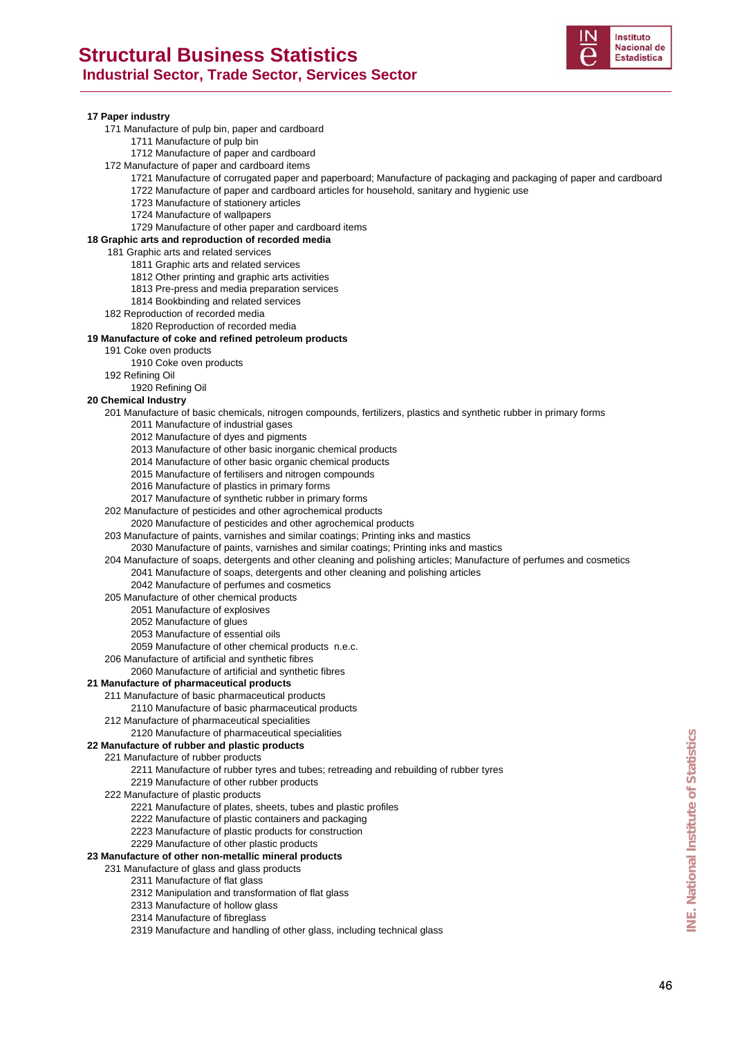**17 Paper industry**

- 171 Manufacture of pulp bin, paper and cardboard
  - 1711 Manufacture of pulp bin
  - 1712 Manufacture of paper and cardboard
- 172 Manufacture of paper and cardboard items
  - 1721 Manufacture of corrugated paper and paperboard; Manufacture of packaging and packaging of paper and cardboard
  - 1722 Manufacture of paper and cardboard articles for household, sanitary and hygienic use
  - 1723 Manufacture of stationery articles
  - 1724 Manufacture of wallpapers
  - 1729 Manufacture of other paper and cardboard items

**18 Graphic arts and reproduction of recorded media**

- 181 Graphic arts and related services
  - 1811 Graphic arts and related services
  - 1812 Other printing and graphic arts activities
  - 1813 Pre-press and media preparation services
  - 1814 Bookbinding and related services
- 182 Reproduction of recorded media
  - 1820 Reproduction of recorded media

**19 Manufacture of coke and refined petroleum products**

- 191 Coke oven products
  - 1910 Coke oven products
- 192 Refining Oil
  - 1920 Refining Oil

**20 Chemical Industry**

- 201 Manufacture of basic chemicals, nitrogen compounds, fertilizers, plastics and synthetic rubber in primary forms
  - 2011 Manufacture of industrial gases
  - 2012 Manufacture of dyes and pigments
  - 2013 Manufacture of other basic inorganic chemical products
  - 2014 Manufacture of other basic organic chemical products
  - 2015 Manufacture of fertilisers and nitrogen compounds
  - 2016 Manufacture of plastics in primary forms
  - 2017 Manufacture of synthetic rubber in primary forms
- 202 Manufacture of pesticides and other agrochemical products
  - 2020 Manufacture of pesticides and other agrochemical products
- 203 Manufacture of paints, varnishes and similar coatings; Printing inks and mastics
  - 2030 Manufacture of paints, varnishes and similar coatings; Printing inks and mastics
- 204 Manufacture of soaps, detergents and other cleaning and polishing articles; Manufacture of perfumes and cosmetics
  - 2041 Manufacture of soaps, detergents and other cleaning and polishing articles
  - 2042 Manufacture of perfumes and cosmetics
- 205 Manufacture of other chemical products
  - 2051 Manufacture of explosives
  - 2052 Manufacture of glues
  - 2053 Manufacture of essential oils
  - 2059 Manufacture of other chemical products n.e.c.
- 206 Manufacture of artificial and synthetic fibres
  - 2060 Manufacture of artificial and synthetic fibres

**21 Manufacture of pharmaceutical products**

- 211 Manufacture of basic pharmaceutical products
  - 2110 Manufacture of basic pharmaceutical products
- 212 Manufacture of pharmaceutical specialities
  - 2120 Manufacture of pharmaceutical specialities

**22 Manufacture of rubber and plastic products**

- 221 Manufacture of rubber products
  - 2211 Manufacture of rubber tyres and tubes; retreading and rebuilding of rubber tyres
  - 2219 Manufacture of other rubber products
- 222 Manufacture of plastic products
  - 2221 Manufacture of plates, sheets, tubes and plastic profiles
  - 2222 Manufacture of plastic containers and packaging
  - 2223 Manufacture of plastic products for construction
  - 2229 Manufacture of other plastic products

**23 Manufacture of other non-metallic mineral products**

- 231 Manufacture of glass and glass products
  - 2311 Manufacture of flat glass
  - 2312 Manipulation and transformation of flat glass
  - 2313 Manufacture of hollow glass
  - 2314 Manufacture of fibreglass
  - 2319 Manufacture and handling of other glass, including technical glass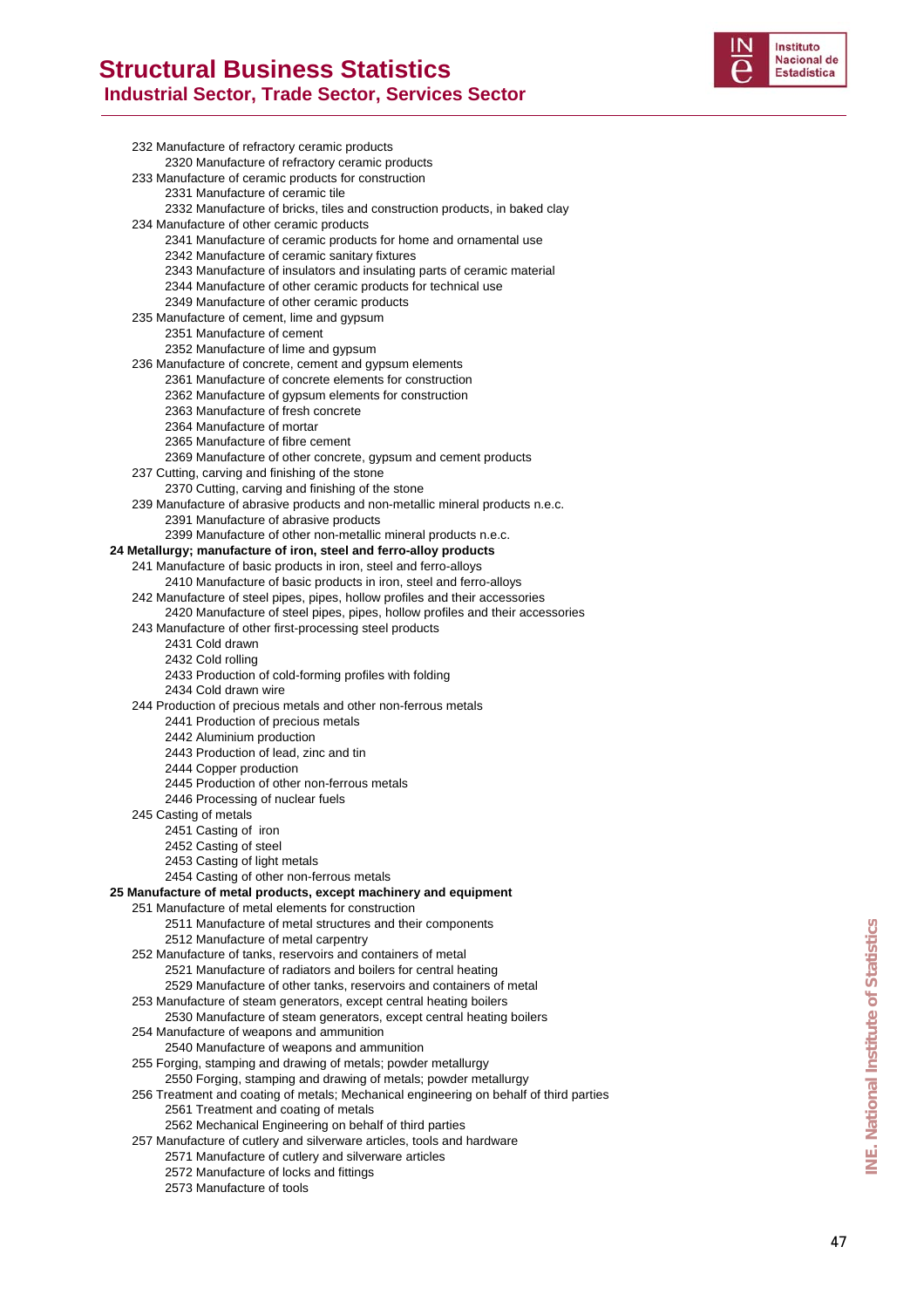232 Manufacture of refractory ceramic products
- 2320 Manufacture of refractory ceramic products

233 Manufacture of ceramic products for construction
- 2331 Manufacture of ceramic tile
- 2332 Manufacture of bricks, tiles and construction products, in baked clay

234 Manufacture of other ceramic products
- 2341 Manufacture of ceramic products for home and ornamental use
- 2342 Manufacture of ceramic sanitary fixtures
- 2343 Manufacture of insulators and insulating parts of ceramic material
- 2344 Manufacture of other ceramic products for technical use
- 2349 Manufacture of other ceramic products

235 Manufacture of cement, lime and gypsum
- 2351 Manufacture of cement
- 2352 Manufacture of lime and gypsum

236 Manufacture of concrete, cement and gypsum elements
- 2361 Manufacture of concrete elements for construction
- 2362 Manufacture of gypsum elements for construction
- 2363 Manufacture of fresh concrete
- 2364 Manufacture of mortar
- 2365 Manufacture of fibre cement
- 2369 Manufacture of other concrete, gypsum and cement products

237 Cutting, carving and finishing of the stone
- 2370 Cutting, carving and finishing of the stone

239 Manufacture of abrasive products and non-metallic mineral products n.e.c.
- 2391 Manufacture of abrasive products
- 2399 Manufacture of other non-metallic mineral products n.e.c.

**24 Metallurgy; manufacture of iron, steel and ferro-alloy products**

241 Manufacture of basic products in iron, steel and ferro-alloys
- 2410 Manufacture of basic products in iron, steel and ferro-alloys

242 Manufacture of steel pipes, pipes, hollow profiles and their accessories
- 2420 Manufacture of steel pipes, pipes, hollow profiles and their accessories

243 Manufacture of other first-processing steel products
- 2431 Cold drawn
- 2432 Cold rolling
- 2433 Production of cold-forming profiles with folding
- 2434 Cold drawn wire

244 Production of precious metals and other non-ferrous metals
- 2441 Production of precious metals
- 2442 Aluminium production
- 2443 Production of lead, zinc and tin
- 2444 Copper production
- 2445 Production of other non-ferrous metals
- 2446 Processing of nuclear fuels

245 Casting of metals
- 2451 Casting of iron
- 2452 Casting of steel
- 2453 Casting of light metals
- 2454 Casting of other non-ferrous metals

**25 Manufacture of metal products, except machinery and equipment**

251 Manufacture of metal elements for construction
- 2511 Manufacture of metal structures and their components
- 2512 Manufacture of metal carpentry

252 Manufacture of tanks, reservoirs and containers of metal
- 2521 Manufacture of radiators and boilers for central heating
- 2529 Manufacture of other tanks, reservoirs and containers of metal

253 Manufacture of steam generators, except central heating boilers
- 2530 Manufacture of steam generators, except central heating boilers

254 Manufacture of weapons and ammunition
- 2540 Manufacture of weapons and ammunition

255 Forging, stamping and drawing of metals; powder metallurgy
- 2550 Forging, stamping and drawing of metals; powder metallurgy

256 Treatment and coating of metals; Mechanical engineering on behalf of third parties
- 2561 Treatment and coating of metals
- 2562 Mechanical Engineering on behalf of third parties

257 Manufacture of cutlery and silverware articles, tools and hardware
- 2571 Manufacture of cutlery and silverware articles
- 2572 Manufacture of locks and fittings
- 2573 Manufacture of tools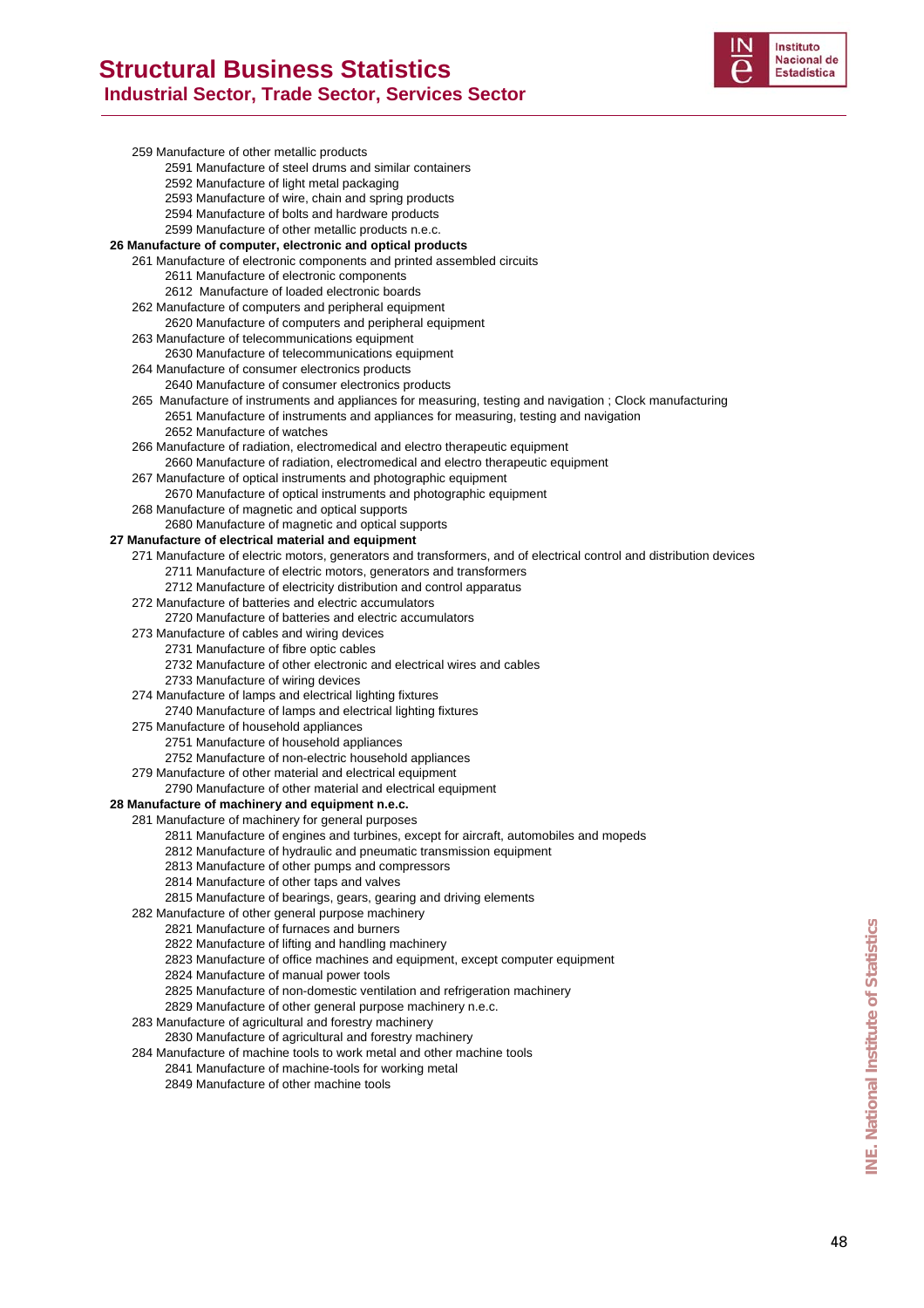- 259 Manufacture of other metallic products
  - 2591 Manufacture of steel drums and similar containers
  - 2592 Manufacture of light metal packaging
  - 2593 Manufacture of wire, chain and spring products
  - 2594 Manufacture of bolts and hardware products
  - 2599 Manufacture of other metallic products n.e.c.

**26 Manufacture of computer, electronic and optical products**

- 261 Manufacture of electronic components and printed assembled circuits
  - 2611 Manufacture of electronic components
  - 2612 Manufacture of loaded electronic boards
- 262 Manufacture of computers and peripheral equipment
  - 2620 Manufacture of computers and peripheral equipment
- 263 Manufacture of telecommunications equipment
  - 2630 Manufacture of telecommunications equipment
- 264 Manufacture of consumer electronics products
  - 2640 Manufacture of consumer electronics products
- 265 Manufacture of instruments and appliances for measuring, testing and navigation ; Clock manufacturing
  - 2651 Manufacture of instruments and appliances for measuring, testing and navigation
  - 2652 Manufacture of watches
- 266 Manufacture of radiation, electromedical and electro therapeutic equipment
  - 2660 Manufacture of radiation, electromedical and electro therapeutic equipment
- 267 Manufacture of optical instruments and photographic equipment
  - 2670 Manufacture of optical instruments and photographic equipment
- 268 Manufacture of magnetic and optical supports
  - 2680 Manufacture of magnetic and optical supports

**27 Manufacture of electrical material and equipment**

- 271 Manufacture of electric motors, generators and transformers, and of electrical control and distribution devices
  - 2711 Manufacture of electric motors, generators and transformers
  - 2712 Manufacture of electricity distribution and control apparatus
- 272 Manufacture of batteries and electric accumulators
  - 2720 Manufacture of batteries and electric accumulators
- 273 Manufacture of cables and wiring devices
  - 2731 Manufacture of fibre optic cables
  - 2732 Manufacture of other electronic and electrical wires and cables
  - 2733 Manufacture of wiring devices
- 274 Manufacture of lamps and electrical lighting fixtures
  - 2740 Manufacture of lamps and electrical lighting fixtures
- 275 Manufacture of household appliances
  - 2751 Manufacture of household appliances
  - 2752 Manufacture of non-electric household appliances
- 279 Manufacture of other material and electrical equipment
  - 2790 Manufacture of other material and electrical equipment

**28 Manufacture of machinery and equipment n.e.c.**

- 281 Manufacture of machinery for general purposes
  - 2811 Manufacture of engines and turbines, except for aircraft, automobiles and mopeds
  - 2812 Manufacture of hydraulic and pneumatic transmission equipment
  - 2813 Manufacture of other pumps and compressors
  - 2814 Manufacture of other taps and valves
  - 2815 Manufacture of bearings, gears, gearing and driving elements
- 282 Manufacture of other general purpose machinery
  - 2821 Manufacture of furnaces and burners
  - 2822 Manufacture of lifting and handling machinery
  - 2823 Manufacture of office machines and equipment, except computer equipment
  - 2824 Manufacture of manual power tools
  - 2825 Manufacture of non-domestic ventilation and refrigeration machinery
  - 2829 Manufacture of other general purpose machinery n.e.c.
- 283 Manufacture of agricultural and forestry machinery
  - 2830 Manufacture of agricultural and forestry machinery
- 284 Manufacture of machine tools to work metal and other machine tools
  - 2841 Manufacture of machine-tools for working metal
  - 2849 Manufacture of other machine tools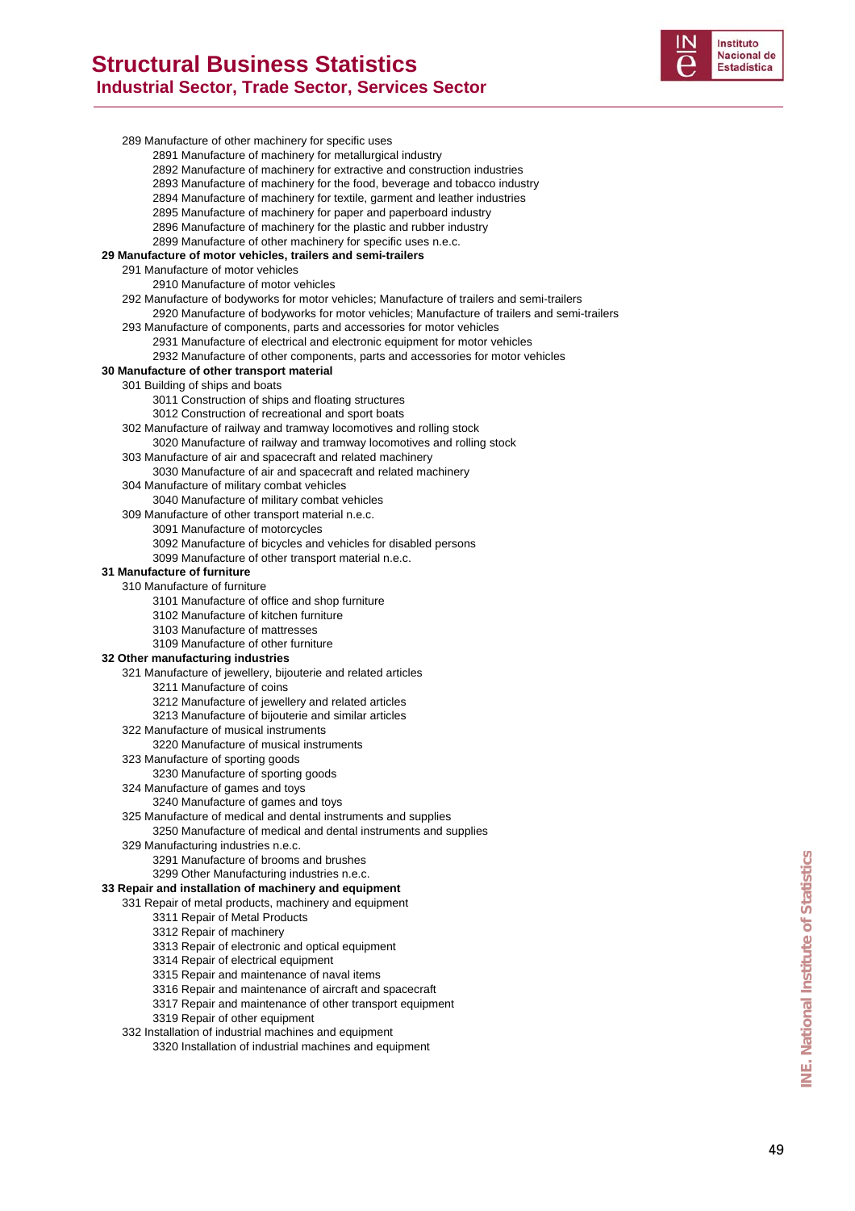289 Manufacture of other machinery for specific uses
- 2891 Manufacture of machinery for metallurgical industry
- 2892 Manufacture of machinery for extractive and construction industries
- 2893 Manufacture of machinery for the food, beverage and tobacco industry
- 2894 Manufacture of machinery for textile, garment and leather industries
- 2895 Manufacture of machinery for paper and paperboard industry
- 2896 Manufacture of machinery for the plastic and rubber industry
- 2899 Manufacture of other machinery for specific uses n.e.c.

**29 Manufacture of motor vehicles, trailers and semi-trailers**

291 Manufacture of motor vehicles
- 2910 Manufacture of motor vehicles

292 Manufacture of bodyworks for motor vehicles; Manufacture of trailers and semi-trailers
- 2920 Manufacture of bodyworks for motor vehicles; Manufacture of trailers and semi-trailers

293 Manufacture of components, parts and accessories for motor vehicles
- 2931 Manufacture of electrical and electronic equipment for motor vehicles
- 2932 Manufacture of other components, parts and accessories for motor vehicles

**30 Manufacture of other transport material**

301 Building of ships and boats
- 3011 Construction of ships and floating structures
- 3012 Construction of recreational and sport boats

302 Manufacture of railway and tramway locomotives and rolling stock
- 3020 Manufacture of railway and tramway locomotives and rolling stock

303 Manufacture of air and spacecraft and related machinery
- 3030 Manufacture of air and spacecraft and related machinery

304 Manufacture of military combat vehicles
- 3040 Manufacture of military combat vehicles

309 Manufacture of other transport material n.e.c.
- 3091 Manufacture of motorcycles
- 3092 Manufacture of bicycles and vehicles for disabled persons
- 3099 Manufacture of other transport material n.e.c.

**31 Manufacture of furniture**

310 Manufacture of furniture
- 3101 Manufacture of office and shop furniture
- 3102 Manufacture of kitchen furniture
- 3103 Manufacture of mattresses
- 3109 Manufacture of other furniture

**32 Other manufacturing industries**

321 Manufacture of jewellery, bijouterie and related articles
- 3211 Manufacture of coins
- 3212 Manufacture of jewellery and related articles
- 3213 Manufacture of bijouterie and similar articles

322 Manufacture of musical instruments
- 3220 Manufacture of musical instruments

323 Manufacture of sporting goods
- 3230 Manufacture of sporting goods

324 Manufacture of games and toys
- 3240 Manufacture of games and toys

325 Manufacture of medical and dental instruments and supplies
- 3250 Manufacture of medical and dental instruments and supplies

329 Manufacturing industries n.e.c.
- 3291 Manufacture of brooms and brushes
- 3299 Other Manufacturing industries n.e.c.

**33 Repair and installation of machinery and equipment**

331 Repair of metal products, machinery and equipment
- 3311 Repair of Metal Products
- 3312 Repair of machinery
- 3313 Repair of electronic and optical equipment
- 3314 Repair of electrical equipment
- 3315 Repair and maintenance of naval items
- 3316 Repair and maintenance of aircraft and spacecraft
- 3317 Repair and maintenance of other transport equipment
- 3319 Repair of other equipment

332 Installation of industrial machines and equipment
- 3320 Installation of industrial machines and equipment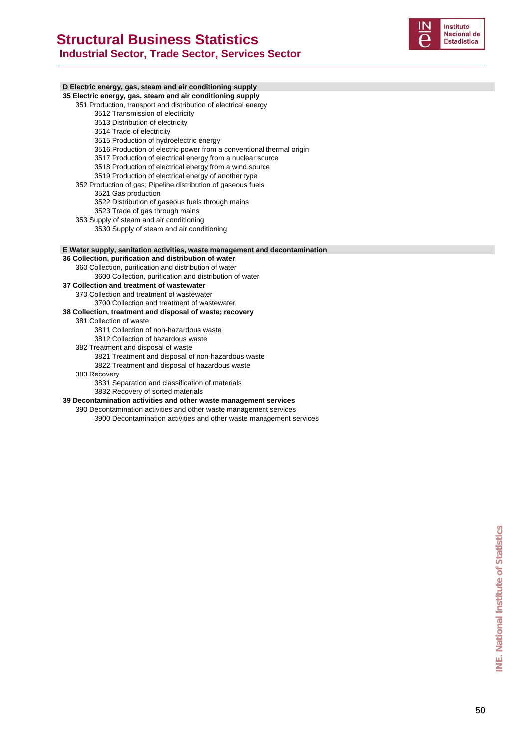**D Electric energy, gas, steam and air conditioning supply**

**35 Electric energy, gas, steam and air conditioning supply**

- 351 Production, transport and distribution of electrical energy
  - 3512 Transmission of electricity
  - 3513 Distribution of electricity
  - 3514 Trade of electricity
  - 3515 Production of hydroelectric energy
  - 3516 Production of electric power from a conventional thermal origin
  - 3517 Production of electrical energy from a nuclear source
  - 3518 Production of electrical energy from a wind source
  - 3519 Production of electrical energy of another type
- 352 Production of gas; Pipeline distribution of gaseous fuels
  - 3521 Gas production
  - 3522 Distribution of gaseous fuels through mains
  - 3523 Trade of gas through mains
- 353 Supply of steam and air conditioning
  - 3530 Supply of steam and air conditioning

**E Water supply, sanitation activities, waste management and decontamination**

**36 Collection, purification and distribution of water**

- 360 Collection, purification and distribution of water
  - 3600 Collection, purification and distribution of water

**37 Collection and treatment of wastewater**

- 370 Collection and treatment of wastewater
  - 3700 Collection and treatment of wastewater

**38 Collection, treatment and disposal of waste; recovery**

- 381 Collection of waste
  - 3811 Collection of non-hazardous waste
  - 3812 Collection of hazardous waste
- 382 Treatment and disposal of waste
  - 3821 Treatment and disposal of non-hazardous waste
  - 3822 Treatment and disposal of hazardous waste
- 383 Recovery
  - 3831 Separation and classification of materials
  - 3832 Recovery of sorted materials

**39 Decontamination activities and other waste management services**

- 390 Decontamination activities and other waste management services
  - 3900 Decontamination activities and other waste management services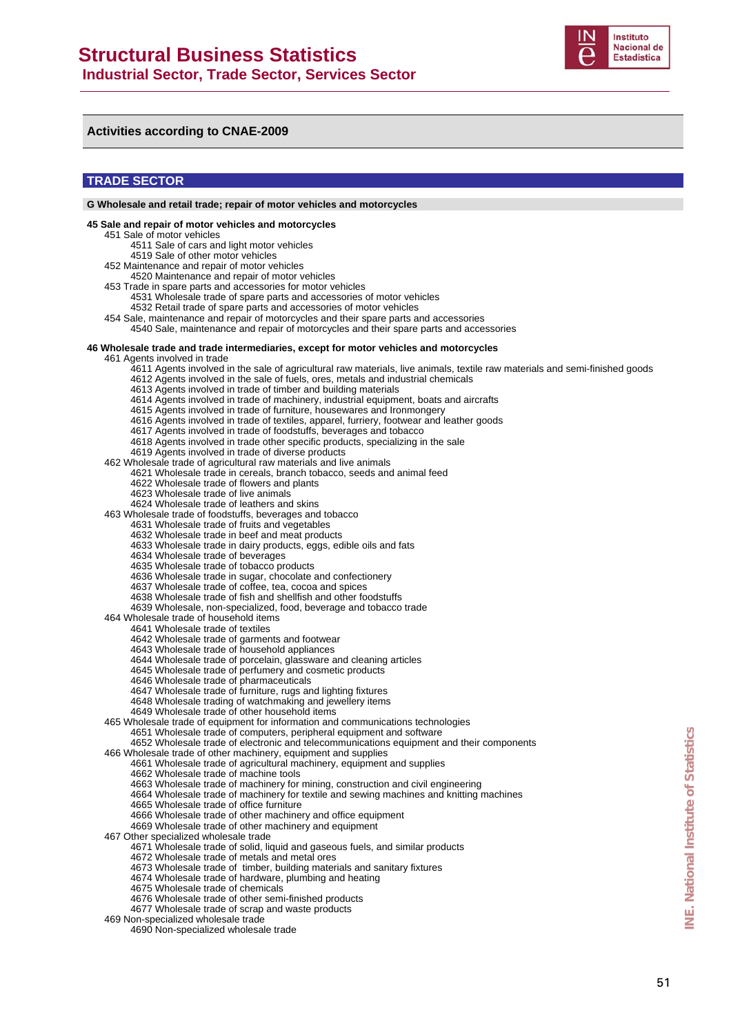# Structural Business Statistics

## Industrial Sector, Trade Sector, Services Sector

### Activities according to CNAE-2009

## TRADE SECTOR

**G Wholesale and retail trade; repair of motor vehicles and motorcycles**

**45 Sale and repair of motor vehicles and motorcycles**

- 451 Sale of motor vehicles
  - 4511 Sale of cars and light motor vehicles
  - 4519 Sale of other motor vehicles
- 452 Maintenance and repair of motor vehicles
  - 4520 Maintenance and repair of motor vehicles
- 453 Trade in spare parts and accessories for motor vehicles
  - 4531 Wholesale trade of spare parts and accessories of motor vehicles
  - 4532 Retail trade of spare parts and accessories of motor vehicles
- 454 Sale, maintenance and repair of motorcycles and their spare parts and accessories
  - 4540 Sale, maintenance and repair of motorcycles and their spare parts and accessories

**46 Wholesale trade and trade intermediaries, except for motor vehicles and motorcycles**

- 461 Agents involved in trade
  - 4611 Agents involved in the sale of agricultural raw materials, live animals, textile raw materials and semi-finished goods
  - 4612 Agents involved in the sale of fuels, ores, metals and industrial chemicals
  - 4613 Agents involved in trade of timber and building materials
  - 4614 Agents involved in trade of machinery, industrial equipment, boats and aircrafts
  - 4615 Agents involved in trade of furniture, housewares and Ironmongery
  - 4616 Agents involved in trade of textiles, apparel, furriery, footwear and leather goods
  - 4617 Agents involved in trade of foodstuffs, beverages and tobacco
  - 4618 Agents involved in trade other specific products, specializing in the sale
  - 4619 Agents involved in trade of diverse products
- 462 Wholesale trade of agricultural raw materials and live animals
  - 4621 Wholesale trade in cereals, branch tobacco, seeds and animal feed
  - 4622 Wholesale trade of flowers and plants
  - 4623 Wholesale trade of live animals
  - 4624 Wholesale trade of leathers and skins
- 463 Wholesale trade of foodstuffs, beverages and tobacco
  - 4631 Wholesale trade of fruits and vegetables
  - 4632 Wholesale trade in beef and meat products
  - 4633 Wholesale trade in dairy products, eggs, edible oils and fats
  - 4634 Wholesale trade of beverages
  - 4635 Wholesale trade of tobacco products
  - 4636 Wholesale trade in sugar, chocolate and confectionery
  - 4637 Wholesale trade of coffee, tea, cocoa and spices
  - 4638 Wholesale trade of fish and shellfish and other foodstuffs
  - 4639 Wholesale, non-specialized, food, beverage and tobacco trade
- 464 Wholesale trade of household items
  - 4641 Wholesale trade of textiles
  - 4642 Wholesale trade of garments and footwear
  - 4643 Wholesale trade of household appliances
  - 4644 Wholesale trade of porcelain, glassware and cleaning articles
  - 4645 Wholesale trade of perfumery and cosmetic products
  - 4646 Wholesale trade of pharmaceuticals
  - 4647 Wholesale trade of furniture, rugs and lighting fixtures
  - 4648 Wholesale trading of watchmaking and jewellery items
  - 4649 Wholesale trade of other household items
- 465 Wholesale trade of equipment for information and communications technologies
  - 4651 Wholesale trade of computers, peripheral equipment and software
  - 4652 Wholesale trade of electronic and telecommunications equipment and their components
- 466 Wholesale trade of other machinery, equipment and supplies
  - 4661 Wholesale trade of agricultural machinery, equipment and supplies
  - 4662 Wholesale trade of machine tools
  - 4663 Wholesale trade of machinery for mining, construction and civil engineering
  - 4664 Wholesale trade of machinery for textile and sewing machines and knitting machines
  - 4665 Wholesale trade of office furniture
  - 4666 Wholesale trade of other machinery and office equipment
  - 4669 Wholesale trade of other machinery and equipment
- 467 Other specialized wholesale trade
  - 4671 Wholesale trade of solid, liquid and gaseous fuels, and similar products
  - 4672 Wholesale trade of metals and metal ores
  - 4673 Wholesale trade of timber, building materials and sanitary fixtures
  - 4674 Wholesale trade of hardware, plumbing and heating
  - 4675 Wholesale trade of chemicals
  - 4676 Wholesale trade of other semi-finished products
  - 4677 Wholesale trade of scrap and waste products
- 469 Non-specialized wholesale trade
  - 4690 Non-specialized wholesale trade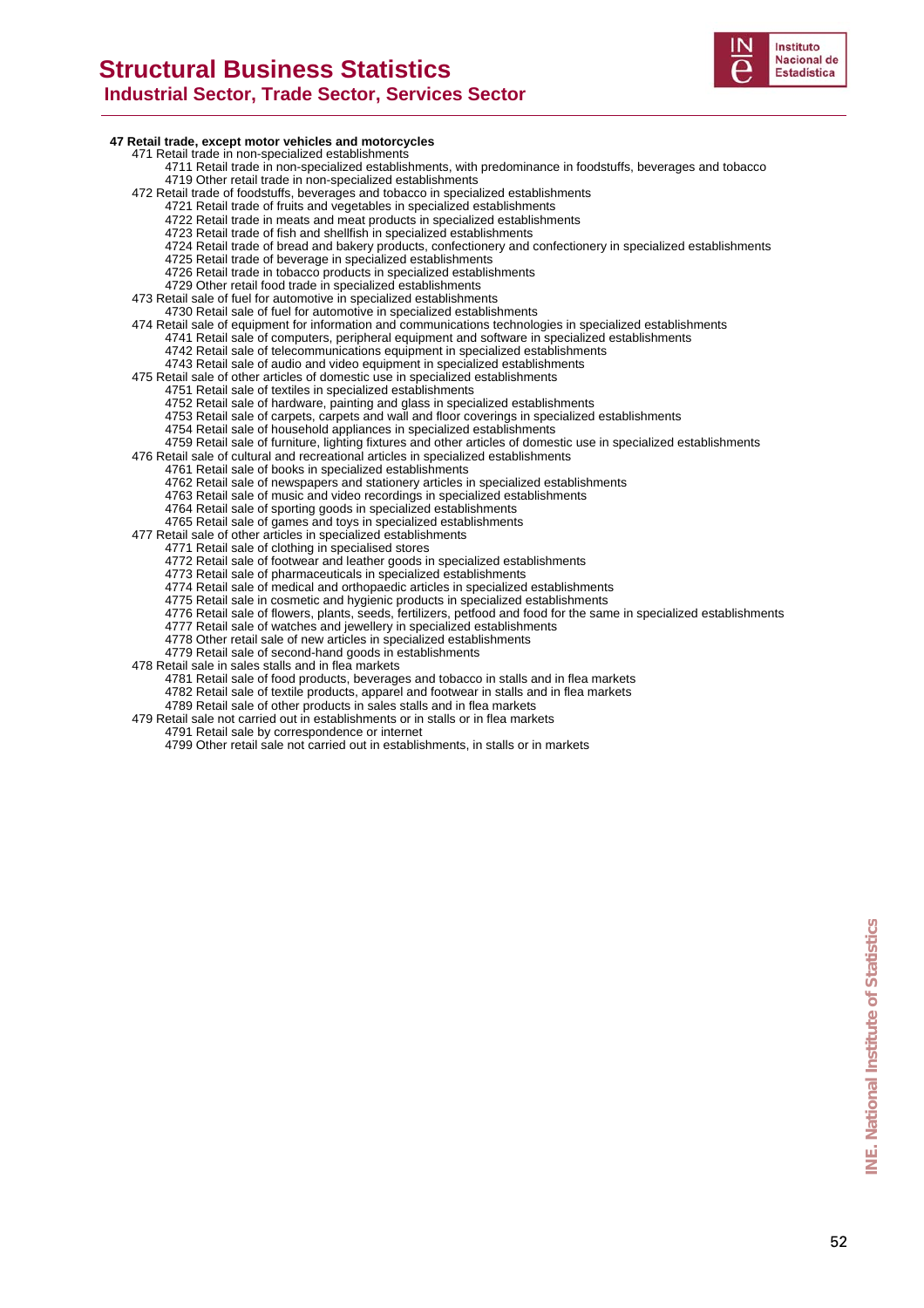**47 Retail trade, except motor vehicles and motorcycles**

- 471 Retail trade in non-specialized establishments
  - 4711 Retail trade in non-specialized establishments, with predominance in foodstuffs, beverages and tobacco
  - 4719 Other retail trade in non-specialized establishments
- 472 Retail trade of foodstuffs, beverages and tobacco in specialized establishments
  - 4721 Retail trade of fruits and vegetables in specialized establishments
  - 4722 Retail trade in meats and meat products in specialized establishments
  - 4723 Retail trade of fish and shellfish in specialized establishments
  - 4724 Retail trade of bread and bakery products, confectionery and confectionery in specialized establishments
  - 4725 Retail trade of beverage in specialized establishments
  - 4726 Retail trade in tobacco products in specialized establishments
  - 4729 Other retail food trade in specialized establishments
- 473 Retail sale of fuel for automotive in specialized establishments
  - 4730 Retail sale of fuel for automotive in specialized establishments
- 474 Retail sale of equipment for information and communications technologies in specialized establishments
  - 4741 Retail sale of computers, peripheral equipment and software in specialized establishments
  - 4742 Retail sale of telecommunications equipment in specialized establishments
  - 4743 Retail sale of audio and video equipment in specialized establishments
- 475 Retail sale of other articles of domestic use in specialized establishments
  - 4751 Retail sale of textiles in specialized establishments
  - 4752 Retail sale of hardware, painting and glass in specialized establishments
  - 4753 Retail sale of carpets, carpets and wall and floor coverings in specialized establishments
  - 4754 Retail sale of household appliances in specialized establishments
  - 4759 Retail sale of furniture, lighting fixtures and other articles of domestic use in specialized establishments
- 476 Retail sale of cultural and recreational articles in specialized establishments
  - 4761 Retail sale of books in specialized establishments
  - 4762 Retail sale of newspapers and stationery articles in specialized establishments
  - 4763 Retail sale of music and video recordings in specialized establishments
  - 4764 Retail sale of sporting goods in specialized establishments
  - 4765 Retail sale of games and toys in specialized establishments
- 477 Retail sale of other articles in specialized establishments
  - 4771 Retail sale of clothing in specialised stores
  - 4772 Retail sale of footwear and leather goods in specialized establishments
  - 4773 Retail sale of pharmaceuticals in specialized establishments
  - 4774 Retail sale of medical and orthopaedic articles in specialized establishments
  - 4775 Retail sale in cosmetic and hygienic products in specialized establishments
  - 4776 Retail sale of flowers, plants, seeds, fertilizers, petfood and food for the same in specialized establishments
  - 4777 Retail sale of watches and jewellery in specialized establishments
  - 4778 Other retail sale of new articles in specialized establishments
  - 4779 Retail sale of second-hand goods in establishments
- 478 Retail sale in sales stalls and in flea markets
  - 4781 Retail sale of food products, beverages and tobacco in stalls and in flea markets
  - 4782 Retail sale of textile products, apparel and footwear in stalls and in flea markets
  - 4789 Retail sale of other products in sales stalls and in flea markets
- 479 Retail sale not carried out in establishments or in stalls or in flea markets
  - 4791 Retail sale by correspondence or internet
  - 4799 Other retail sale not carried out in establishments, in stalls or in markets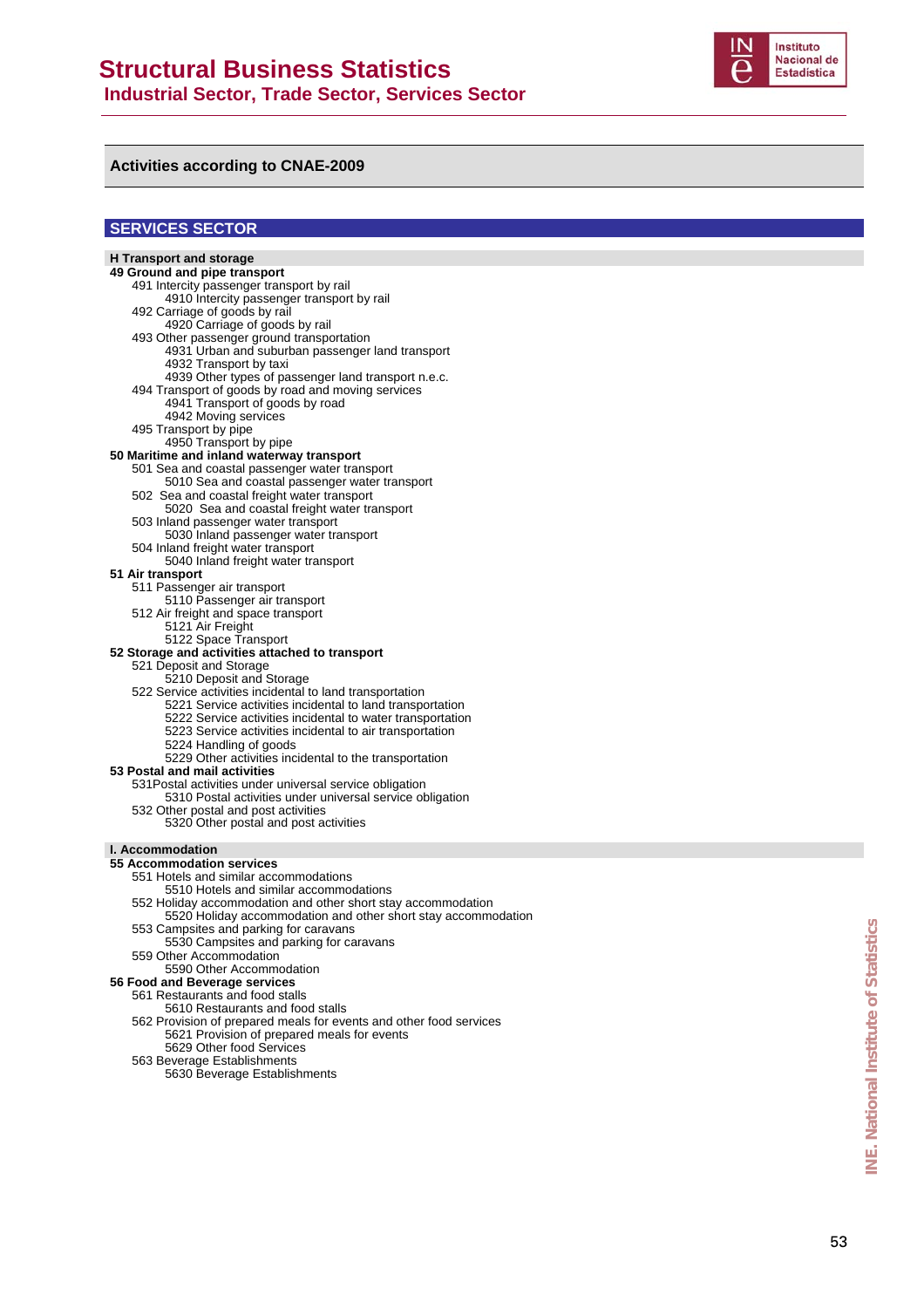# Structural Business Statistics

## Industrial Sector, Trade Sector, Services Sector

### Activities according to CNAE-2009

## SERVICES SECTOR

**H Transport and storage**

**49 Ground and pipe transport**
- 491 Intercity passenger transport by rail
  - 4910 Intercity passenger transport by rail
- 492 Carriage of goods by rail
  - 4920 Carriage of goods by rail
- 493 Other passenger ground transportation
  - 4931 Urban and suburban passenger land transport
  - 4932 Transport by taxi
  - 4939 Other types of passenger land transport n.e.c.
- 494 Transport of goods by road and moving services
  - 4941 Transport of goods by road
  - 4942 Moving services
- 495 Transport by pipe
  - 4950 Transport by pipe

**50 Maritime and inland waterway transport**
- 501 Sea and coastal passenger water transport
  - 5010 Sea and coastal passenger water transport
- 502 Sea and coastal freight water transport
  - 5020 Sea and coastal freight water transport
- 503 Inland passenger water transport
  - 5030 Inland passenger water transport
- 504 Inland freight water transport
  - 5040 Inland freight water transport

**51 Air transport**
- 511 Passenger air transport
  - 5110 Passenger air transport
- 512 Air freight and space transport
  - 5121 Air Freight
  - 5122 Space Transport

**52 Storage and activities attached to transport**
- 521 Deposit and Storage
  - 5210 Deposit and Storage
- 522 Service activities incidental to land transportation
  - 5221 Service activities incidental to land transportation
  - 5222 Service activities incidental to water transportation
  - 5223 Service activities incidental to air transportation
  - 5224 Handling of goods
  - 5229 Other activities incidental to the transportation

**53 Postal and mail activities**
- 531Postal activities under universal service obligation
  - 5310 Postal activities under universal service obligation
- 532 Other postal and post activities
  - 5320 Other postal and post activities

**I. Accommodation**

**55 Accommodation services**
- 551 Hotels and similar accommodations
  - 5510 Hotels and similar accommodations
- 552 Holiday accommodation and other short stay accommodation
  - 5520 Holiday accommodation and other short stay accommodation
- 553 Campsites and parking for caravans
  - 5530 Campsites and parking for caravans
- 559 Other Accommodation
  - 5590 Other Accommodation

**56 Food and Beverage services**
- 561 Restaurants and food stalls
  - 5610 Restaurants and food stalls
- 562 Provision of prepared meals for events and other food services
  - 5621 Provision of prepared meals for events
  - 5629 Other food Services
- 563 Beverage Establishments
  - 5630 Beverage Establishments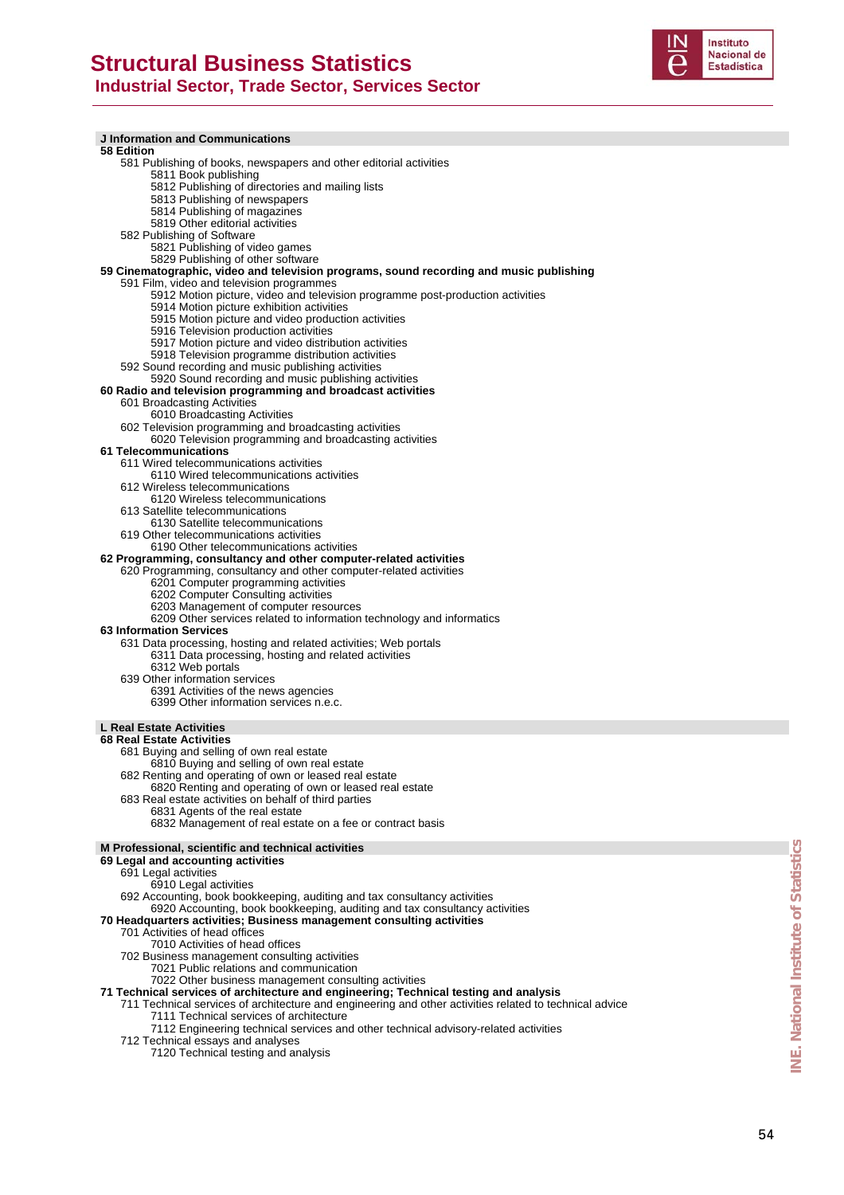**J Information and Communications**

**58 Edition**

- 581 Publishing of books, newspapers and other editorial activities
  - 5811 Book publishing
  - 5812 Publishing of directories and mailing lists
  - 5813 Publishing of newspapers
  - 5814 Publishing of magazines
  - 5819 Other editorial activities
- 582 Publishing of Software
  - 5821 Publishing of video games
  - 5829 Publishing of other software

**59 Cinematographic, video and television programs, sound recording and music publishing**

- 591 Film, video and television programmes
  - 5912 Motion picture, video and television programme post-production activities
  - 5914 Motion picture exhibition activities
  - 5915 Motion picture and video production activities
  - 5916 Television production activities
  - 5917 Motion picture and video distribution activities
  - 5918 Television programme distribution activities
- 592 Sound recording and music publishing activities
  - 5920 Sound recording and music publishing activities

**60 Radio and television programming and broadcast activities**

- 601 Broadcasting Activities
  - 6010 Broadcasting Activities
- 602 Television programming and broadcasting activities
  - 6020 Television programming and broadcasting activities

**61 Telecommunications**

- 611 Wired telecommunications activities
  - 6110 Wired telecommunications activities
- 612 Wireless telecommunications
  - 6120 Wireless telecommunications
- 613 Satellite telecommunications
  - 6130 Satellite telecommunications
- 619 Other telecommunications activities
  - 6190 Other telecommunications activities

**62 Programming, consultancy and other computer-related activities**

- 620 Programming, consultancy and other computer-related activities
  - 6201 Computer programming activities
  - 6202 Computer Consulting activities
  - 6203 Management of computer resources
  - 6209 Other services related to information technology and informatics

**63 Information Services**

- 631 Data processing, hosting and related activities; Web portals
  - 6311 Data processing, hosting and related activities
  - 6312 Web portals
- 639 Other information services
  - 6391 Activities of the news agencies
  - 6399 Other information services n.e.c.

**L Real Estate Activities**

**68 Real Estate Activities**

- 681 Buying and selling of own real estate
  - 6810 Buying and selling of own real estate
- 682 Renting and operating of own or leased real estate
  - 6820 Renting and operating of own or leased real estate
- 683 Real estate activities on behalf of third parties
  - 6831 Agents of the real estate
  - 6832 Management of real estate on a fee or contract basis

**M Professional, scientific and technical activities**

**69 Legal and accounting activities**

- 691 Legal activities
  - 6910 Legal activities
- 692 Accounting, book bookkeeping, auditing and tax consultancy activities
  - 6920 Accounting, book bookkeeping, auditing and tax consultancy activities

**70 Headquarters activities; Business management consulting activities**

- 701 Activities of head offices
  - 7010 Activities of head offices
- 702 Business management consulting activities
  - 7021 Public relations and communication
  - 7022 Other business management consulting activities

**71 Technical services of architecture and engineering; Technical testing and analysis**

- 711 Technical services of architecture and engineering and other activities related to technical advice
  - 7111 Technical services of architecture
  - 7112 Engineering technical services and other technical advisory-related activities
- 712 Technical essays and analyses
  - 7120 Technical testing and analysis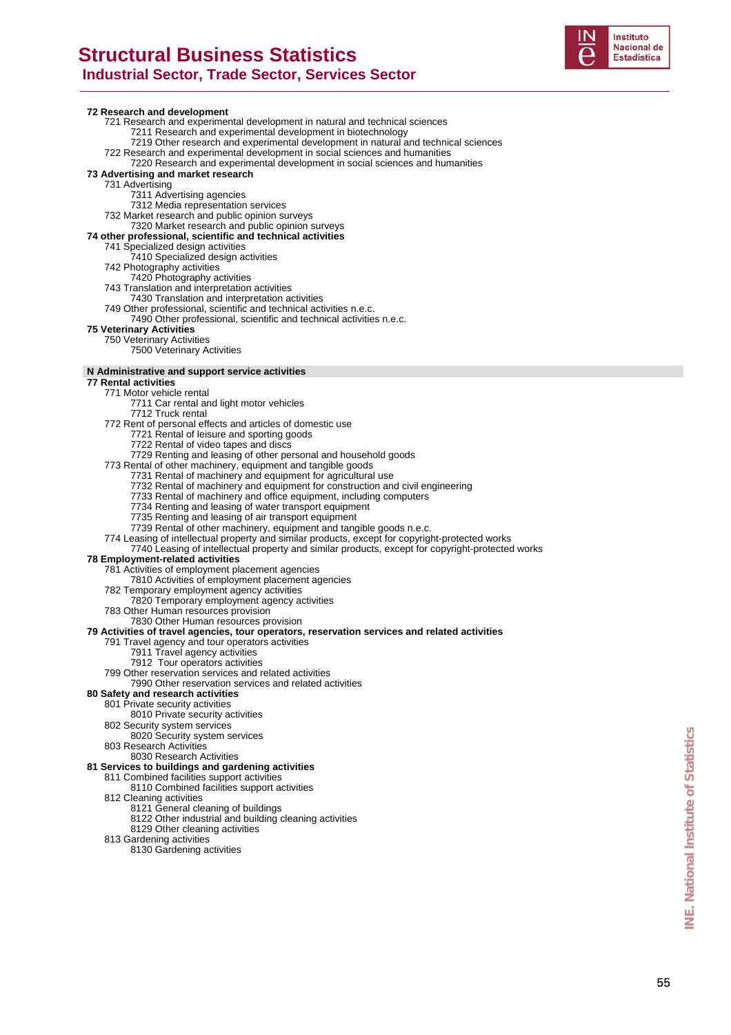**72 Research and development**

- 721 Research and experimental development in natural and technical sciences
  - 7211 Research and experimental development in biotechnology
  - 7219 Other research and experimental development in natural and technical sciences
- 722 Research and experimental development in social sciences and humanities
  - 7220 Research and experimental development in social sciences and humanities

**73 Advertising and market research**

- 731 Advertising
  - 7311 Advertising agencies
  - 7312 Media representation services
- 732 Market research and public opinion surveys
  - 7320 Market research and public opinion surveys

**74 other professional, scientific and technical activities**

- 741 Specialized design activities
  - 7410 Specialized design activities
- 742 Photography activities
  - 7420 Photography activities
- 743 Translation and interpretation activities
  - 7430 Translation and interpretation activities
- 749 Other professional, scientific and technical activities n.e.c.
  - 7490 Other professional, scientific and technical activities n.e.c.

**75 Veterinary Activities**

- 750 Veterinary Activities
  - 7500 Veterinary Activities

## N Administrative and support service activities

**77 Rental activities**

- 771 Motor vehicle rental
  - 7711 Car rental and light motor vehicles
  - 7712 Truck rental
- 772 Rent of personal effects and articles of domestic use
  - 7721 Rental of leisure and sporting goods
  - 7722 Rental of video tapes and discs
  - 7729 Renting and leasing of other personal and household goods
- 773 Rental of other machinery, equipment and tangible goods
  - 7731 Rental of machinery and equipment for agricultural use
  - 7732 Rental of machinery and equipment for construction and civil engineering
  - 7733 Rental of machinery and office equipment, including computers
  - 7734 Renting and leasing of water transport equipment
  - 7735 Renting and leasing of air transport equipment
  - 7739 Rental of other machinery, equipment and tangible goods n.e.c.
- 774 Leasing of intellectual property and similar products, except for copyright-protected works
  - 7740 Leasing of intellectual property and similar products, except for copyright-protected works

**78 Employment-related activities**

- 781 Activities of employment placement agencies
  - 7810 Activities of employment placement agencies
- 782 Temporary employment agency activities
  - 7820 Temporary employment agency activities
- 783 Other Human resources provision
  - 7830 Other Human resources provision

**79 Activities of travel agencies, tour operators, reservation services and related activities**

- 791 Travel agency and tour operators activities
  - 7911 Travel agency activities
  - 7912 Tour operators activities
- 799 Other reservation services and related activities
  - 7990 Other reservation services and related activities

**80 Safety and research activities**

- 801 Private security activities
  - 8010 Private security activities
- 802 Security system services
  - 8020 Security system services
- 803 Research Activities
  - 8030 Research Activities

**81 Services to buildings and gardening activities**

- 811 Combined facilities support activities
  - 8110 Combined facilities support activities
- 812 Cleaning activities
  - 8121 General cleaning of buildings
  - 8122 Other industrial and building cleaning activities
  - 8129 Other cleaning activities
- 813 Gardening activities
  - 8130 Gardening activities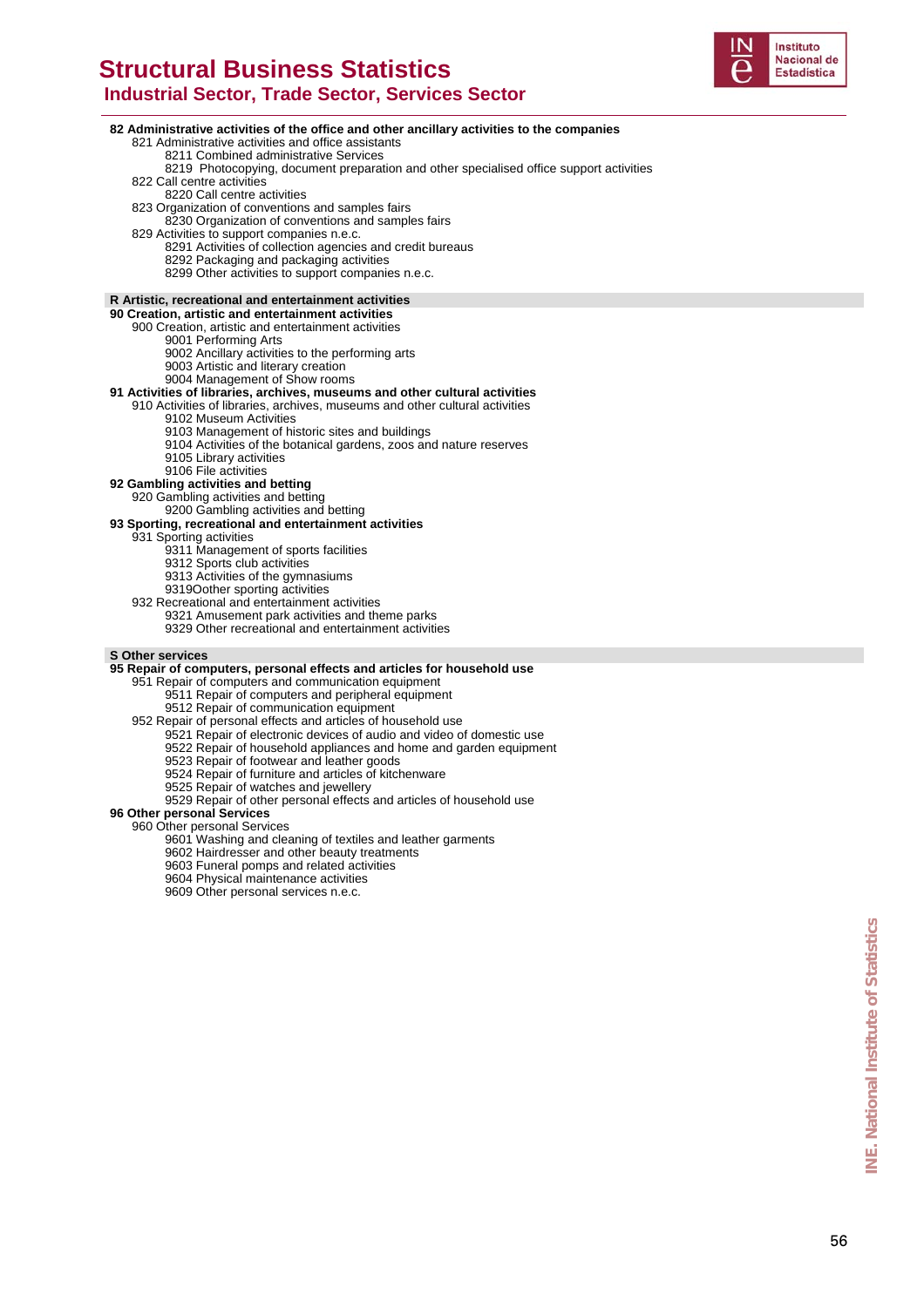**82 Administrative activities of the office and other ancillary activities to the companies**

- 821 Administrative activities and office assistants
  - 8211 Combined administrative Services
  - 8219 Photocopying, document preparation and other specialised office support activities
- 822 Call centre activities
  - 8220 Call centre activities
- 823 Organization of conventions and samples fairs
  - 8230 Organization of conventions and samples fairs
- 829 Activities to support companies n.e.c.
  - 8291 Activities of collection agencies and credit bureaus
  - 8292 Packaging and packaging activities
  - 8299 Other activities to support companies n.e.c.

**R Artistic, recreational and entertainment activities**

**90 Creation, artistic and entertainment activities**

- 900 Creation, artistic and entertainment activities
  - 9001 Performing Arts
  - 9002 Ancillary activities to the performing arts
  - 9003 Artistic and literary creation
  - 9004 Management of Show rooms

**91 Activities of libraries, archives, museums and other cultural activities**

- 910 Activities of libraries, archives, museums and other cultural activities
  - 9102 Museum Activities
  - 9103 Management of historic sites and buildings
  - 9104 Activities of the botanical gardens, zoos and nature reserves
  - 9105 Library activities
  - 9106 File activities

**92 Gambling activities and betting**

- 920 Gambling activities and betting
  - 9200 Gambling activities and betting

**93 Sporting, recreational and entertainment activities**

- 931 Sporting activities
  - 9311 Management of sports facilities
  - 9312 Sports club activities
  - 9313 Activities of the gymnasiums
  - 9319Oother sporting activities
- 932 Recreational and entertainment activities
  - 9321 Amusement park activities and theme parks
  - 9329 Other recreational and entertainment activities

**S Other services**

**95 Repair of computers, personal effects and articles for household use**

- 951 Repair of computers and communication equipment
  - 9511 Repair of computers and peripheral equipment
  - 9512 Repair of communication equipment
- 952 Repair of personal effects and articles of household use
  - 9521 Repair of electronic devices of audio and video of domestic use
  - 9522 Repair of household appliances and home and garden equipment
  - 9523 Repair of footwear and leather goods
  - 9524 Repair of furniture and articles of kitchenware
  - 9525 Repair of watches and jewellery
  - 9529 Repair of other personal effects and articles of household use

**96 Other personal Services**

- 960 Other personal Services
  - 9601 Washing and cleaning of textiles and leather garments
  - 9602 Hairdresser and other beauty treatments
  - 9603 Funeral pomps and related activities
  - 9604 Physical maintenance activities
  - 9609 Other personal services n.e.c.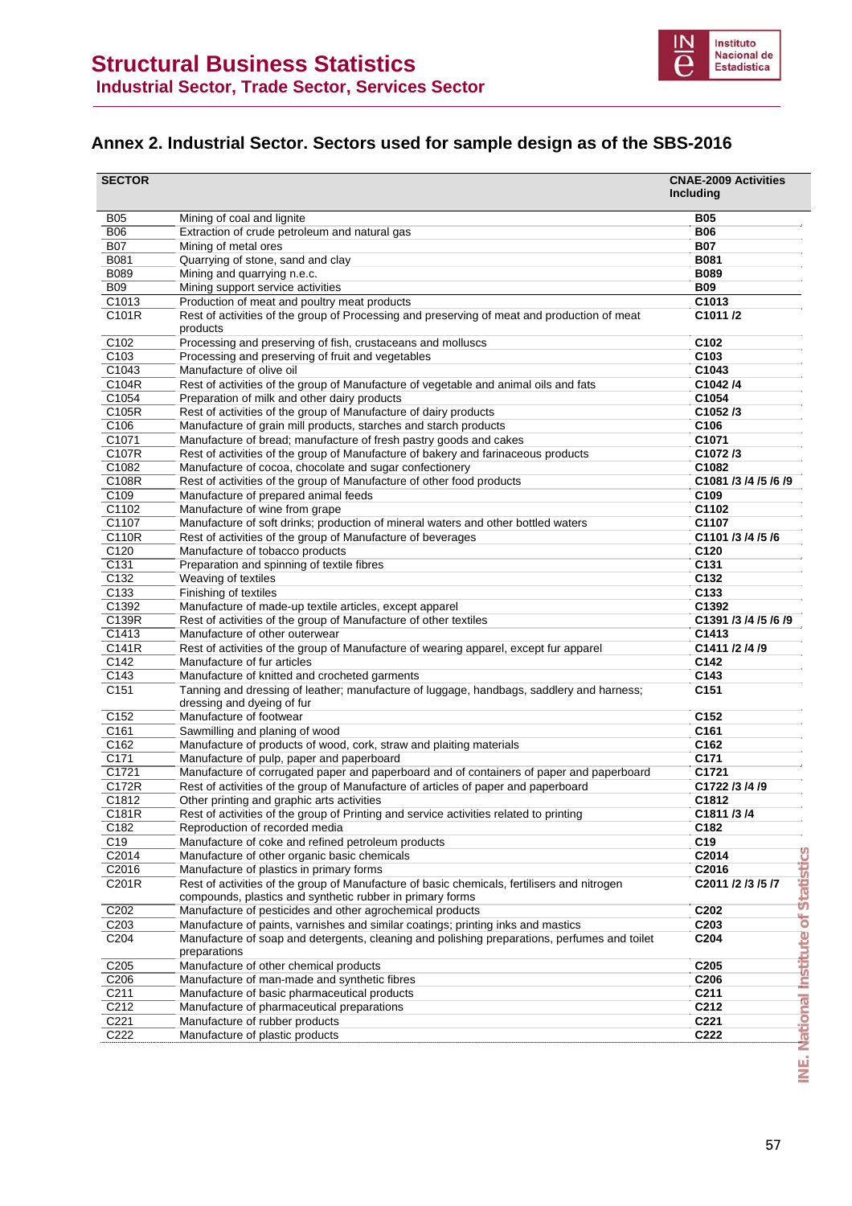## Annex 2. Industrial Sector. Sectors used for sample design as of the SBS-2016

| SECTOR | | CNAE-2009 Activities Including |
|---|---|---|
| B05 | Mining of coal and lignite | **B05** |
| B06 | Extraction of crude petroleum and natural gas | **B06** |
| B07 | Mining of metal ores | **B07** |
| B081 | Quarrying of stone, sand and clay | **B081** |
| B089 | Mining and quarrying n.e.c. | **B089** |
| B09 | Mining support service activities | **B09** |
| C1013 | Production of meat and poultry meat products | **C1013** |
| C101R | Rest of activities of the group of Processing and preserving of meat and production of meat products | **C1011 /2** |
| C102 | Processing and preserving of fish, crustaceans and molluscs | **C102** |
| C103 | Processing and preserving of fruit and vegetables | **C103** |
| C1043 | Manufacture of olive oil | **C1043** |
| C104R | Rest of activities of the group of Manufacture of vegetable and animal oils and fats | **C1042 /4** |
| C1054 | Preparation of milk and other dairy products | **C1054** |
| C105R | Rest of activities of the group of Manufacture of dairy products | **C1052 /3** |
| C106 | Manufacture of grain mill products, starches and starch products | **C106** |
| C1071 | Manufacture of bread; manufacture of fresh pastry goods and cakes | **C1071** |
| C107R | Rest of activities of the group of Manufacture of bakery and farinaceous products | **C1072 /3** |
| C1082 | Manufacture of cocoa, chocolate and sugar confectionery | **C1082** |
| C108R | Rest of activities of the group of Manufacture of other food products | **C1081 /3 /4 /5 /6 /9** |
| C109 | Manufacture of prepared animal feeds | **C109** |
| C1102 | Manufacture of wine from grape | **C1102** |
| C1107 | Manufacture of soft drinks; production of mineral waters and other bottled waters | **C1107** |
| C110R | Rest of activities of the group of Manufacture of beverages | **C1101 /3 /4 /5 /6** |
| C120 | Manufacture of tobacco products | **C120** |
| C131 | Preparation and spinning of textile fibres | **C131** |
| C132 | Weaving of textiles | **C132** |
| C133 | Finishing of textiles | **C133** |
| C1392 | Manufacture of made-up textile articles, except apparel | **C1392** |
| C139R | Rest of activities of the group of Manufacture of other textiles | **C1391 /3 /4 /5 /6 /9** |
| C1413 | Manufacture of other outerwear | **C1413** |
| C141R | Rest of activities of the group of Manufacture of wearing apparel, except fur apparel | **C1411 /2 /4 /9** |
| C142 | Manufacture of fur articles | **C142** |
| C143 | Manufacture of knitted and crocheted garments | **C143** |
| C151 | Tanning and dressing of leather; manufacture of luggage, handbags, saddlery and harness; dressing and dyeing of fur | **C151** |
| C152 | Manufacture of footwear | **C152** |
| C161 | Sawmilling and planing of wood | **C161** |
| C162 | Manufacture of products of wood, cork, straw and plaiting materials | **C162** |
| C171 | Manufacture of pulp, paper and paperboard | **C171** |
| C1721 | Manufacture of corrugated paper and paperboard and of containers of paper and paperboard | **C1721** |
| C172R | Rest of activities of the group of Manufacture of articles of paper and paperboard | **C1722 /3 /4 /9** |
| C1812 | Other printing and graphic arts activities | **C1812** |
| C181R | Rest of activities of the group of Printing and service activities related to printing | **C1811 /3 /4** |
| C182 | Reproduction of recorded media | **C182** |
| C19 | Manufacture of coke and refined petroleum products | **C19** |
| C2014 | Manufacture of other organic basic chemicals | **C2014** |
| C2016 | Manufacture of plastics in primary forms | **C2016** |
| C201R | Rest of activities of the group of Manufacture of basic chemicals, fertilisers and nitrogen compounds, plastics and synthetic rubber in primary forms | **C2011 /2 /3 /5 /7** |
| C202 | Manufacture of pesticides and other agrochemical products | **C202** |
| C203 | Manufacture of paints, varnishes and similar coatings; printing inks and mastics | **C203** |
| C204 | Manufacture of soap and detergents, cleaning and polishing preparations, perfumes and toilet preparations | **C204** |
| C205 | Manufacture of other chemical products | **C205** |
| C206 | Manufacture of man-made and synthetic fibres | **C206** |
| C211 | Manufacture of basic pharmaceutical products | **C211** |
| C212 | Manufacture of pharmaceutical preparations | **C212** |
| C221 | Manufacture of rubber products | **C221** |
| C222 | Manufacture of plastic products | **C222** |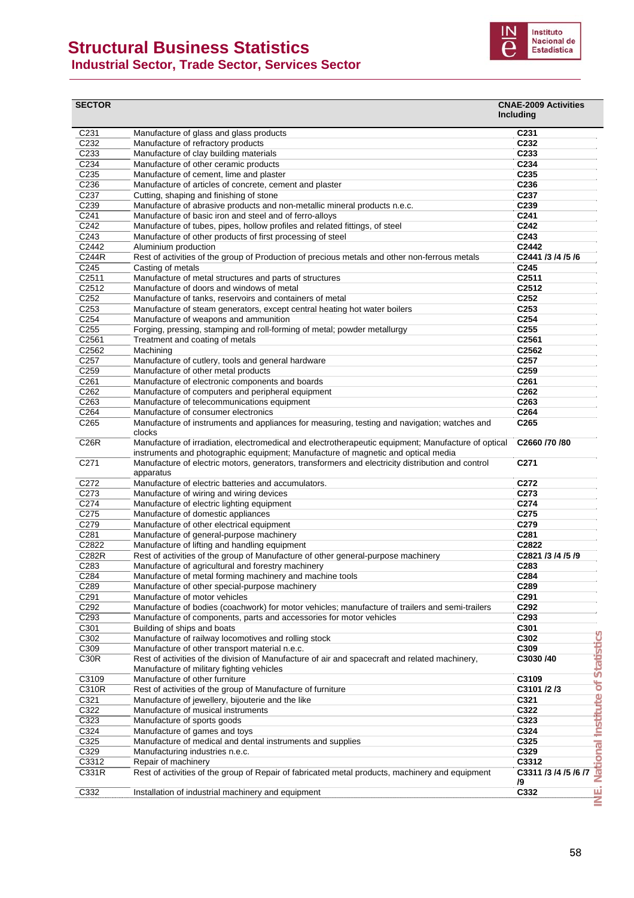| SECTOR | | CNAE-2009 Activities Including |
|---|---|---|
| C231 | Manufacture of glass and glass products | C231 |
| C232 | Manufacture of refractory products | C232 |
| C233 | Manufacture of clay building materials | C233 |
| C234 | Manufacture of other ceramic products | C234 |
| C235 | Manufacture of cement, lime and plaster | C235 |
| C236 | Manufacture of articles of concrete, cement and plaster | C236 |
| C237 | Cutting, shaping and finishing of stone | C237 |
| C239 | Manufacture of abrasive products and non-metallic mineral products n.e.c. | C239 |
| C241 | Manufacture of basic iron and steel and of ferro-alloys | C241 |
| C242 | Manufacture of tubes, pipes, hollow profiles and related fittings, of steel | C242 |
| C243 | Manufacture of other products of first processing of steel | C243 |
| C2442 | Aluminium production | C2442 |
| C244R | Rest of activities of the group of Production of precious metals and other non-ferrous metals | C2441 /3 /4 /5 /6 |
| C245 | Casting of metals | C245 |
| C2511 | Manufacture of metal structures and parts of structures | C2511 |
| C2512 | Manufacture of doors and windows of metal | C2512 |
| C252 | Manufacture of tanks, reservoirs and containers of metal | C252 |
| C253 | Manufacture of steam generators, except central heating hot water boilers | C253 |
| C254 | Manufacture of weapons and ammunition | C254 |
| C255 | Forging, pressing, stamping and roll-forming of metal; powder metallurgy | C255 |
| C2561 | Treatment and coating of metals | C2561 |
| C2562 | Machining | C2562 |
| C257 | Manufacture of cutlery, tools and general hardware | C257 |
| C259 | Manufacture of other metal products | C259 |
| C261 | Manufacture of electronic components and boards | C261 |
| C262 | Manufacture of computers and peripheral equipment | C262 |
| C263 | Manufacture of telecommunications equipment | C263 |
| C264 | Manufacture of consumer electronics | C264 |
| C265 | Manufacture of instruments and appliances for measuring, testing and navigation; watches and clocks | C265 |
| C26R | Manufacture of irradiation, electromedical and electrotherapeutic equipment; Manufacture of optical instruments and photographic equipment; Manufacture of magnetic and optical media | C2660 /70 /80 |
| C271 | Manufacture of electric motors, generators, transformers and electricity distribution and control apparatus | C271 |
| C272 | Manufacture of electric batteries and accumulators. | C272 |
| C273 | Manufacture of wiring and wiring devices | C273 |
| C274 | Manufacture of electric lighting equipment | C274 |
| C275 | Manufacture of domestic appliances | C275 |
| C279 | Manufacture of other electrical equipment | C279 |
| C281 | Manufacture of general-purpose machinery | C281 |
| C2822 | Manufacture of lifting and handling equipment | C2822 |
| C282R | Rest of activities of the group of Manufacture of other general-purpose machinery | C2821 /3 /4 /5 /9 |
| C283 | Manufacture of agricultural and forestry machinery | C283 |
| C284 | Manufacture of metal forming machinery and machine tools | C284 |
| C289 | Manufacture of other special-purpose machinery | C289 |
| C291 | Manufacture of motor vehicles | C291 |
| C292 | Manufacture of bodies (coachwork) for motor vehicles; manufacture of trailers and semi-trailers | C292 |
| C293 | Manufacture of components, parts and accessories for motor vehicles | C293 |
| C301 | Building of ships and boats | C301 |
| C302 | Manufacture of railway locomotives and rolling stock | C302 |
| C309 | Manufacture of other transport material n.e.c. | C309 |
| C30R | Rest of activities of the division of Manufacture of air and spacecraft and related machinery, Manufacture of military fighting vehicles | C3030 /40 |
| C3109 | Manufacture of other furniture | C3109 |
| C310R | Rest of activities of the group of Manufacture of furniture | C3101 /2 /3 |
| C321 | Manufacture of jewellery, bijouterie and the like | C321 |
| C322 | Manufacture of musical instruments | C322 |
| C323 | Manufacture of sports goods | C323 |
| C324 | Manufacture of games and toys | C324 |
| C325 | Manufacture of medical and dental instruments and supplies | C325 |
| C329 | Manufacturing industries n.e.c. | C329 |
| C3312 | Repair of machinery | C3312 |
| C331R | Rest of activities of the group of Repair of fabricated metal products, machinery and equipment | C3311 /3 /4 /5 /6 /7 /9 |
| C332 | Installation of industrial machinery and equipment | C332 |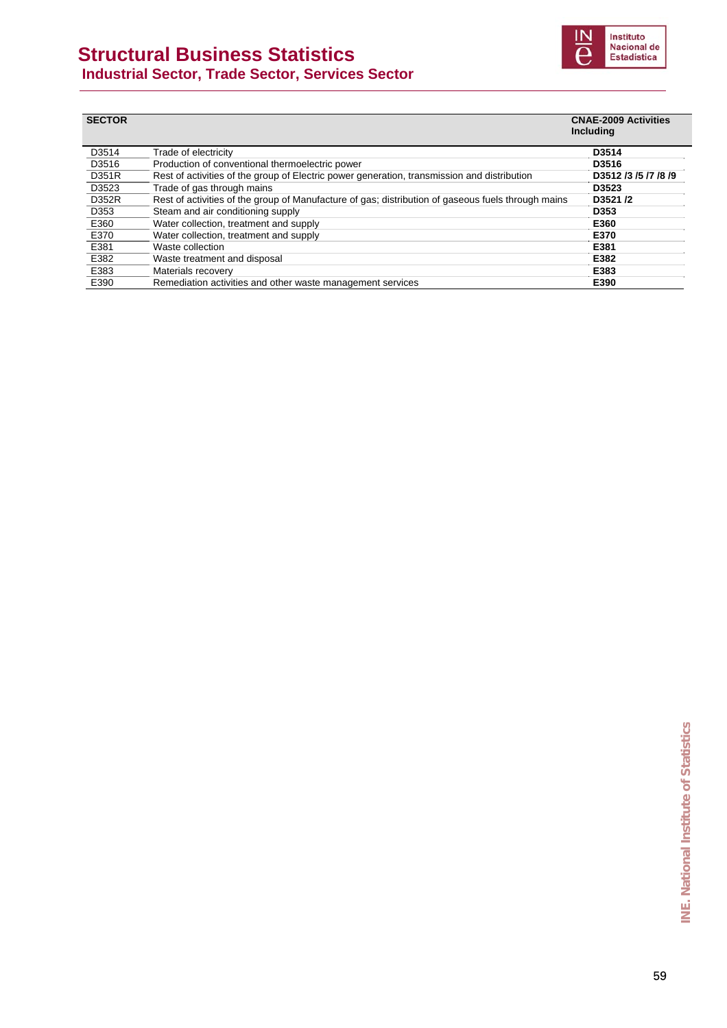# Structural Business Statistics
## Industrial Sector, Trade Sector, Services Sector

| SECTOR | | CNAE-2009 Activities Including |
|---|---|---|
| D3514 | Trade of electricity | **D3514** |
| D3516 | Production of conventional thermoelectric power | **D3516** |
| D351R | Rest of activities of the group of Electric power generation, transmission and distribution | **D3512 /3 /5 /7 /8 /9** |
| D3523 | Trade of gas through mains | **D3523** |
| D352R | Rest of activities of the group of Manufacture of gas; distribution of gaseous fuels through mains | **D3521 /2** |
| D353 | Steam and air conditioning supply | **D353** |
| E360 | Water collection, treatment and supply | **E360** |
| E370 | Water collection, treatment and supply | **E370** |
| E381 | Waste collection | **E381** |
| E382 | Waste treatment and disposal | **E382** |
| E383 | Materials recovery | **E383** |
| E390 | Remediation activities and other waste management services | **E390** |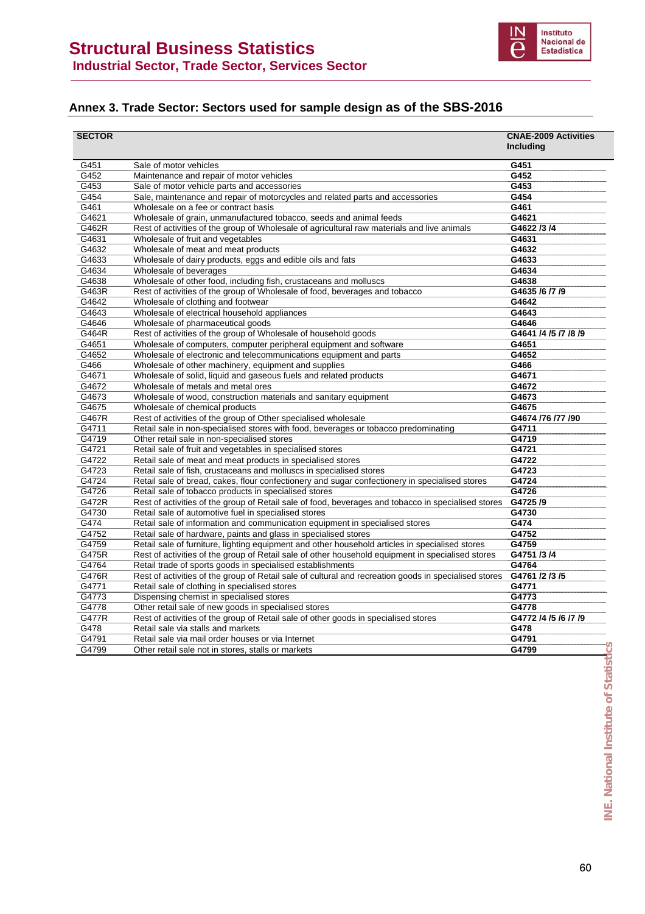## Annex 3. Trade Sector: Sectors used for sample design as of the SBS-2016

| SECTOR | | CNAE-2009 Activities Including |
|---|---|---|
| G451 | Sale of motor vehicles | **G451** |
| G452 | Maintenance and repair of motor vehicles | **G452** |
| G453 | Sale of motor vehicle parts and accessories | **G453** |
| G454 | Sale, maintenance and repair of motorcycles and related parts and accessories | **G454** |
| G461 | Wholesale on a fee or contract basis | **G461** |
| G4621 | Wholesale of grain, unmanufactured tobacco, seeds and animal feeds | **G4621** |
| G462R | Rest of activities of the group of Wholesale of agricultural raw materials and live animals | **G4622 /3 /4** |
| G4631 | Wholesale of fruit and vegetables | **G4631** |
| G4632 | Wholesale of meat and meat products | **G4632** |
| G4633 | Wholesale of dairy products, eggs and edible oils and fats | **G4633** |
| G4634 | Wholesale of beverages | **G4634** |
| G4638 | Wholesale of other food, including fish, crustaceans and molluscs | **G4638** |
| G463R | Rest of activities of the group of Wholesale of food, beverages and tobacco | **G4635 /6 /7 /9** |
| G4642 | Wholesale of clothing and footwear | **G4642** |
| G4643 | Wholesale of electrical household appliances | **G4643** |
| G4646 | Wholesale of pharmaceutical goods | **G4646** |
| G464R | Rest of activities of the group of Wholesale of household goods | **G4641 /4 /5 /7 /8 /9** |
| G4651 | Wholesale of computers, computer peripheral equipment and software | **G4651** |
| G4652 | Wholesale of electronic and telecommunications equipment and parts | **G4652** |
| G466 | Wholesale of other machinery, equipment and supplies | **G466** |
| G4671 | Wholesale of solid, liquid and gaseous fuels and related products | **G4671** |
| G4672 | Wholesale of metals and metal ores | **G4672** |
| G4673 | Wholesale of wood, construction materials and sanitary equipment | **G4673** |
| G4675 | Wholesale of chemical products | **G4675** |
| G467R | Rest of activities of the group of Other specialised wholesale | **G4674 /76 /77 /90** |
| G4711 | Retail sale in non-specialised stores with food, beverages or tobacco predominating | **G4711** |
| G4719 | Other retail sale in non-specialised stores | **G4719** |
| G4721 | Retail sale of fruit and vegetables in specialised stores | **G4721** |
| G4722 | Retail sale of meat and meat products in specialised stores | **G4722** |
| G4723 | Retail sale of fish, crustaceans and molluscs in specialised stores | **G4723** |
| G4724 | Retail sale of bread, cakes, flour confectionery and sugar confectionery in specialised stores | **G4724** |
| G4726 | Retail sale of tobacco products in specialised stores | **G4726** |
| G472R | Rest of activities of the group of Retail sale of food, beverages and tobacco in specialised stores | **G4725 /9** |
| G4730 | Retail sale of automotive fuel in specialised stores | **G4730** |
| G474 | Retail sale of information and communication equipment in specialised stores | **G474** |
| G4752 | Retail sale of hardware, paints and glass in specialised stores | **G4752** |
| G4759 | Retail sale of furniture, lighting equipment and other household articles in specialised stores | **G4759** |
| G475R | Rest of activities of the group of Retail sale of other household equipment in specialised stores | **G4751 /3 /4** |
| G4764 | Retail trade of sports goods in specialised establishments | **G4764** |
| G476R | Rest of activities of the group of Retail sale of cultural and recreation goods in specialised stores | **G4761 /2 /3 /5** |
| G4771 | Retail sale of clothing in specialised stores | **G4771** |
| G4773 | Dispensing chemist in specialised stores | **G4773** |
| G4778 | Other retail sale of new goods in specialised stores | **G4778** |
| G477R | Rest of activities of the group of Retail sale of other goods in specialised stores | **G4772 /4 /5 /6 /7 /9** |
| G478 | Retail sale via stalls and markets | **G478** |
| G4791 | Retail sale via mail order houses or via Internet | **G4791** |
| G4799 | Other retail sale not in stores, stalls or markets | **G4799** |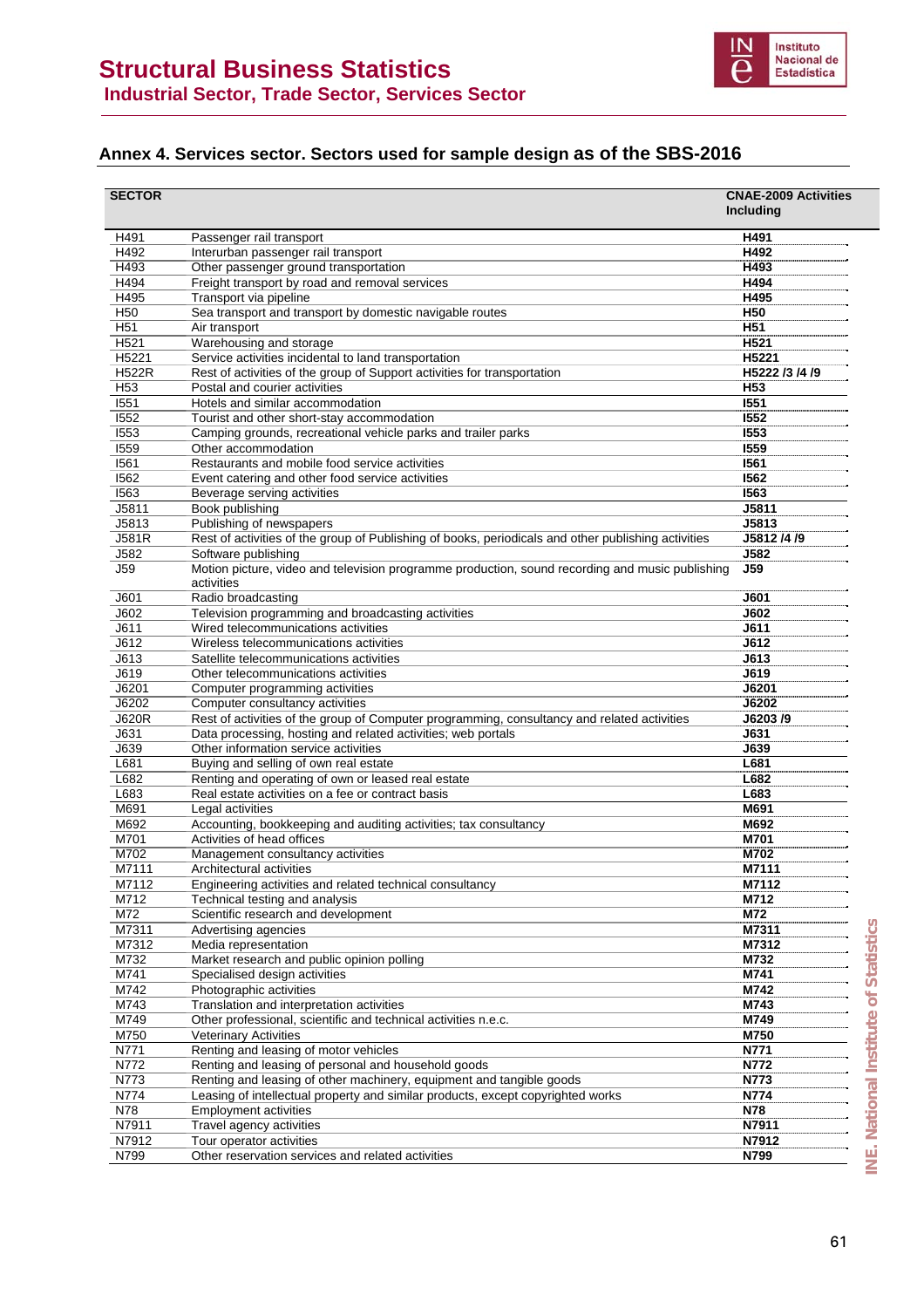## Annex 4. Services sector. Sectors used for sample design as of the SBS-2016

| SECTOR | | CNAE-2009 Activities Including |
|---|---|---|
| H491 | Passenger rail transport | **H491** |
| H492 | Interurban passenger rail transport | **H492** |
| H493 | Other passenger ground transportation | **H493** |
| H494 | Freight transport by road and removal services | **H494** |
| H495 | Transport via pipeline | **H495** |
| H50 | Sea transport and transport by domestic navigable routes | **H50** |
| H51 | Air transport | **H51** |
| H521 | Warehousing and storage | **H521** |
| H5221 | Service activities incidental to land transportation | **H5221** |
| H522R | Rest of activities of the group of Support activities for transportation | **H5222 /3 /4 /9** |
| H53 | Postal and courier activities | **H53** |
| I551 | Hotels and similar accommodation | **I551** |
| I552 | Tourist and other short-stay accommodation | **I552** |
| I553 | Camping grounds, recreational vehicle parks and trailer parks | **I553** |
| I559 | Other accommodation | **I559** |
| I561 | Restaurants and mobile food service activities | **I561** |
| I562 | Event catering and other food service activities | **I562** |
| I563 | Beverage serving activities | **I563** |
| J5811 | Book publishing | **J5811** |
| J5813 | Publishing of newspapers | **J5813** |
| J581R | Rest of activities of the group of Publishing of books, periodicals and other publishing activities | **J5812 /4 /9** |
| J582 | Software publishing | **J582** |
| J59 | Motion picture, video and television programme production, sound recording and music publishing activities | **J59** |
| J601 | Radio broadcasting | **J601** |
| J602 | Television programming and broadcasting activities | **J602** |
| J611 | Wired telecommunications activities | **J611** |
| J612 | Wireless telecommunications activities | **J612** |
| J613 | Satellite telecommunications activities | **J613** |
| J619 | Other telecommunications activities | **J619** |
| J6201 | Computer programming activities | **J6201** |
| J6202 | Computer consultancy activities | **J6202** |
| J620R | Rest of activities of the group of Computer programming, consultancy and related activities | **J6203 /9** |
| J631 | Data processing, hosting and related activities; web portals | **J631** |
| J639 | Other information service activities | **J639** |
| L681 | Buying and selling of own real estate | **L681** |
| L682 | Renting and operating of own or leased real estate | **L682** |
| L683 | Real estate activities on a fee or contract basis | **L683** |
| M691 | Legal activities | **M691** |
| M692 | Accounting, bookkeeping and auditing activities; tax consultancy | **M692** |
| M701 | Activities of head offices | **M701** |
| M702 | Management consultancy activities | **M702** |
| M7111 | Architectural activities | **M7111** |
| M7112 | Engineering activities and related technical consultancy | **M7112** |
| M712 | Technical testing and analysis | **M712** |
| M72 | Scientific research and development | **M72** |
| M7311 | Advertising agencies | **M7311** |
| M7312 | Media representation | **M7312** |
| M732 | Market research and public opinion polling | **M732** |
| M741 | Specialised design activities | **M741** |
| M742 | Photographic activities | **M742** |
| M743 | Translation and interpretation activities | **M743** |
| M749 | Other professional, scientific and technical activities n.e.c. | **M749** |
| M750 | Veterinary Activities | **M750** |
| N771 | Renting and leasing of motor vehicles | **N771** |
| N772 | Renting and leasing of personal and household goods | **N772** |
| N773 | Renting and leasing of other machinery, equipment and tangible goods | **N773** |
| N774 | Leasing of intellectual property and similar products, except copyrighted works | **N774** |
| N78 | Employment activities | **N78** |
| N7911 | Travel agency activities | **N7911** |
| N7912 | Tour operator activities | **N7912** |
| N799 | Other reservation services and related activities | **N799** |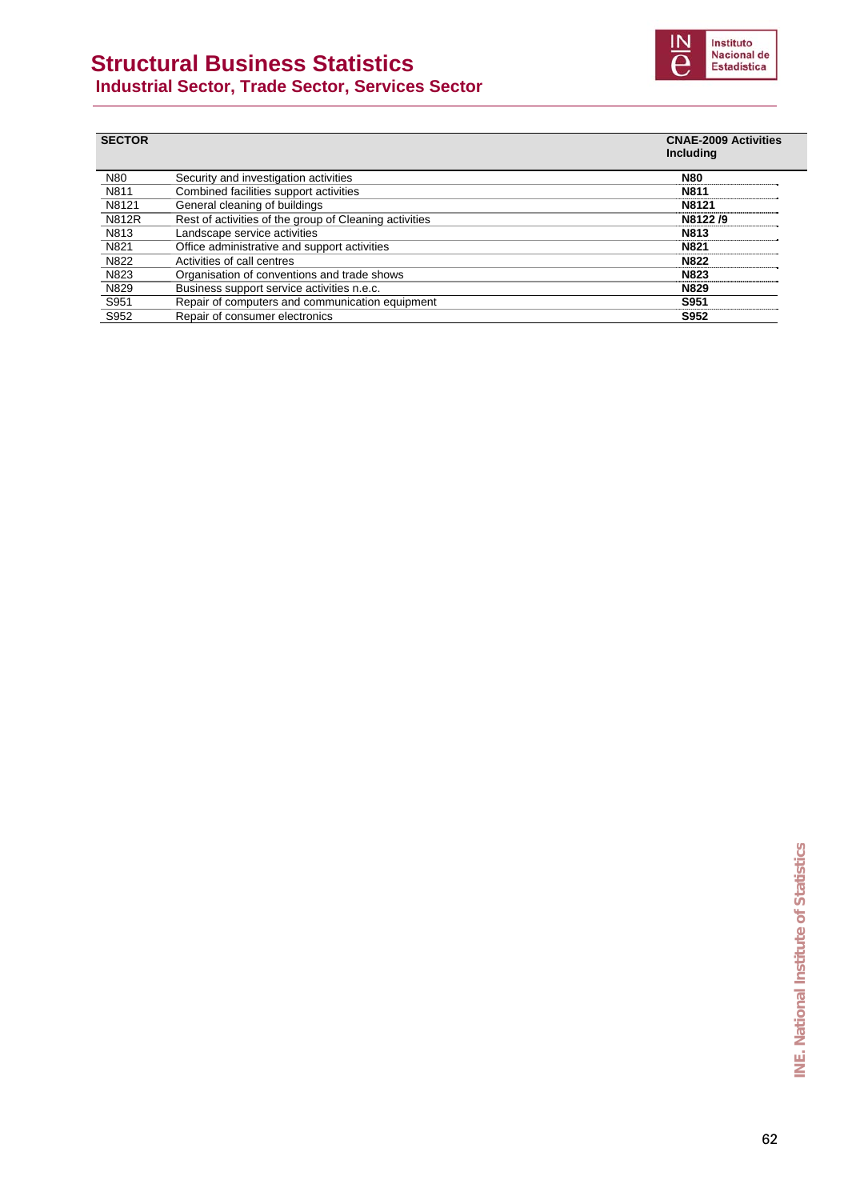# Structural Business Statistics

## Industrial Sector, Trade Sector, Services Sector

| SECTOR | | CNAE-2009 Activities Including |
|---|---|---|
| N80 | Security and investigation activities | **N80** |
| N811 | Combined facilities support activities | **N811** |
| N8121 | General cleaning of buildings | **N8121** |
| N812R | Rest of activities of the group of Cleaning activities | **N8122 /9** |
| N813 | Landscape service activities | **N813** |
| N821 | Office administrative and support activities | **N821** |
| N822 | Activities of call centres | **N822** |
| N823 | Organisation of conventions and trade shows | **N823** |
| N829 | Business support service activities n.e.c. | **N829** |
| S951 | Repair of computers and communication equipment | **S951** |
| S952 | Repair of consumer electronics | **S952** |